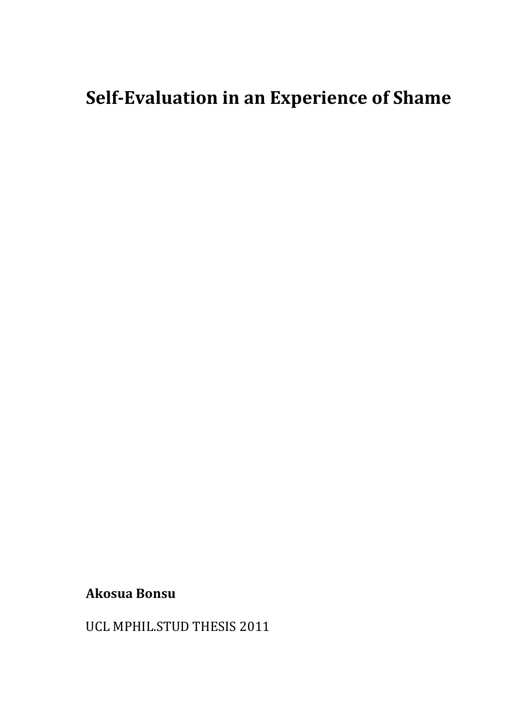# Self-Evaluation in an Experience of Shame

**Akosua Bonsu**

UCL MPHIL.STUD THESIS 2011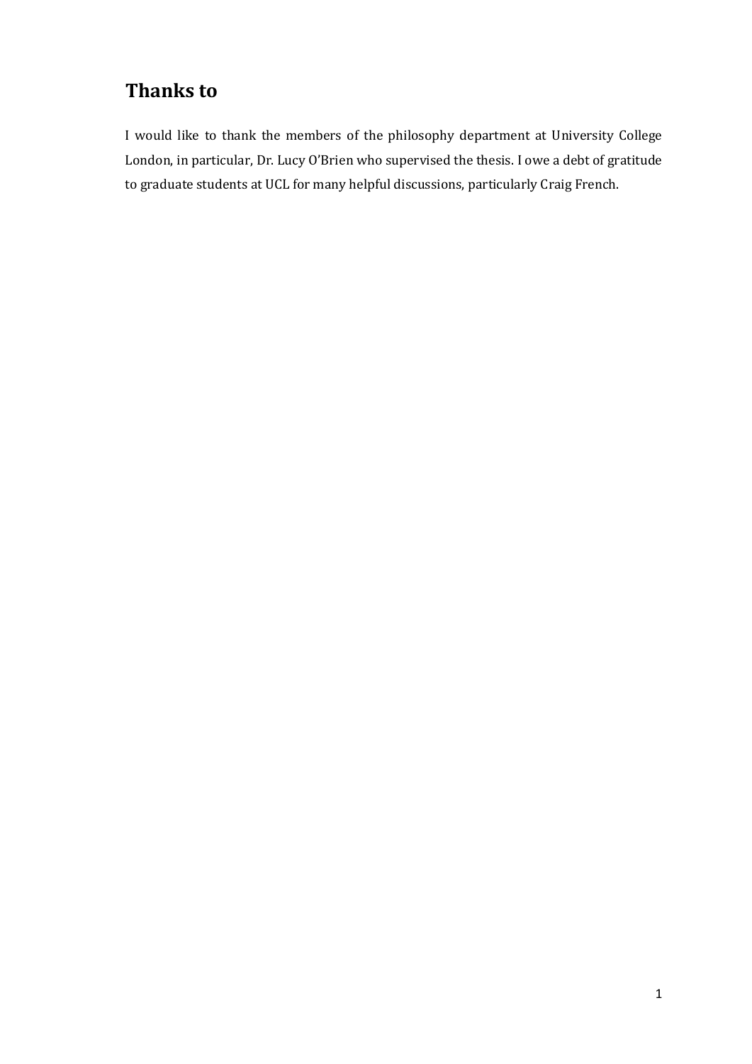# Thanks to

I would like to thank the members of the philosophy department at University College London, in particular, Dr. Lucy O'Brien who supervised the thesis. I owe a debt of gratitude to graduate students at UCL for many helpful discussions, particularly Craig French.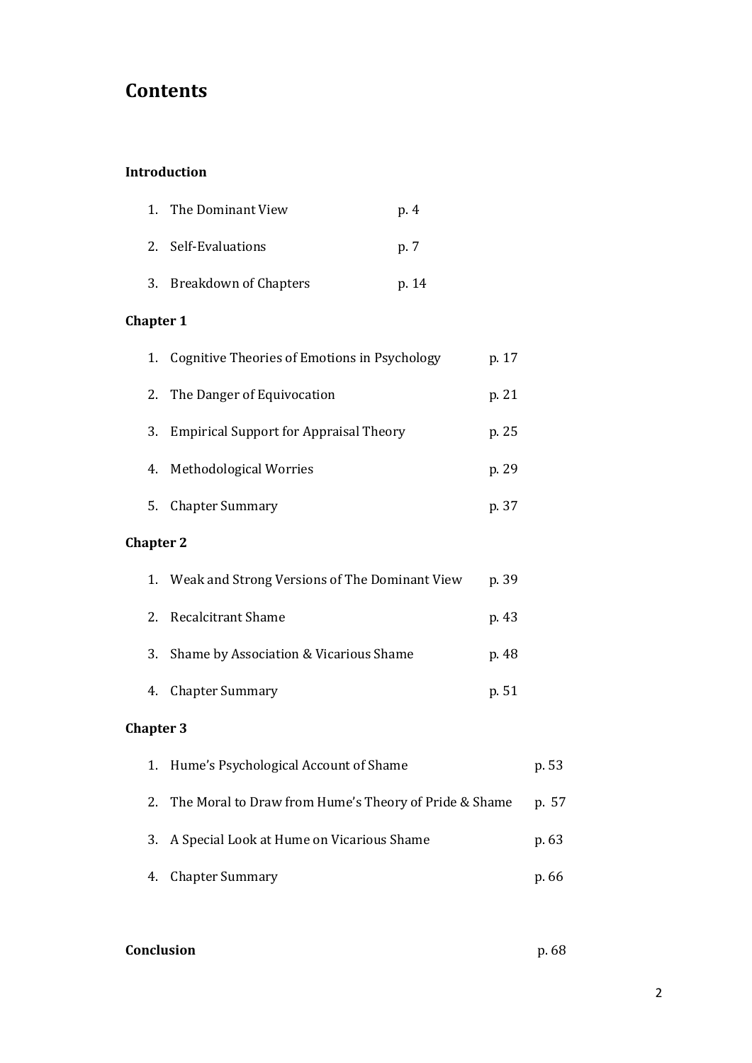# Contents

**Introduction**

1. The Dominant View p. 4
2. Self-Evaluations p. 7
3. Breakdown of Chapters p. 14

**Chapter 1**

1. Cognitive Theories of Emotions in Psychology p. 17
2. The Danger of Equivocation p. 21
3. Empirical Support for Appraisal Theory p. 25
4. Methodological Worries p. 29
5. Chapter Summary p. 37

**Chapter 2**

1. Weak and Strong Versions of The Dominant View p. 39
2. Recalcitrant Shame p. 43
3. Shame by Association & Vicarious Shame p. 48
4. Chapter Summary p. 51

**Chapter 3**

1. Hume's Psychological Account of Shame p. 53
2. The Moral to Draw from Hume's Theory of Pride & Shame p. 57
3. A Special Look at Hume on Vicarious Shame p. 63
4. Chapter Summary p. 66

**Conclusion** p. 68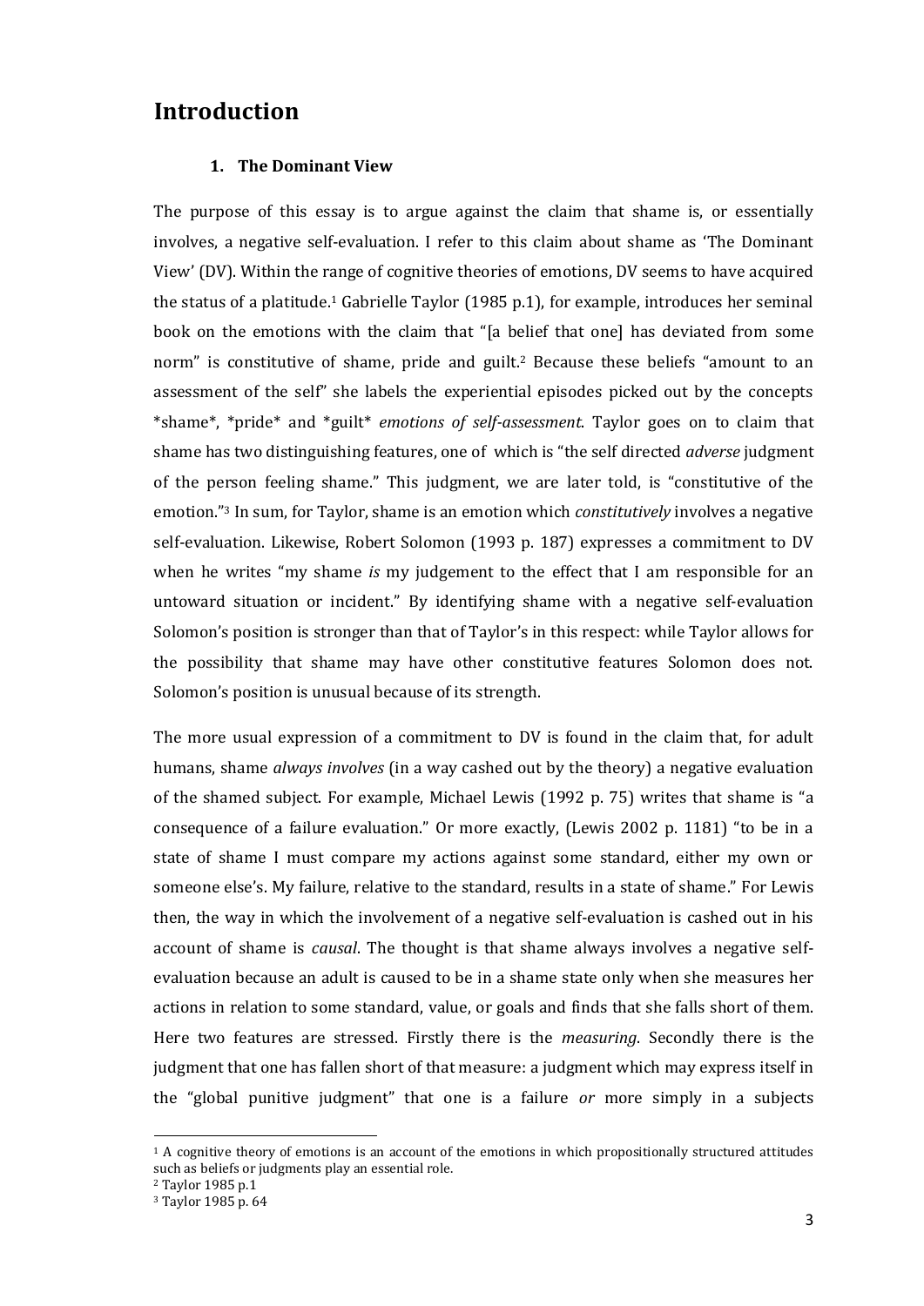# Introduction

### 1. The Dominant View

The purpose of this essay is to argue against the claim that shame is, or essentially involves, a negative self-evaluation. I refer to this claim about shame as 'The Dominant View' (DV). Within the range of cognitive theories of emotions, DV seems to have acquired the status of a platitude.[1] Gabrielle Taylor (1985 p.1), for example, introduces her seminal book on the emotions with the claim that "[a belief that one] has deviated from some norm" is constitutive of shame, pride and guilt.[2] Because these beliefs "amount to an assessment of the self" she labels the experiential episodes picked out by the concepts *shame*, *pride* and *guilt* *emotions of self-assessment*. Taylor goes on to claim that shame has two distinguishing features, one of which is "the self directed *adverse* judgment of the person feeling shame." This judgment, we are later told, is "constitutive of the emotion."[3] In sum, for Taylor, shame is an emotion which *constitutively* involves a negative self-evaluation. Likewise, Robert Solomon (1993 p. 187) expresses a commitment to DV when he writes "my shame *is* my judgement to the effect that I am responsible for an untoward situation or incident." By identifying shame with a negative self-evaluation Solomon's position is stronger than that of Taylor's in this respect: while Taylor allows for the possibility that shame may have other constitutive features Solomon does not. Solomon's position is unusual because of its strength.

The more usual expression of a commitment to DV is found in the claim that, for adult humans, shame *always involves* (in a way cashed out by the theory) a negative evaluation of the shamed subject. For example, Michael Lewis (1992 p. 75) writes that shame is "a consequence of a failure evaluation." Or more exactly, (Lewis 2002 p. 1181) "to be in a state of shame I must compare my actions against some standard, either my own or someone else's. My failure, relative to the standard, results in a state of shame." For Lewis then, the way in which the involvement of a negative self-evaluation is cashed out in his account of shame is *causal*. The thought is that shame always involves a negative self-evaluation because an adult is caused to be in a shame state only when she measures her actions in relation to some standard, value, or goals and finds that she falls short of them. Here two features are stressed. Firstly there is the *measuring*. Secondly there is the judgment that one has fallen short of that measure: a judgment which may express itself in the "global punitive judgment" that one is a failure *or* more simply in a subjects

---

[1] A cognitive theory of emotions is an account of the emotions in which propositionally structured attitudes such as beliefs or judgments play an essential role.

[2] Taylor 1985 p.1

[3] Taylor 1985 p. 64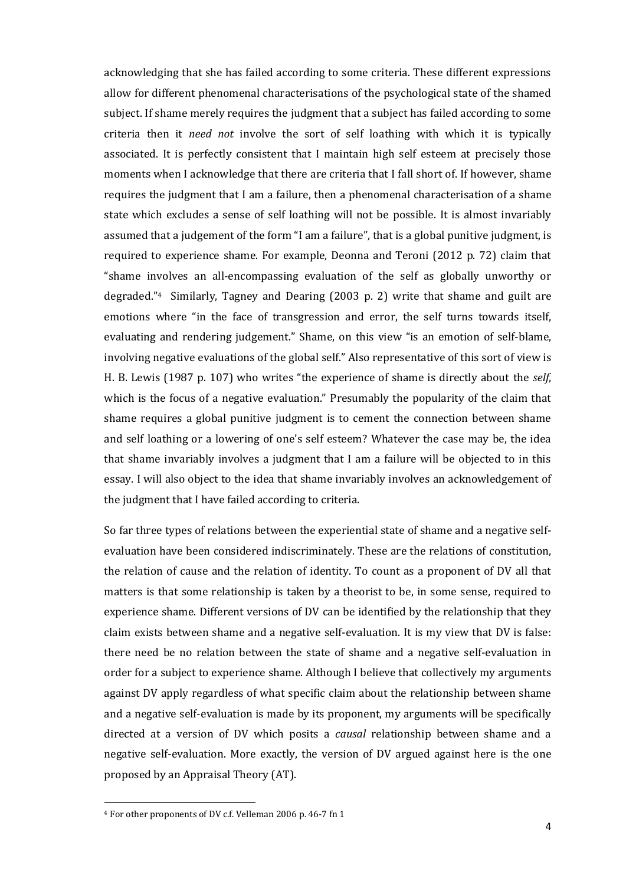acknowledging that she has failed according to some criteria. These different expressions allow for different phenomenal characterisations of the psychological state of the shamed subject. If shame merely requires the judgment that a subject has failed according to some criteria then it *need not* involve the sort of self loathing with which it is typically associated. It is perfectly consistent that I maintain high self esteem at precisely those moments when I acknowledge that there are criteria that I fall short of. If however, shame requires the judgment that I am a failure, then a phenomenal characterisation of a shame state which excludes a sense of self loathing will not be possible. It is almost invariably assumed that a judgement of the form "I am a failure", that is a global punitive judgment, is required to experience shame. For example, Deonna and Teroni (2012 p. 72) claim that "shame involves an all-encompassing evaluation of the self as globally unworthy or degraded."[4] Similarly, Tagney and Dearing (2003 p. 2) write that shame and guilt are emotions where "in the face of transgression and error, the self turns towards itself, evaluating and rendering judgement." Shame, on this view "is an emotion of self-blame, involving negative evaluations of the global self." Also representative of this sort of view is H. B. Lewis (1987 p. 107) who writes "the experience of shame is directly about the *self*, which is the focus of a negative evaluation." Presumably the popularity of the claim that shame requires a global punitive judgment is to cement the connection between shame and self loathing or a lowering of one's self esteem? Whatever the case may be, the idea that shame invariably involves a judgment that I am a failure will be objected to in this essay. I will also object to the idea that shame invariably involves an acknowledgement of the judgment that I have failed according to criteria.

So far three types of relations between the experiential state of shame and a negative self-evaluation have been considered indiscriminately. These are the relations of constitution, the relation of cause and the relation of identity. To count as a proponent of DV all that matters is that some relationship is taken by a theorist to be, in some sense, required to experience shame. Different versions of DV can be identified by the relationship that they claim exists between shame and a negative self-evaluation. It is my view that DV is false: there need be no relation between the state of shame and a negative self-evaluation in order for a subject to experience shame. Although I believe that collectively my arguments against DV apply regardless of what specific claim about the relationship between shame and a negative self-evaluation is made by its proponent, my arguments will be specifically directed at a version of DV which posits a *causal* relationship between shame and a negative self-evaluation. More exactly, the version of DV argued against here is the one proposed by an Appraisal Theory (AT).

[4] For other proponents of DV c.f. Velleman 2006 p. 46-7 fn 1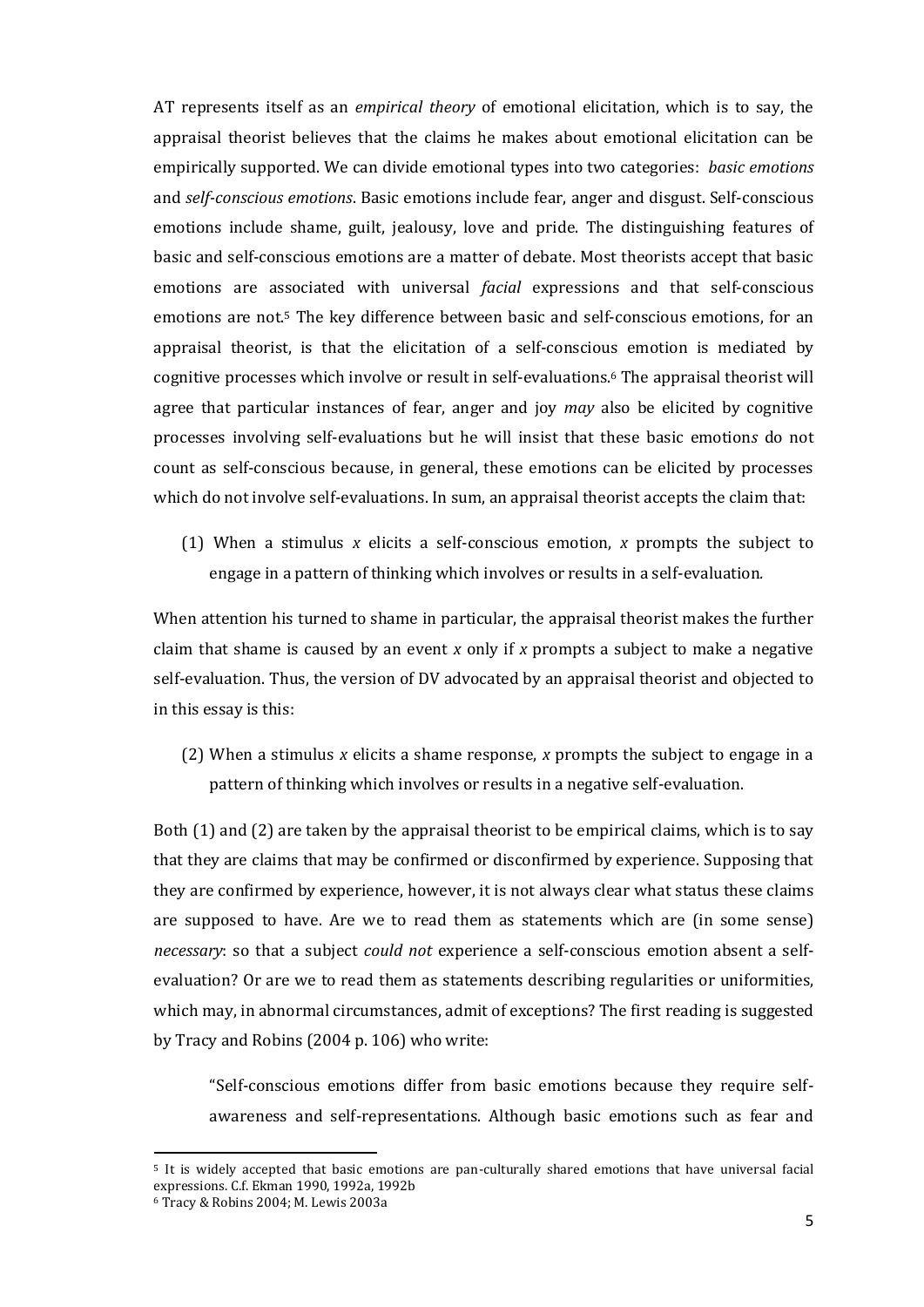AT represents itself as an *empirical theory* of emotional elicitation, which is to say, the appraisal theorist believes that the claims he makes about emotional elicitation can be empirically supported. We can divide emotional types into two categories: *basic emotions* and *self-conscious emotions*. Basic emotions include fear, anger and disgust. Self-conscious emotions include shame, guilt, jealousy, love and pride. The distinguishing features of basic and self-conscious emotions are a matter of debate. Most theorists accept that basic emotions are associated with universal *facial* expressions and that self-conscious emotions are not.[5] The key difference between basic and self-conscious emotions, for an appraisal theorist, is that the elicitation of a self-conscious emotion is mediated by cognitive processes which involve or result in self-evaluations.[6] The appraisal theorist will agree that particular instances of fear, anger and joy *may* also be elicited by cognitive processes involving self-evaluations but he will insist that these basic emotion*s* do not count as self-conscious because, in general, these emotions can be elicited by processes which do not involve self-evaluations. In sum, an appraisal theorist accepts the claim that:

(1) When a stimulus *x* elicits a self-conscious emotion, *x* prompts the subject to engage in a pattern of thinking which involves or results in a self-evaluation.

When attention his turned to shame in particular, the appraisal theorist makes the further claim that shame is caused by an event *x* only if *x* prompts a subject to make a negative self-evaluation. Thus, the version of DV advocated by an appraisal theorist and objected to in this essay is this:

(2) When a stimulus *x* elicits a shame response, *x* prompts the subject to engage in a pattern of thinking which involves or results in a negative self-evaluation.

Both (1) and (2) are taken by the appraisal theorist to be empirical claims, which is to say that they are claims that may be confirmed or disconfirmed by experience. Supposing that they are confirmed by experience, however, it is not always clear what status these claims are supposed to have. Are we to read them as statements which are (in some sense) *necessary*: so that a subject *could not* experience a self-conscious emotion absent a self-evaluation? Or are we to read them as statements describing regularities or uniformities, which may, in abnormal circumstances, admit of exceptions? The first reading is suggested by Tracy and Robins (2004 p. 106) who write:

> "Self-conscious emotions differ from basic emotions because they require self-awareness and self-representations. Although basic emotions such as fear and

---

[5] It is widely accepted that basic emotions are pan-culturally shared emotions that have universal facial expressions. C.f. Ekman 1990, 1992a, 1992b

[6] Tracy & Robins 2004; M. Lewis 2003a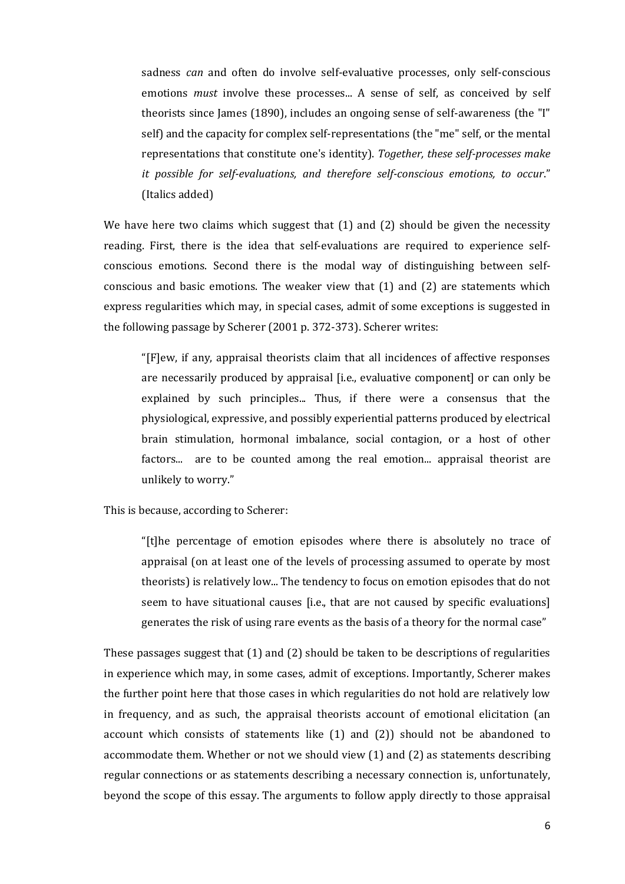> sadness *can* and often do involve self-evaluative processes, only self-conscious emotions *must* involve these processes... A sense of self, as conceived by self theorists since James (1890), includes an ongoing sense of self-awareness (the "I" self) and the capacity for complex self-representations (the "me" self, or the mental representations that constitute one's identity). *Together, these self-processes make it possible for self-evaluations, and therefore self-conscious emotions, to occur*." (Italics added)

We have here two claims which suggest that (1) and (2) should be given the necessity reading. First, there is the idea that self-evaluations are required to experience self-conscious emotions. Second there is the modal way of distinguishing between self-conscious and basic emotions. The weaker view that (1) and (2) are statements which express regularities which may, in special cases, admit of some exceptions is suggested in the following passage by Scherer (2001 p. 372-373). Scherer writes:

> "[F]ew, if any, appraisal theorists claim that all incidences of affective responses are necessarily produced by appraisal [i.e., evaluative component] or can only be explained by such principles... Thus, if there were a consensus that the physiological, expressive, and possibly experiential patterns produced by electrical brain stimulation, hormonal imbalance, social contagion, or a host of other factors... are to be counted among the real emotion... appraisal theorist are unlikely to worry."

This is because, according to Scherer:

> "[t]he percentage of emotion episodes where there is absolutely no trace of appraisal (on at least one of the levels of processing assumed to operate by most theorists) is relatively low... The tendency to focus on emotion episodes that do not seem to have situational causes [i.e., that are not caused by specific evaluations] generates the risk of using rare events as the basis of a theory for the normal case"

These passages suggest that (1) and (2) should be taken to be descriptions of regularities in experience which may, in some cases, admit of exceptions. Importantly, Scherer makes the further point here that those cases in which regularities do not hold are relatively low in frequency, and as such, the appraisal theorists account of emotional elicitation (an account which consists of statements like (1) and (2)) should not be abandoned to accommodate them. Whether or not we should view (1) and (2) as statements describing regular connections or as statements describing a necessary connection is, unfortunately, beyond the scope of this essay. The arguments to follow apply directly to those appraisal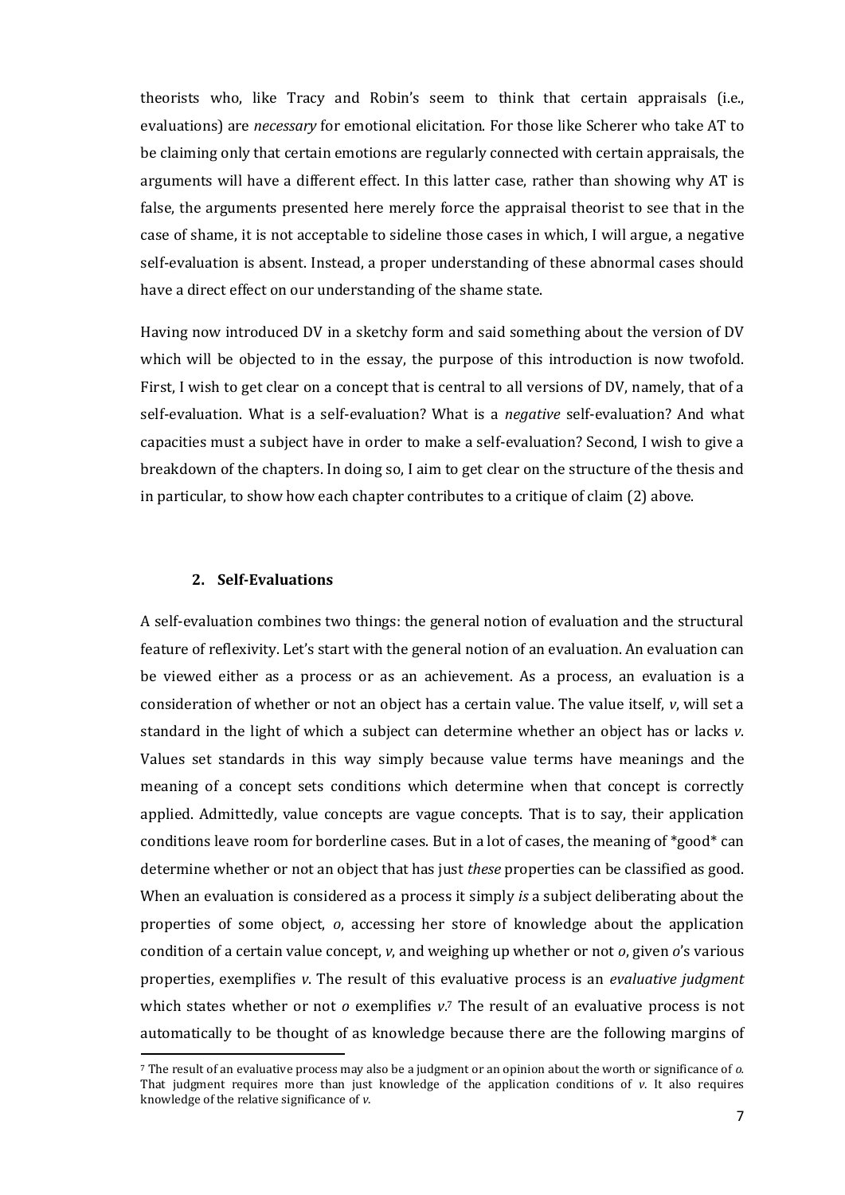theorists who, like Tracy and Robin's seem to think that certain appraisals (i.e., evaluations) are *necessary* for emotional elicitation. For those like Scherer who take AT to be claiming only that certain emotions are regularly connected with certain appraisals, the arguments will have a different effect. In this latter case, rather than showing why AT is false, the arguments presented here merely force the appraisal theorist to see that in the case of shame, it is not acceptable to sideline those cases in which, I will argue, a negative self-evaluation is absent. Instead, a proper understanding of these abnormal cases should have a direct effect on our understanding of the shame state.

Having now introduced DV in a sketchy form and said something about the version of DV which will be objected to in the essay, the purpose of this introduction is now twofold. First, I wish to get clear on a concept that is central to all versions of DV, namely, that of a self-evaluation. What is a self-evaluation? What is a *negative* self-evaluation? And what capacities must a subject have in order to make a self-evaluation? Second, I wish to give a breakdown of the chapters. In doing so, I aim to get clear on the structure of the thesis and in particular, to show how each chapter contributes to a critique of claim (2) above.

## 2. Self-Evaluations

A self-evaluation combines two things: the general notion of evaluation and the structural feature of reflexivity. Let's start with the general notion of an evaluation. An evaluation can be viewed either as a process or as an achievement. As a process, an evaluation is a consideration of whether or not an object has a certain value. The value itself, *v*, will set a standard in the light of which a subject can determine whether an object has or lacks *v*. Values set standards in this way simply because value terms have meanings and the meaning of a concept sets conditions which determine when that concept is correctly applied. Admittedly, value concepts are vague concepts. That is to say, their application conditions leave room for borderline cases. But in a lot of cases, the meaning of *good* can determine whether or not an object that has just *these* properties can be classified as good. When an evaluation is considered as a process it simply *is* a subject deliberating about the properties of some object, *o*, accessing her store of knowledge about the application condition of a certain value concept, *v*, and weighing up whether or not *o*, given *o*'s various properties, exemplifies *v*. The result of this evaluative process is an *evaluative judgment* which states whether or not *o* exemplifies *v*.[7] The result of an evaluative process is not automatically to be thought of as knowledge because there are the following margins of

[7] The result of an evaluative process may also be a judgment or an opinion about the worth or significance of *o*. That judgment requires more than just knowledge of the application conditions of *v*. It also requires knowledge of the relative significance of *v*.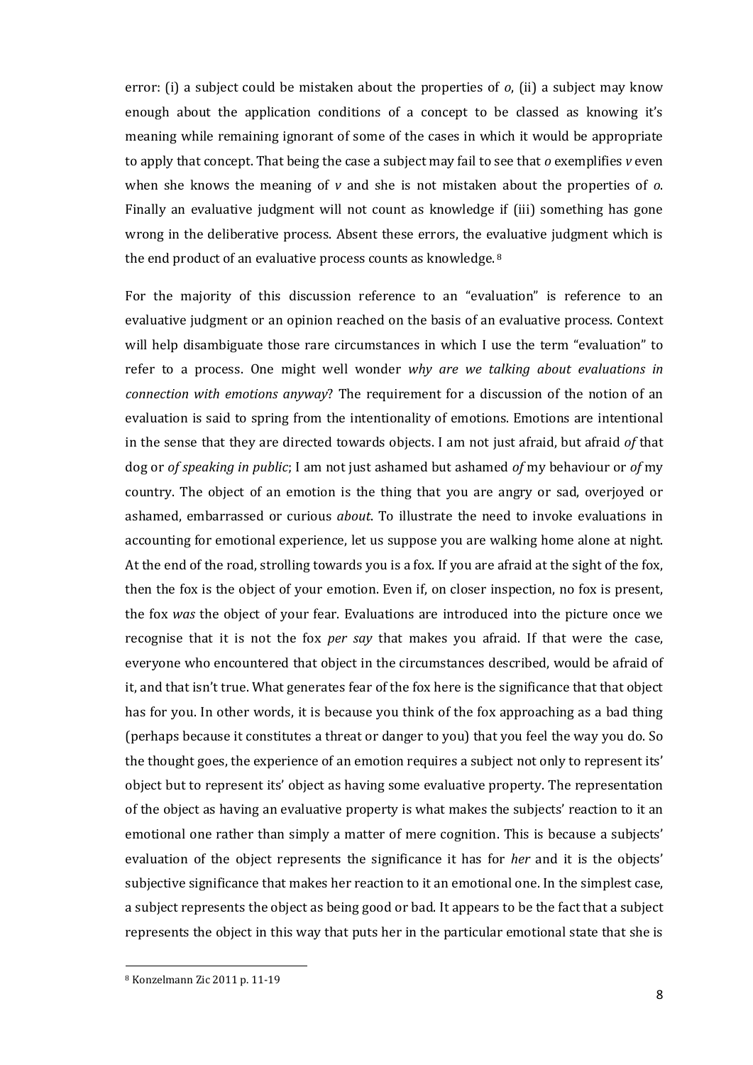error: (i) a subject could be mistaken about the properties of *o*, (ii) a subject may know enough about the application conditions of a concept to be classed as knowing it's meaning while remaining ignorant of some of the cases in which it would be appropriate to apply that concept. That being the case a subject may fail to see that *o* exemplifies *v* even when she knows the meaning of *v* and she is not mistaken about the properties of *o*. Finally an evaluative judgment will not count as knowledge if (iii) something has gone wrong in the deliberative process. Absent these errors, the evaluative judgment which is the end product of an evaluative process counts as knowledge.[8]

For the majority of this discussion reference to an "evaluation" is reference to an evaluative judgment or an opinion reached on the basis of an evaluative process. Context will help disambiguate those rare circumstances in which I use the term "evaluation" to refer to a process. One might well wonder *why are we talking about evaluations in connection with emotions anyway*? The requirement for a discussion of the notion of an evaluation is said to spring from the intentionality of emotions. Emotions are intentional in the sense that they are directed towards objects. I am not just afraid, but afraid *of* that dog or *of speaking in public*; I am not just ashamed but ashamed *of* my behaviour or *of* my country. The object of an emotion is the thing that you are angry or sad, overjoyed or ashamed, embarrassed or curious *about*. To illustrate the need to invoke evaluations in accounting for emotional experience, let us suppose you are walking home alone at night. At the end of the road, strolling towards you is a fox. If you are afraid at the sight of the fox, then the fox is the object of your emotion. Even if, on closer inspection, no fox is present, the fox *was* the object of your fear. Evaluations are introduced into the picture once we recognise that it is not the fox *per say* that makes you afraid. If that were the case, everyone who encountered that object in the circumstances described, would be afraid of it, and that isn't true. What generates fear of the fox here is the significance that that object has for you. In other words, it is because you think of the fox approaching as a bad thing (perhaps because it constitutes a threat or danger to you) that you feel the way you do. So the thought goes, the experience of an emotion requires a subject not only to represent its' object but to represent its' object as having some evaluative property. The representation of the object as having an evaluative property is what makes the subjects' reaction to it an emotional one rather than simply a matter of mere cognition. This is because a subjects' evaluation of the object represents the significance it has for *her* and it is the objects' subjective significance that makes her reaction to it an emotional one. In the simplest case, a subject represents the object as being good or bad. It appears to be the fact that a subject represents the object in this way that puts her in the particular emotional state that she is

[8] Konzelmann Zic 2011 p. 11-19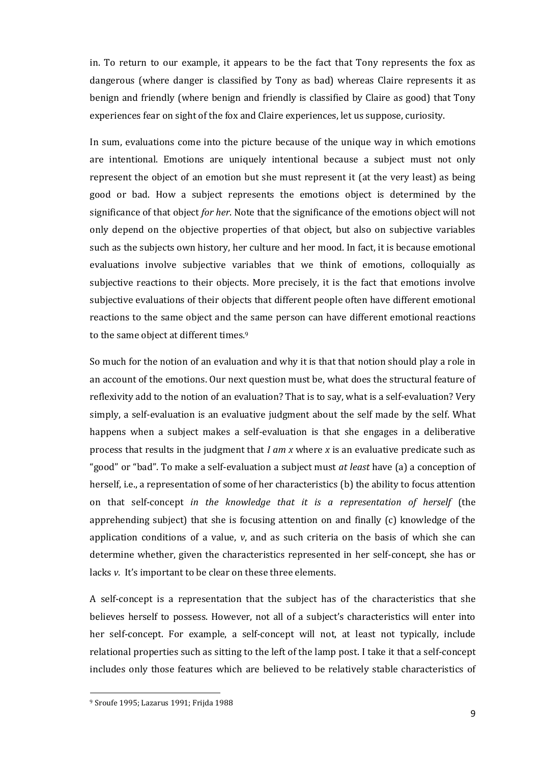in. To return to our example, it appears to be the fact that Tony represents the fox as dangerous (where danger is classified by Tony as bad) whereas Claire represents it as benign and friendly (where benign and friendly is classified by Claire as good) that Tony experiences fear on sight of the fox and Claire experiences, let us suppose, curiosity.

In sum, evaluations come into the picture because of the unique way in which emotions are intentional. Emotions are uniquely intentional because a subject must not only represent the object of an emotion but she must represent it (at the very least) as being good or bad. How a subject represents the emotions object is determined by the significance of that object *for her*. Note that the significance of the emotions object will not only depend on the objective properties of that object, but also on subjective variables such as the subjects own history, her culture and her mood. In fact, it is because emotional evaluations involve subjective variables that we think of emotions, colloquially as subjective reactions to their objects. More precisely, it is the fact that emotions involve subjective evaluations of their objects that different people often have different emotional reactions to the same object and the same person can have different emotional reactions to the same object at different times.[9]

So much for the notion of an evaluation and why it is that that notion should play a role in an account of the emotions. Our next question must be, what does the structural feature of reflexivity add to the notion of an evaluation? That is to say, what is a self-evaluation? Very simply, a self-evaluation is an evaluative judgment about the self made by the self. What happens when a subject makes a self-evaluation is that she engages in a deliberative process that results in the judgment that *I am x* where *x* is an evaluative predicate such as "good" or "bad". To make a self-evaluation a subject must *at least* have (a) a conception of herself, i.e., a representation of some of her characteristics (b) the ability to focus attention on that self-concept *in the knowledge that it is a representation of herself* (the apprehending subject) that she is focusing attention on and finally (c) knowledge of the application conditions of a value, *v*, and as such criteria on the basis of which she can determine whether, given the characteristics represented in her self-concept, she has or lacks *v*. It's important to be clear on these three elements.

A self-concept is a representation that the subject has of the characteristics that she believes herself to possess. However, not all of a subject's characteristics will enter into her self-concept. For example, a self-concept will not, at least not typically, include relational properties such as sitting to the left of the lamp post. I take it that a self-concept includes only those features which are believed to be relatively stable characteristics of

[9] Sroufe 1995; Lazarus 1991; Frijda 1988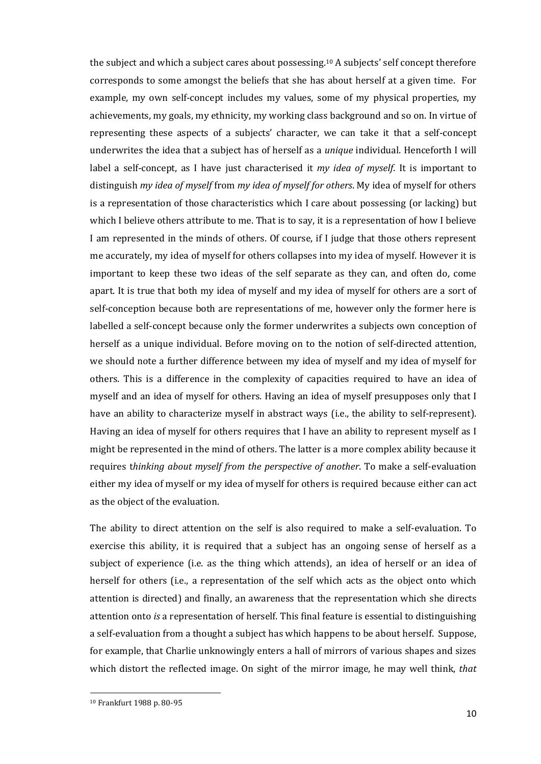the subject and which a subject cares about possessing.[10] A subjects' self concept therefore corresponds to some amongst the beliefs that she has about herself at a given time. For example, my own self-concept includes my values, some of my physical properties, my achievements, my goals, my ethnicity, my working class background and so on. In virtue of representing these aspects of a subjects' character, we can take it that a self-concept underwrites the idea that a subject has of herself as a *unique* individual. Henceforth I will label a self-concept, as I have just characterised it *my idea of myself*. It is important to distinguish *my idea of myself* from *my idea of myself for others*. My idea of myself for others is a representation of those characteristics which I care about possessing (or lacking) but which I believe others attribute to me. That is to say, it is a representation of how I believe I am represented in the minds of others. Of course, if I judge that those others represent me accurately, my idea of myself for others collapses into my idea of myself. However it is important to keep these two ideas of the self separate as they can, and often do, come apart. It is true that both my idea of myself and my idea of myself for others are a sort of self-conception because both are representations of me, however only the former here is labelled a self-concept because only the former underwrites a subjects own conception of herself as a unique individual. Before moving on to the notion of self-directed attention, we should note a further difference between my idea of myself and my idea of myself for others. This is a difference in the complexity of capacities required to have an idea of myself and an idea of myself for others. Having an idea of myself presupposes only that I have an ability to characterize myself in abstract ways (i.e., the ability to self-represent). Having an idea of myself for others requires that I have an ability to represent myself as I might be represented in the mind of others. The latter is a more complex ability because it requires t*hinking about myself from the perspective of another*. To make a self-evaluation either my idea of myself or my idea of myself for others is required because either can act as the object of the evaluation.

The ability to direct attention on the self is also required to make a self-evaluation. To exercise this ability, it is required that a subject has an ongoing sense of herself as a subject of experience (i.e. as the thing which attends), an idea of herself or an idea of herself for others (i.e., a representation of the self which acts as the object onto which attention is directed) and finally, an awareness that the representation which she directs attention onto *is* a representation of herself. This final feature is essential to distinguishing a self-evaluation from a thought a subject has which happens to be about herself. Suppose, for example, that Charlie unknowingly enters a hall of mirrors of various shapes and sizes which distort the reflected image. On sight of the mirror image, he may well think, *that*

[10] Frankfurt 1988 p. 80-95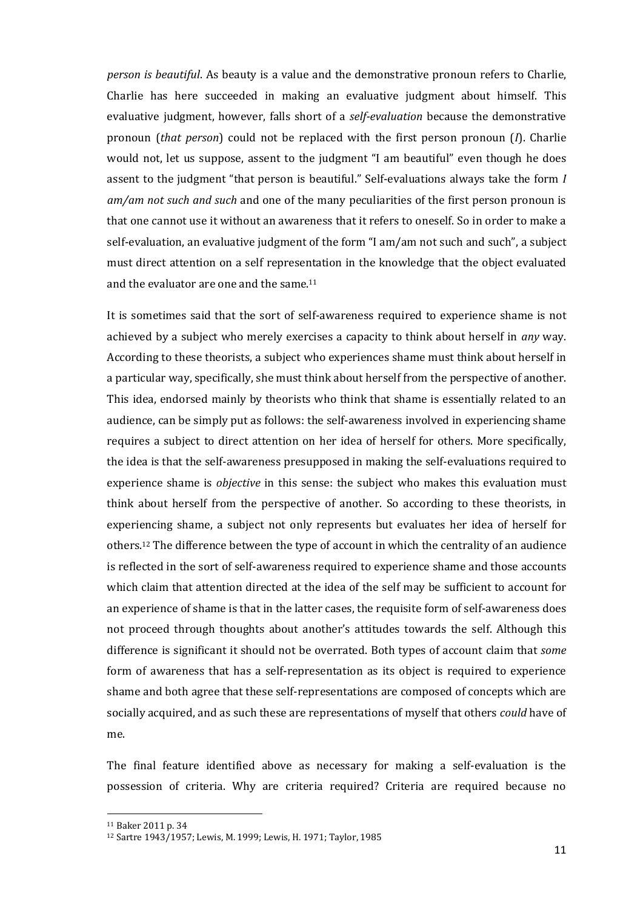*person is beautiful*. As beauty is a value and the demonstrative pronoun refers to Charlie, Charlie has here succeeded in making an evaluative judgment about himself. This evaluative judgment, however, falls short of a *self-evaluation* because the demonstrative pronoun (*that person*) could not be replaced with the first person pronoun (*I*). Charlie would not, let us suppose, assent to the judgment "I am beautiful" even though he does assent to the judgment "that person is beautiful." Self-evaluations always take the form *I am/am not such and such* and one of the many peculiarities of the first person pronoun is that one cannot use it without an awareness that it refers to oneself. So in order to make a self-evaluation, an evaluative judgment of the form "I am/am not such and such", a subject must direct attention on a self representation in the knowledge that the object evaluated and the evaluator are one and the same.[11]

It is sometimes said that the sort of self-awareness required to experience shame is not achieved by a subject who merely exercises a capacity to think about herself in *any* way. According to these theorists, a subject who experiences shame must think about herself in a particular way, specifically, she must think about herself from the perspective of another. This idea, endorsed mainly by theorists who think that shame is essentially related to an audience, can be simply put as follows: the self-awareness involved in experiencing shame requires a subject to direct attention on her idea of herself for others. More specifically, the idea is that the self-awareness presupposed in making the self-evaluations required to experience shame is *objective* in this sense: the subject who makes this evaluation must think about herself from the perspective of another. So according to these theorists, in experiencing shame, a subject not only represents but evaluates her idea of herself for others.[12] The difference between the type of account in which the centrality of an audience is reflected in the sort of self-awareness required to experience shame and those accounts which claim that attention directed at the idea of the self may be sufficient to account for an experience of shame is that in the latter cases, the requisite form of self-awareness does not proceed through thoughts about another's attitudes towards the self. Although this difference is significant it should not be overrated. Both types of account claim that *some* form of awareness that has a self-representation as its object is required to experience shame and both agree that these self-representations are composed of concepts which are socially acquired, and as such these are representations of myself that others *could* have of me.

The final feature identified above as necessary for making a self-evaluation is the possession of criteria. Why are criteria required? Criteria are required because no

---

[11] Baker 2011 p. 34

[12] Sartre 1943/1957; Lewis, M. 1999; Lewis, H. 1971; Taylor, 1985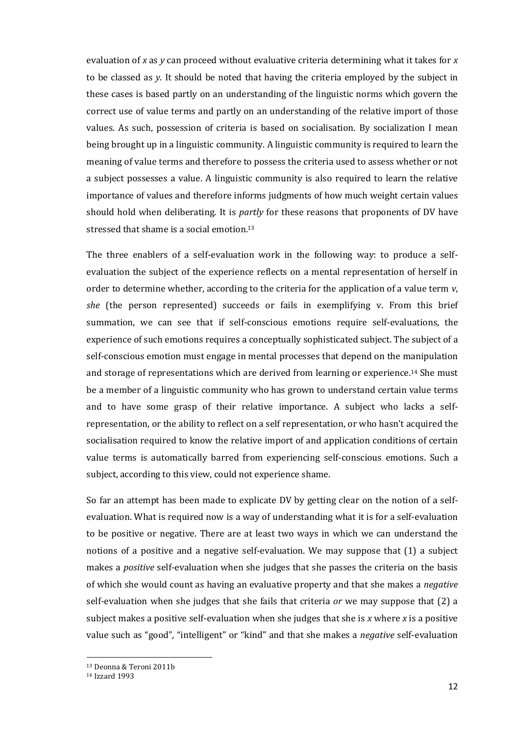evaluation of *x* as *y* can proceed without evaluative criteria determining what it takes for *x* to be classed as *y*. It should be noted that having the criteria employed by the subject in these cases is based partly on an understanding of the linguistic norms which govern the correct use of value terms and partly on an understanding of the relative import of those values. As such, possession of criteria is based on socialisation. By socialization I mean being brought up in a linguistic community. A linguistic community is required to learn the meaning of value terms and therefore to possess the criteria used to assess whether or not a subject possesses a value. A linguistic community is also required to learn the relative importance of values and therefore informs judgments of how much weight certain values should hold when deliberating. It is *partly* for these reasons that proponents of DV have stressed that shame is a social emotion.[13]

The three enablers of a self-evaluation work in the following way: to produce a self-evaluation the subject of the experience reflects on a mental representation of herself in order to determine whether, according to the criteria for the application of a value term *v*, *she* (the person represented) succeeds or fails in exemplifying v. From this brief summation, we can see that if self-conscious emotions require self-evaluations, the experience of such emotions requires a conceptually sophisticated subject. The subject of a self-conscious emotion must engage in mental processes that depend on the manipulation and storage of representations which are derived from learning or experience.[14] She must be a member of a linguistic community who has grown to understand certain value terms and to have some grasp of their relative importance. A subject who lacks a self-representation, or the ability to reflect on a self representation, or who hasn't acquired the socialisation required to know the relative import of and application conditions of certain value terms is automatically barred from experiencing self-conscious emotions. Such a subject, according to this view, could not experience shame.

So far an attempt has been made to explicate DV by getting clear on the notion of a self-evaluation. What is required now is a way of understanding what it is for a self-evaluation to be positive or negative. There are at least two ways in which we can understand the notions of a positive and a negative self-evaluation. We may suppose that (1) a subject makes a *positive* self-evaluation when she judges that she passes the criteria on the basis of which she would count as having an evaluative property and that she makes a *negative* self-evaluation when she judges that she fails that criteria *or* we may suppose that (2) a subject makes a positive self-evaluation when she judges that she is *x* where *x* is a positive value such as "good", "intelligent" or "kind" and that she makes a *negative* self-evaluation

[13] Deonna & Teroni 2011b

[14] Izzard 1993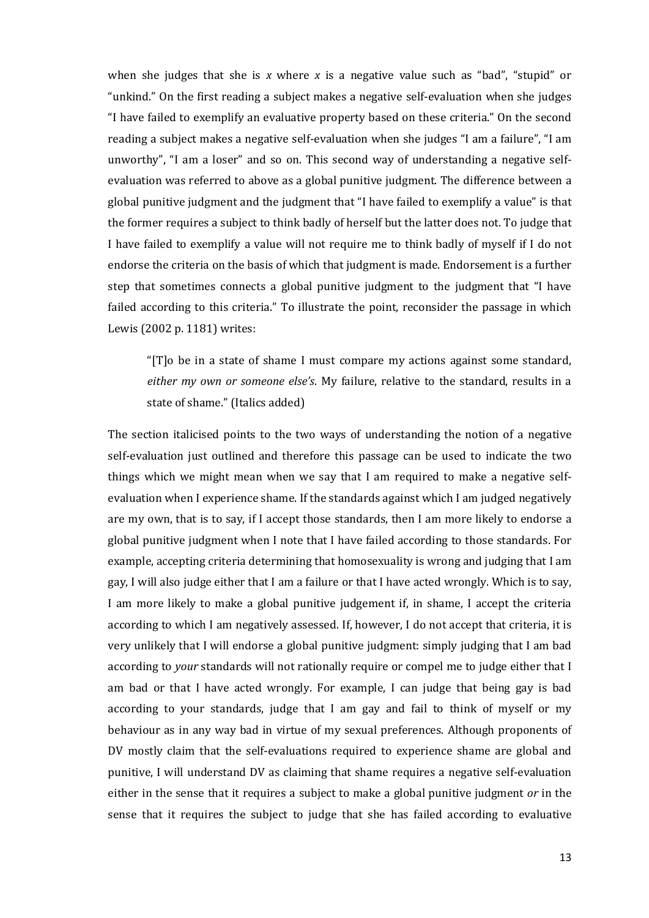when she judges that she is *x* where *x* is a negative value such as "bad", "stupid" or "unkind." On the first reading a subject makes a negative self-evaluation when she judges "I have failed to exemplify an evaluative property based on these criteria." On the second reading a subject makes a negative self-evaluation when she judges "I am a failure", "I am unworthy", "I am a loser" and so on. This second way of understanding a negative self-evaluation was referred to above as a global punitive judgment. The difference between a global punitive judgment and the judgment that "I have failed to exemplify a value" is that the former requires a subject to think badly of herself but the latter does not. To judge that I have failed to exemplify a value will not require me to think badly of myself if I do not endorse the criteria on the basis of which that judgment is made. Endorsement is a further step that sometimes connects a global punitive judgment to the judgment that "I have failed according to this criteria." To illustrate the point, reconsider the passage in which Lewis (2002 p. 1181) writes:

> "[T]o be in a state of shame I must compare my actions against some standard, *either my own or someone else's*. My failure, relative to the standard, results in a state of shame." (Italics added)

The section italicised points to the two ways of understanding the notion of a negative self-evaluation just outlined and therefore this passage can be used to indicate the two things which we might mean when we say that I am required to make a negative self-evaluation when I experience shame. If the standards against which I am judged negatively are my own, that is to say, if I accept those standards, then I am more likely to endorse a global punitive judgment when I note that I have failed according to those standards. For example, accepting criteria determining that homosexuality is wrong and judging that I am gay, I will also judge either that I am a failure or that I have acted wrongly. Which is to say, I am more likely to make a global punitive judgement if, in shame, I accept the criteria according to which I am negatively assessed. If, however, I do not accept that criteria, it is very unlikely that I will endorse a global punitive judgment: simply judging that I am bad according to *your* standards will not rationally require or compel me to judge either that I am bad or that I have acted wrongly. For example, I can judge that being gay is bad according to your standards, judge that I am gay and fail to think of myself or my behaviour as in any way bad in virtue of my sexual preferences. Although proponents of DV mostly claim that the self-evaluations required to experience shame are global and punitive, I will understand DV as claiming that shame requires a negative self-evaluation either in the sense that it requires a subject to make a global punitive judgment *or* in the sense that it requires the subject to judge that she has failed according to evaluative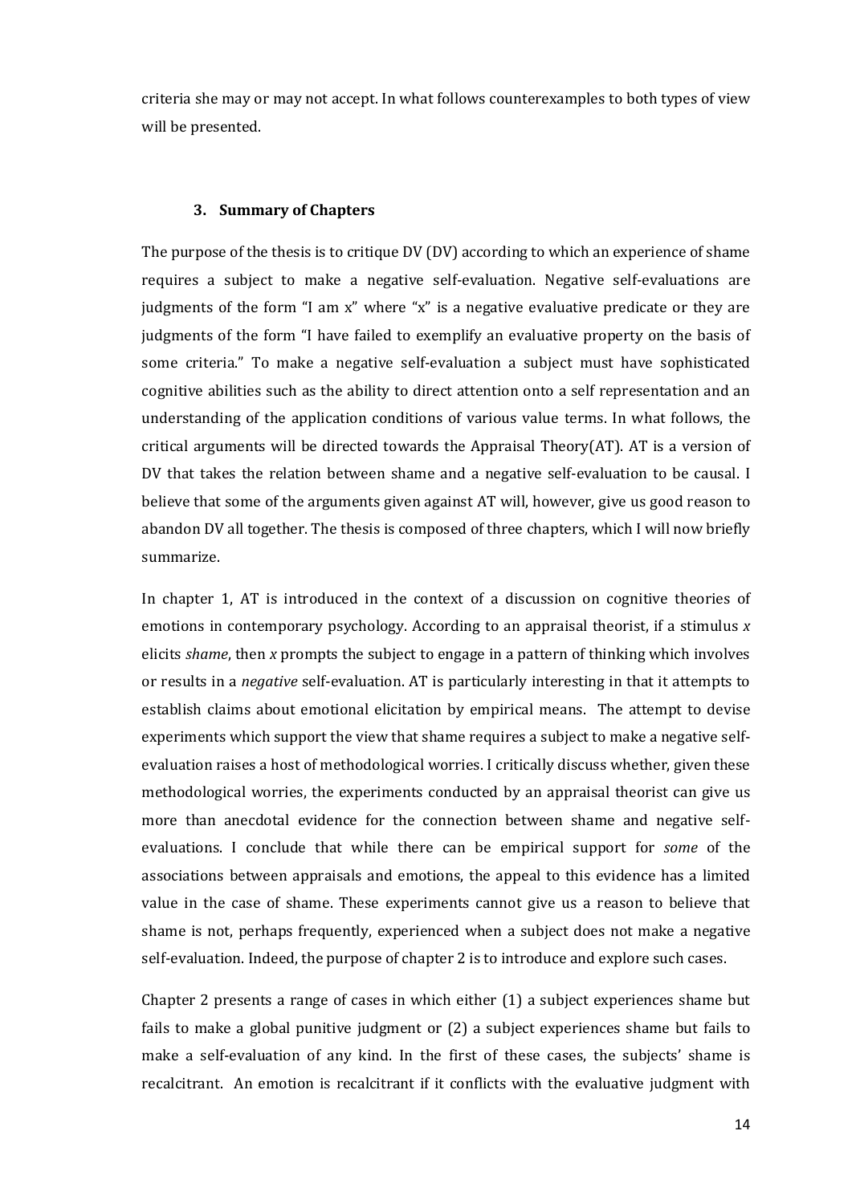criteria she may or may not accept. In what follows counterexamples to both types of view will be presented.

### 3. Summary of Chapters

The purpose of the thesis is to critique DV (DV) according to which an experience of shame requires a subject to make a negative self-evaluation. Negative self-evaluations are judgments of the form "I am x" where "x" is a negative evaluative predicate or they are judgments of the form "I have failed to exemplify an evaluative property on the basis of some criteria." To make a negative self-evaluation a subject must have sophisticated cognitive abilities such as the ability to direct attention onto a self representation and an understanding of the application conditions of various value terms. In what follows, the critical arguments will be directed towards the Appraisal Theory(AT). AT is a version of DV that takes the relation between shame and a negative self-evaluation to be causal. I believe that some of the arguments given against AT will, however, give us good reason to abandon DV all together. The thesis is composed of three chapters, which I will now briefly summarize.

In chapter 1, AT is introduced in the context of a discussion on cognitive theories of emotions in contemporary psychology. According to an appraisal theorist, if a stimulus *x* elicits *shame*, then *x* prompts the subject to engage in a pattern of thinking which involves or results in a *negative* self-evaluation. AT is particularly interesting in that it attempts to establish claims about emotional elicitation by empirical means. The attempt to devise experiments which support the view that shame requires a subject to make a negative self-evaluation raises a host of methodological worries. I critically discuss whether, given these methodological worries, the experiments conducted by an appraisal theorist can give us more than anecdotal evidence for the connection between shame and negative self-evaluations. I conclude that while there can be empirical support for *some* of the associations between appraisals and emotions, the appeal to this evidence has a limited value in the case of shame. These experiments cannot give us a reason to believe that shame is not, perhaps frequently, experienced when a subject does not make a negative self-evaluation. Indeed, the purpose of chapter 2 is to introduce and explore such cases.

Chapter 2 presents a range of cases in which either (1) a subject experiences shame but fails to make a global punitive judgment or (2) a subject experiences shame but fails to make a self-evaluation of any kind. In the first of these cases, the subjects' shame is recalcitrant. An emotion is recalcitrant if it conflicts with the evaluative judgment with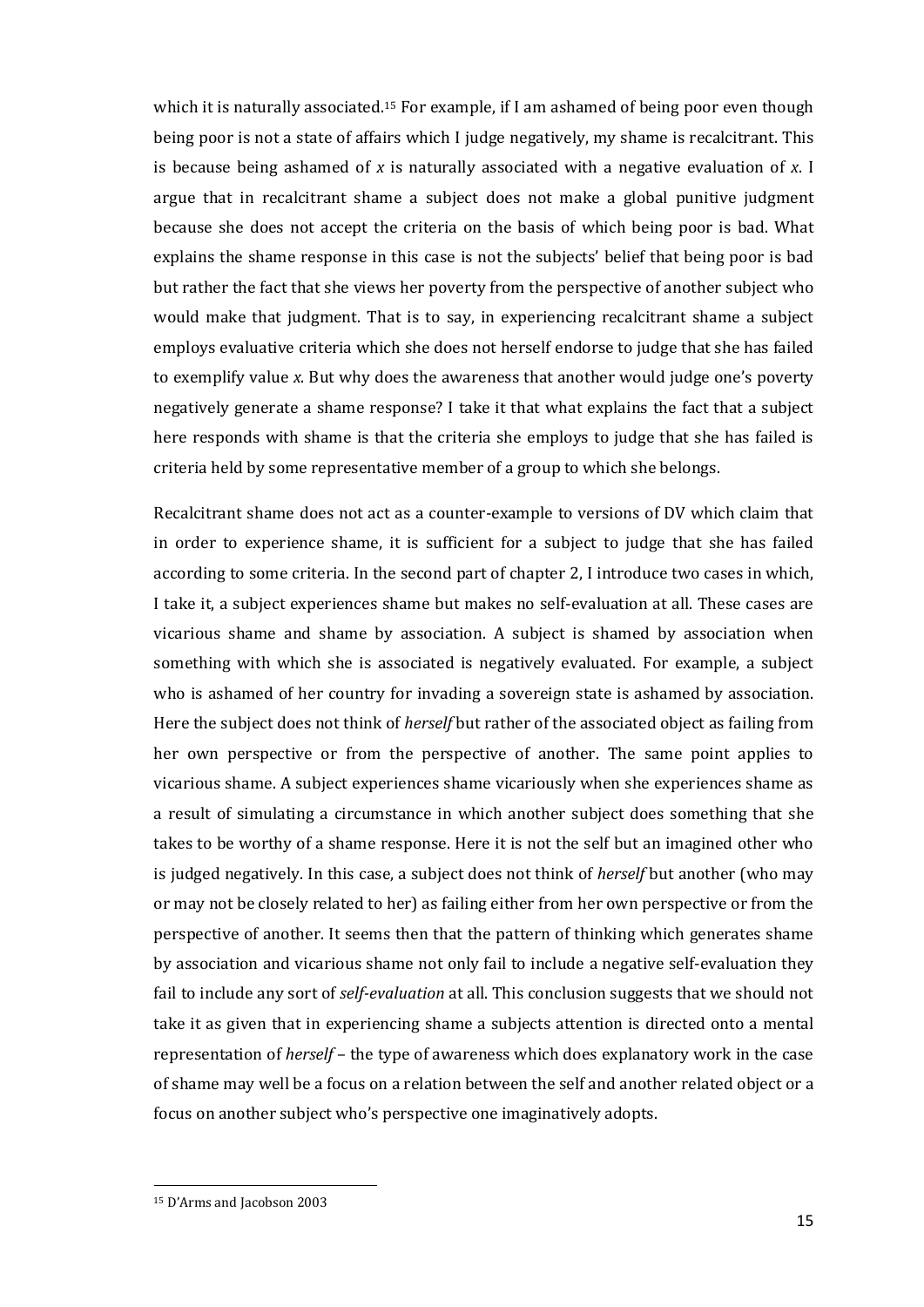which it is naturally associated.[15] For example, if I am ashamed of being poor even though being poor is not a state of affairs which I judge negatively, my shame is recalcitrant. This is because being ashamed of *x* is naturally associated with a negative evaluation of *x*. I argue that in recalcitrant shame a subject does not make a global punitive judgment because she does not accept the criteria on the basis of which being poor is bad. What explains the shame response in this case is not the subjects' belief that being poor is bad but rather the fact that she views her poverty from the perspective of another subject who would make that judgment. That is to say, in experiencing recalcitrant shame a subject employs evaluative criteria which she does not herself endorse to judge that she has failed to exemplify value *x*. But why does the awareness that another would judge one's poverty negatively generate a shame response? I take it that what explains the fact that a subject here responds with shame is that the criteria she employs to judge that she has failed is criteria held by some representative member of a group to which she belongs.

Recalcitrant shame does not act as a counter-example to versions of DV which claim that in order to experience shame, it is sufficient for a subject to judge that she has failed according to some criteria. In the second part of chapter 2, I introduce two cases in which, I take it, a subject experiences shame but makes no self-evaluation at all. These cases are vicarious shame and shame by association. A subject is shamed by association when something with which she is associated is negatively evaluated. For example, a subject who is ashamed of her country for invading a sovereign state is ashamed by association. Here the subject does not think of *herself* but rather of the associated object as failing from her own perspective or from the perspective of another. The same point applies to vicarious shame. A subject experiences shame vicariously when she experiences shame as a result of simulating a circumstance in which another subject does something that she takes to be worthy of a shame response. Here it is not the self but an imagined other who is judged negatively. In this case, a subject does not think of *herself* but another (who may or may not be closely related to her) as failing either from her own perspective or from the perspective of another. It seems then that the pattern of thinking which generates shame by association and vicarious shame not only fail to include a negative self-evaluation they fail to include any sort of *self-evaluation* at all. This conclusion suggests that we should not take it as given that in experiencing shame a subjects attention is directed onto a mental representation of *herself* – the type of awareness which does explanatory work in the case of shame may well be a focus on a relation between the self and another related object or a focus on another subject who's perspective one imaginatively adopts.

---

[15] D'Arms and Jacobson 2003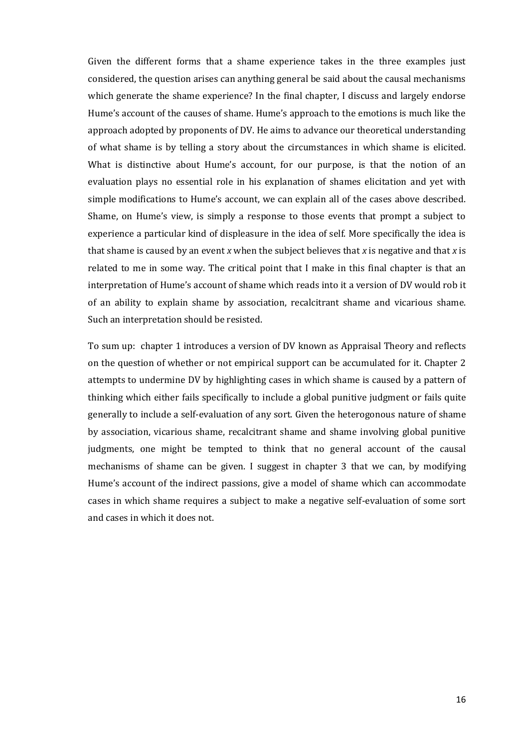Given the different forms that a shame experience takes in the three examples just considered, the question arises can anything general be said about the causal mechanisms which generate the shame experience? In the final chapter, I discuss and largely endorse Hume's account of the causes of shame. Hume's approach to the emotions is much like the approach adopted by proponents of DV. He aims to advance our theoretical understanding of what shame is by telling a story about the circumstances in which shame is elicited. What is distinctive about Hume's account, for our purpose, is that the notion of an evaluation plays no essential role in his explanation of shames elicitation and yet with simple modifications to Hume's account, we can explain all of the cases above described. Shame, on Hume's view, is simply a response to those events that prompt a subject to experience a particular kind of displeasure in the idea of self. More specifically the idea is that shame is caused by an event *x* when the subject believes that *x* is negative and that *x* is related to me in some way. The critical point that I make in this final chapter is that an interpretation of Hume's account of shame which reads into it a version of DV would rob it of an ability to explain shame by association, recalcitrant shame and vicarious shame. Such an interpretation should be resisted.

To sum up: chapter 1 introduces a version of DV known as Appraisal Theory and reflects on the question of whether or not empirical support can be accumulated for it. Chapter 2 attempts to undermine DV by highlighting cases in which shame is caused by a pattern of thinking which either fails specifically to include a global punitive judgment or fails quite generally to include a self-evaluation of any sort. Given the heterogonous nature of shame by association, vicarious shame, recalcitrant shame and shame involving global punitive judgments, one might be tempted to think that no general account of the causal mechanisms of shame can be given. I suggest in chapter 3 that we can, by modifying Hume's account of the indirect passions, give a model of shame which can accommodate cases in which shame requires a subject to make a negative self-evaluation of some sort and cases in which it does not.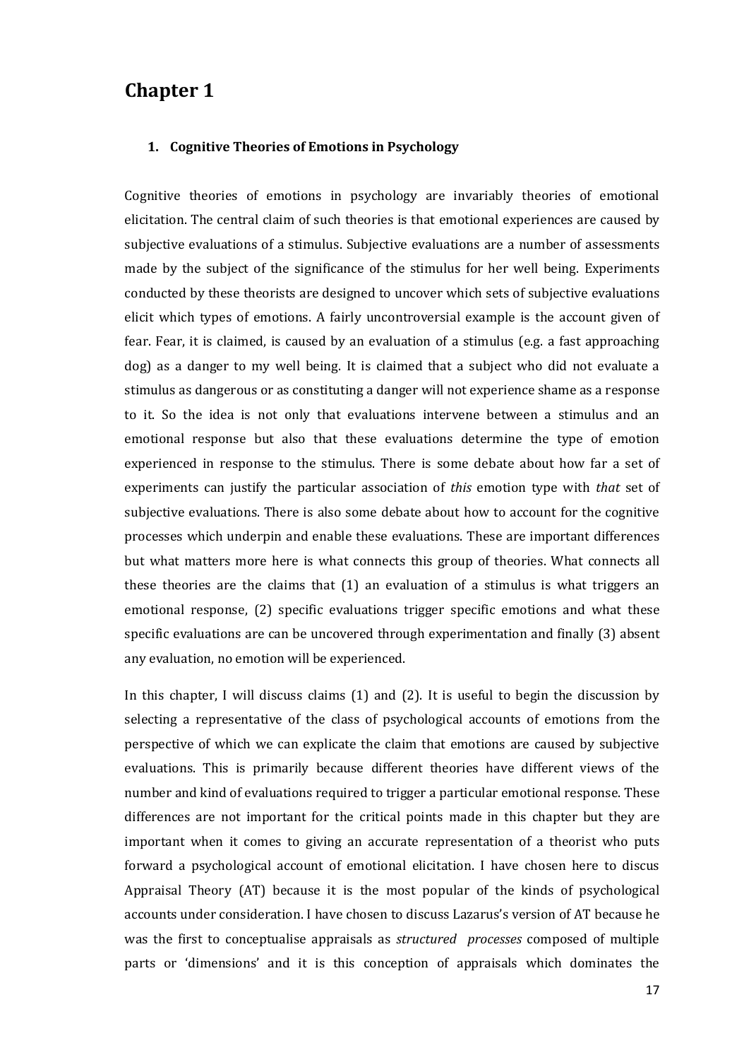# Chapter 1

### 1. Cognitive Theories of Emotions in Psychology

Cognitive theories of emotions in psychology are invariably theories of emotional elicitation. The central claim of such theories is that emotional experiences are caused by subjective evaluations of a stimulus. Subjective evaluations are a number of assessments made by the subject of the significance of the stimulus for her well being. Experiments conducted by these theorists are designed to uncover which sets of subjective evaluations elicit which types of emotions. A fairly uncontroversial example is the account given of fear. Fear, it is claimed, is caused by an evaluation of a stimulus (e.g. a fast approaching dog) as a danger to my well being. It is claimed that a subject who did not evaluate a stimulus as dangerous or as constituting a danger will not experience shame as a response to it. So the idea is not only that evaluations intervene between a stimulus and an emotional response but also that these evaluations determine the type of emotion experienced in response to the stimulus. There is some debate about how far a set of experiments can justify the particular association of *this* emotion type with *that* set of subjective evaluations. There is also some debate about how to account for the cognitive processes which underpin and enable these evaluations. These are important differences but what matters more here is what connects this group of theories. What connects all these theories are the claims that (1) an evaluation of a stimulus is what triggers an emotional response, (2) specific evaluations trigger specific emotions and what these specific evaluations are can be uncovered through experimentation and finally (3) absent any evaluation, no emotion will be experienced.

In this chapter, I will discuss claims (1) and (2). It is useful to begin the discussion by selecting a representative of the class of psychological accounts of emotions from the perspective of which we can explicate the claim that emotions are caused by subjective evaluations. This is primarily because different theories have different views of the number and kind of evaluations required to trigger a particular emotional response. These differences are not important for the critical points made in this chapter but they are important when it comes to giving an accurate representation of a theorist who puts forward a psychological account of emotional elicitation. I have chosen here to discus Appraisal Theory (AT) because it is the most popular of the kinds of psychological accounts under consideration. I have chosen to discuss Lazarus's version of AT because he was the first to conceptualise appraisals as *structured processes* composed of multiple parts or 'dimensions' and it is this conception of appraisals which dominates the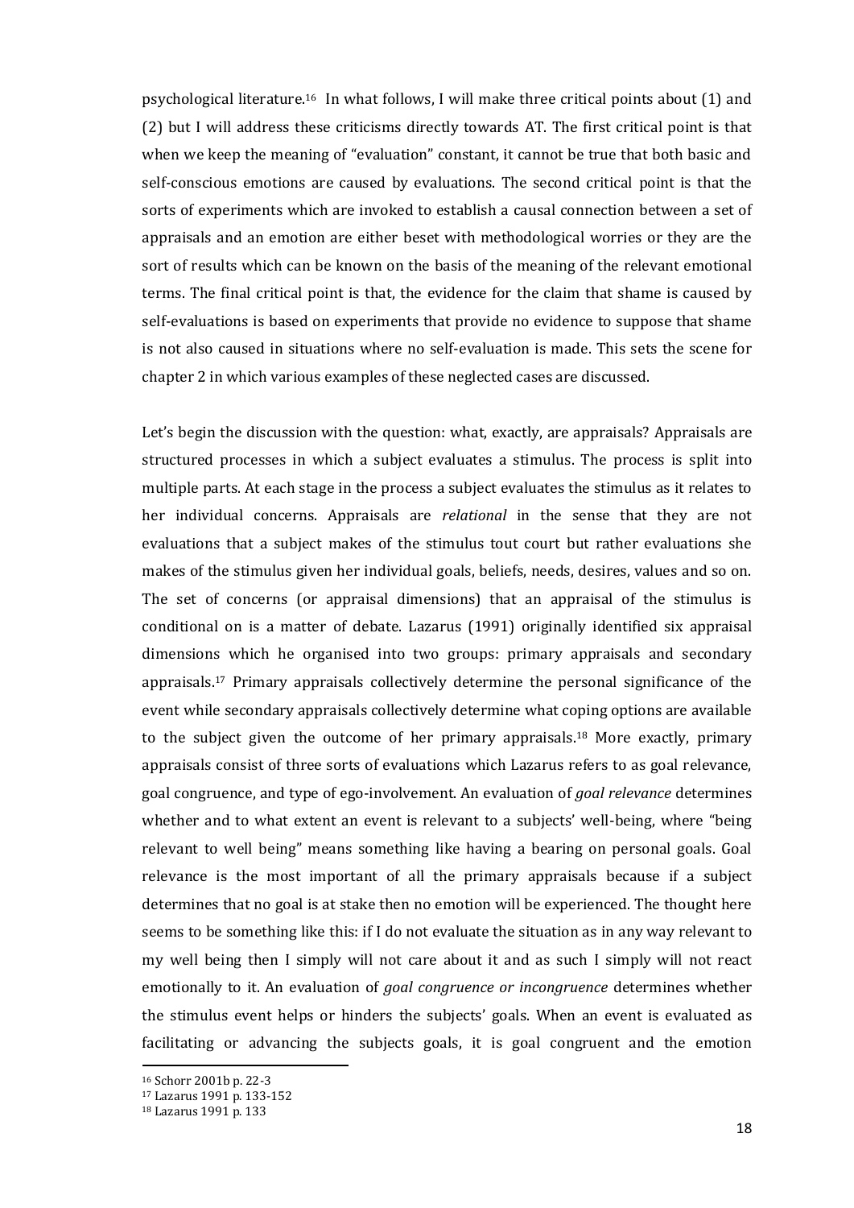psychological literature.[16] In what follows, I will make three critical points about (1) and (2) but I will address these criticisms directly towards AT. The first critical point is that when we keep the meaning of "evaluation" constant, it cannot be true that both basic and self-conscious emotions are caused by evaluations. The second critical point is that the sorts of experiments which are invoked to establish a causal connection between a set of appraisals and an emotion are either beset with methodological worries or they are the sort of results which can be known on the basis of the meaning of the relevant emotional terms. The final critical point is that, the evidence for the claim that shame is caused by self-evaluations is based on experiments that provide no evidence to suppose that shame is not also caused in situations where no self-evaluation is made. This sets the scene for chapter 2 in which various examples of these neglected cases are discussed.

Let's begin the discussion with the question: what, exactly, are appraisals? Appraisals are structured processes in which a subject evaluates a stimulus. The process is split into multiple parts. At each stage in the process a subject evaluates the stimulus as it relates to her individual concerns. Appraisals are *relational* in the sense that they are not evaluations that a subject makes of the stimulus tout court but rather evaluations she makes of the stimulus given her individual goals, beliefs, needs, desires, values and so on. The set of concerns (or appraisal dimensions) that an appraisal of the stimulus is conditional on is a matter of debate. Lazarus (1991) originally identified six appraisal dimensions which he organised into two groups: primary appraisals and secondary appraisals.[17] Primary appraisals collectively determine the personal significance of the event while secondary appraisals collectively determine what coping options are available to the subject given the outcome of her primary appraisals.[18] More exactly, primary appraisals consist of three sorts of evaluations which Lazarus refers to as goal relevance, goal congruence, and type of ego-involvement. An evaluation of *goal relevance* determines whether and to what extent an event is relevant to a subjects' well-being, where "being relevant to well being" means something like having a bearing on personal goals. Goal relevance is the most important of all the primary appraisals because if a subject determines that no goal is at stake then no emotion will be experienced. The thought here seems to be something like this: if I do not evaluate the situation as in any way relevant to my well being then I simply will not care about it and as such I simply will not react emotionally to it. An evaluation of *goal congruence or incongruence* determines whether the stimulus event helps or hinders the subjects' goals. When an event is evaluated as facilitating or advancing the subjects goals, it is goal congruent and the emotion

[16] Schorr 2001b p. 22-3

[17] Lazarus 1991 p. 133-152

[18] Lazarus 1991 p. 133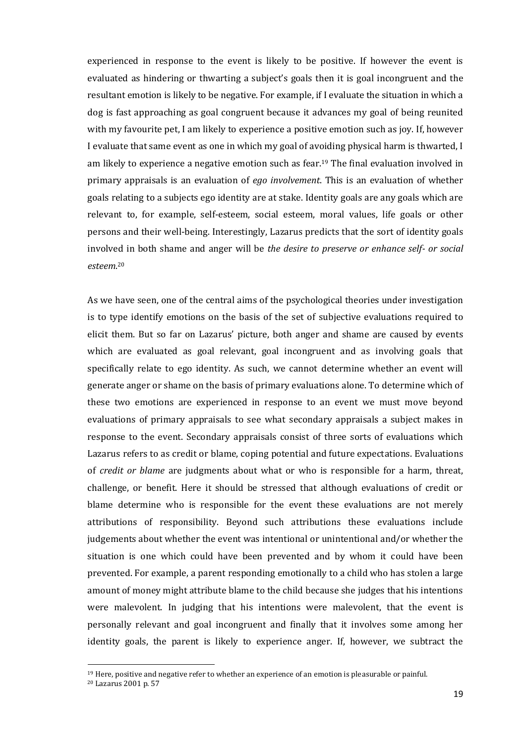experienced in response to the event is likely to be positive. If however the event is evaluated as hindering or thwarting a subject's goals then it is goal incongruent and the resultant emotion is likely to be negative. For example, if I evaluate the situation in which a dog is fast approaching as goal congruent because it advances my goal of being reunited with my favourite pet, I am likely to experience a positive emotion such as joy. If, however I evaluate that same event as one in which my goal of avoiding physical harm is thwarted, I am likely to experience a negative emotion such as fear.[19] The final evaluation involved in primary appraisals is an evaluation of *ego involvement*. This is an evaluation of whether goals relating to a subjects ego identity are at stake. Identity goals are any goals which are relevant to, for example, self-esteem, social esteem, moral values, life goals or other persons and their well-being. Interestingly, Lazarus predicts that the sort of identity goals involved in both shame and anger will be *the desire to preserve or enhance self- or social esteem*.[20]

As we have seen, one of the central aims of the psychological theories under investigation is to type identify emotions on the basis of the set of subjective evaluations required to elicit them. But so far on Lazarus' picture, both anger and shame are caused by events which are evaluated as goal relevant, goal incongruent and as involving goals that specifically relate to ego identity. As such, we cannot determine whether an event will generate anger or shame on the basis of primary evaluations alone. To determine which of these two emotions are experienced in response to an event we must move beyond evaluations of primary appraisals to see what secondary appraisals a subject makes in response to the event. Secondary appraisals consist of three sorts of evaluations which Lazarus refers to as credit or blame, coping potential and future expectations. Evaluations of *credit or blame* are judgments about what or who is responsible for a harm, threat, challenge, or benefit. Here it should be stressed that although evaluations of credit or blame determine who is responsible for the event these evaluations are not merely attributions of responsibility. Beyond such attributions these evaluations include judgements about whether the event was intentional or unintentional and/or whether the situation is one which could have been prevented and by whom it could have been prevented. For example, a parent responding emotionally to a child who has stolen a large amount of money might attribute blame to the child because she judges that his intentions were malevolent. In judging that his intentions were malevolent, that the event is personally relevant and goal incongruent and finally that it involves some among her identity goals, the parent is likely to experience anger. If, however, we subtract the

[19] Here, positive and negative refer to whether an experience of an emotion is pleasurable or painful.

[20] Lazarus 2001 p. 57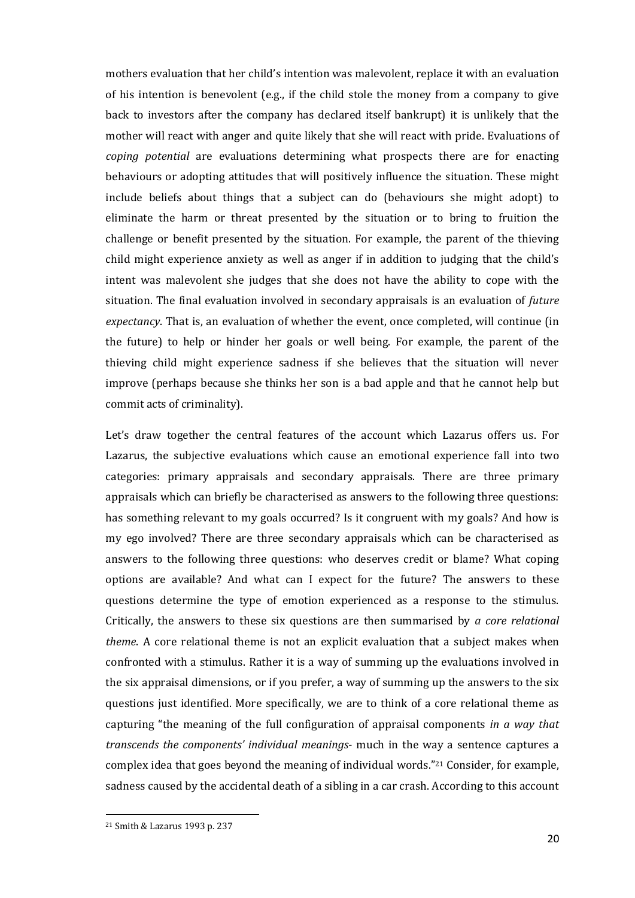mothers evaluation that her child's intention was malevolent, replace it with an evaluation of his intention is benevolent (e.g., if the child stole the money from a company to give back to investors after the company has declared itself bankrupt) it is unlikely that the mother will react with anger and quite likely that she will react with pride. Evaluations of *coping potential* are evaluations determining what prospects there are for enacting behaviours or adopting attitudes that will positively influence the situation. These might include beliefs about things that a subject can do (behaviours she might adopt) to eliminate the harm or threat presented by the situation or to bring to fruition the challenge or benefit presented by the situation. For example, the parent of the thieving child might experience anxiety as well as anger if in addition to judging that the child's intent was malevolent she judges that she does not have the ability to cope with the situation. The final evaluation involved in secondary appraisals is an evaluation of *future expectancy*. That is, an evaluation of whether the event, once completed, will continue (in the future) to help or hinder her goals or well being. For example, the parent of the thieving child might experience sadness if she believes that the situation will never improve (perhaps because she thinks her son is a bad apple and that he cannot help but commit acts of criminality).

Let's draw together the central features of the account which Lazarus offers us. For Lazarus, the subjective evaluations which cause an emotional experience fall into two categories: primary appraisals and secondary appraisals. There are three primary appraisals which can briefly be characterised as answers to the following three questions: has something relevant to my goals occurred? Is it congruent with my goals? And how is my ego involved? There are three secondary appraisals which can be characterised as answers to the following three questions: who deserves credit or blame? What coping options are available? And what can I expect for the future? The answers to these questions determine the type of emotion experienced as a response to the stimulus. Critically, the answers to these six questions are then summarised by *a core relational theme*. A core relational theme is not an explicit evaluation that a subject makes when confronted with a stimulus. Rather it is a way of summing up the evaluations involved in the six appraisal dimensions, or if you prefer, a way of summing up the answers to the six questions just identified. More specifically, we are to think of a core relational theme as capturing "the meaning of the full configuration of appraisal components *in a way that transcends the components' individual meanings*- much in the way a sentence captures a complex idea that goes beyond the meaning of individual words."[21] Consider, for example, sadness caused by the accidental death of a sibling in a car crash. According to this account

---

[21] Smith & Lazarus 1993 p. 237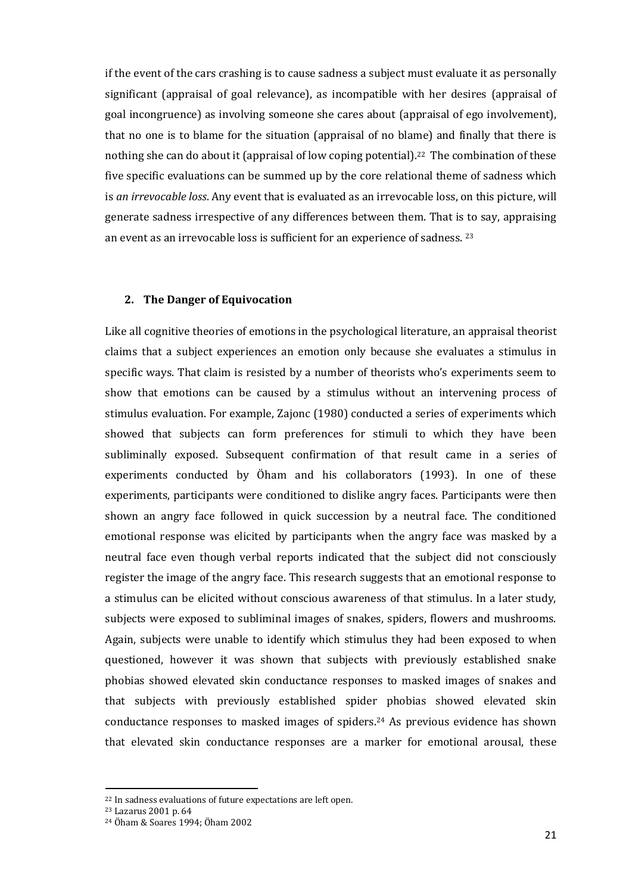if the event of the cars crashing is to cause sadness a subject must evaluate it as personally significant (appraisal of goal relevance), as incompatible with her desires (appraisal of goal incongruence) as involving someone she cares about (appraisal of ego involvement), that no one is to blame for the situation (appraisal of no blame) and finally that there is nothing she can do about it (appraisal of low coping potential).[22] The combination of these five specific evaluations can be summed up by the core relational theme of sadness which is *an irrevocable loss*. Any event that is evaluated as an irrevocable loss, on this picture, will generate sadness irrespective of any differences between them. That is to say, appraising an event as an irrevocable loss is sufficient for an experience of sadness. [23]

## 2. The Danger of Equivocation

Like all cognitive theories of emotions in the psychological literature, an appraisal theorist claims that a subject experiences an emotion only because she evaluates a stimulus in specific ways. That claim is resisted by a number of theorists who's experiments seem to show that emotions can be caused by a stimulus without an intervening process of stimulus evaluation. For example, Zajonc (1980) conducted a series of experiments which showed that subjects can form preferences for stimuli to which they have been subliminally exposed. Subsequent confirmation of that result came in a series of experiments conducted by Öham and his collaborators (1993). In one of these experiments, participants were conditioned to dislike angry faces. Participants were then shown an angry face followed in quick succession by a neutral face. The conditioned emotional response was elicited by participants when the angry face was masked by a neutral face even though verbal reports indicated that the subject did not consciously register the image of the angry face. This research suggests that an emotional response to a stimulus can be elicited without conscious awareness of that stimulus. In a later study, subjects were exposed to subliminal images of snakes, spiders, flowers and mushrooms. Again, subjects were unable to identify which stimulus they had been exposed to when questioned, however it was shown that subjects with previously established snake phobias showed elevated skin conductance responses to masked images of snakes and that subjects with previously established spider phobias showed elevated skin conductance responses to masked images of spiders.[24] As previous evidence has shown that elevated skin conductance responses are a marker for emotional arousal, these

---

[22] In sadness evaluations of future expectations are left open.

[23] Lazarus 2001 p. 64

[24] Öham & Soares 1994; Öham 2002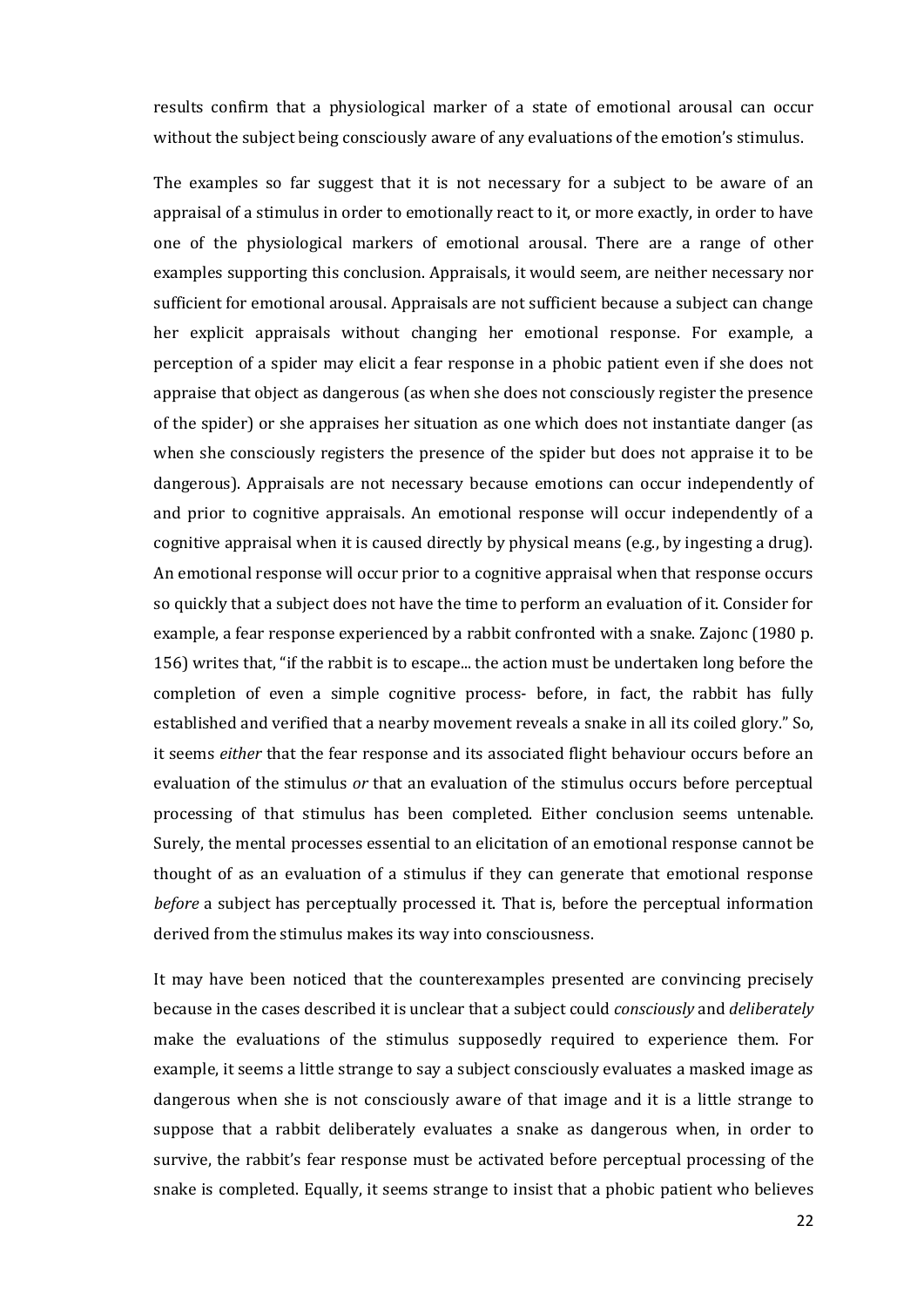results confirm that a physiological marker of a state of emotional arousal can occur without the subject being consciously aware of any evaluations of the emotion's stimulus.

The examples so far suggest that it is not necessary for a subject to be aware of an appraisal of a stimulus in order to emotionally react to it, or more exactly, in order to have one of the physiological markers of emotional arousal. There are a range of other examples supporting this conclusion. Appraisals, it would seem, are neither necessary nor sufficient for emotional arousal. Appraisals are not sufficient because a subject can change her explicit appraisals without changing her emotional response. For example, a perception of a spider may elicit a fear response in a phobic patient even if she does not appraise that object as dangerous (as when she does not consciously register the presence of the spider) or she appraises her situation as one which does not instantiate danger (as when she consciously registers the presence of the spider but does not appraise it to be dangerous). Appraisals are not necessary because emotions can occur independently of and prior to cognitive appraisals. An emotional response will occur independently of a cognitive appraisal when it is caused directly by physical means (e.g., by ingesting a drug). An emotional response will occur prior to a cognitive appraisal when that response occurs so quickly that a subject does not have the time to perform an evaluation of it. Consider for example, a fear response experienced by a rabbit confronted with a snake. Zajonc (1980 p. 156) writes that, "if the rabbit is to escape... the action must be undertaken long before the completion of even a simple cognitive process- before, in fact, the rabbit has fully established and verified that a nearby movement reveals a snake in all its coiled glory." So, it seems *either* that the fear response and its associated flight behaviour occurs before an evaluation of the stimulus *or* that an evaluation of the stimulus occurs before perceptual processing of that stimulus has been completed. Either conclusion seems untenable. Surely, the mental processes essential to an elicitation of an emotional response cannot be thought of as an evaluation of a stimulus if they can generate that emotional response *before* a subject has perceptually processed it. That is, before the perceptual information derived from the stimulus makes its way into consciousness.

It may have been noticed that the counterexamples presented are convincing precisely because in the cases described it is unclear that a subject could *consciously* and *deliberately* make the evaluations of the stimulus supposedly required to experience them. For example, it seems a little strange to say a subject consciously evaluates a masked image as dangerous when she is not consciously aware of that image and it is a little strange to suppose that a rabbit deliberately evaluates a snake as dangerous when, in order to survive, the rabbit's fear response must be activated before perceptual processing of the snake is completed. Equally, it seems strange to insist that a phobic patient who believes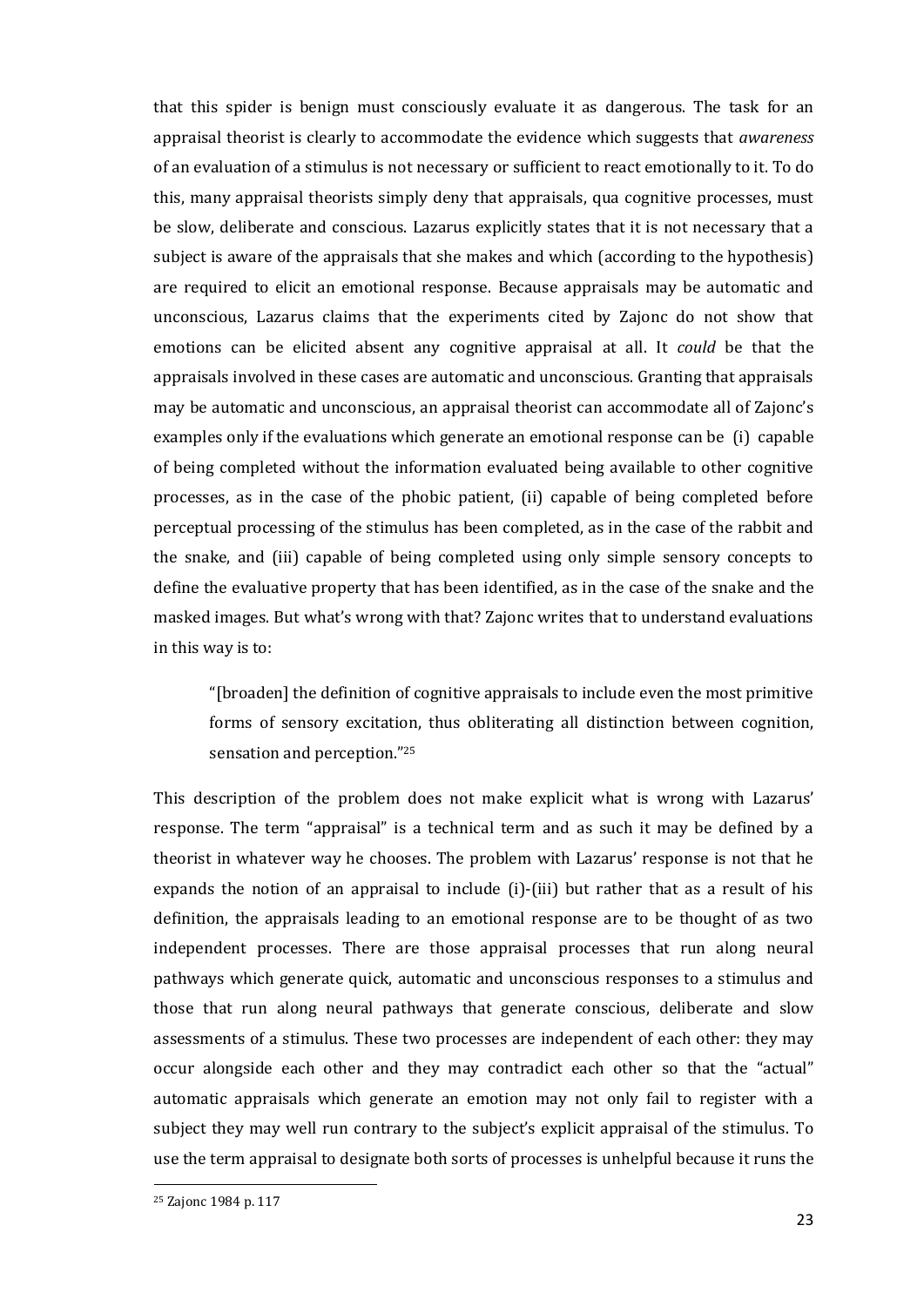that this spider is benign must consciously evaluate it as dangerous. The task for an appraisal theorist is clearly to accommodate the evidence which suggests that *awareness* of an evaluation of a stimulus is not necessary or sufficient to react emotionally to it. To do this, many appraisal theorists simply deny that appraisals, qua cognitive processes, must be slow, deliberate and conscious. Lazarus explicitly states that it is not necessary that a subject is aware of the appraisals that she makes and which (according to the hypothesis) are required to elicit an emotional response. Because appraisals may be automatic and unconscious, Lazarus claims that the experiments cited by Zajonc do not show that emotions can be elicited absent any cognitive appraisal at all. It *could* be that the appraisals involved in these cases are automatic and unconscious. Granting that appraisals may be automatic and unconscious, an appraisal theorist can accommodate all of Zajonc's examples only if the evaluations which generate an emotional response can be (i) capable of being completed without the information evaluated being available to other cognitive processes, as in the case of the phobic patient, (ii) capable of being completed before perceptual processing of the stimulus has been completed, as in the case of the rabbit and the snake, and (iii) capable of being completed using only simple sensory concepts to define the evaluative property that has been identified, as in the case of the snake and the masked images. But what's wrong with that? Zajonc writes that to understand evaluations in this way is to:

> "[broaden] the definition of cognitive appraisals to include even the most primitive forms of sensory excitation, thus obliterating all distinction between cognition, sensation and perception."[25]

This description of the problem does not make explicit what is wrong with Lazarus' response. The term "appraisal" is a technical term and as such it may be defined by a theorist in whatever way he chooses. The problem with Lazarus' response is not that he expands the notion of an appraisal to include (i)-(iii) but rather that as a result of his definition, the appraisals leading to an emotional response are to be thought of as two independent processes. There are those appraisal processes that run along neural pathways which generate quick, automatic and unconscious responses to a stimulus and those that run along neural pathways that generate conscious, deliberate and slow assessments of a stimulus. These two processes are independent of each other: they may occur alongside each other and they may contradict each other so that the "actual" automatic appraisals which generate an emotion may not only fail to register with a subject they may well run contrary to the subject's explicit appraisal of the stimulus. To use the term appraisal to designate both sorts of processes is unhelpful because it runs the

[25] Zajonc 1984 p. 117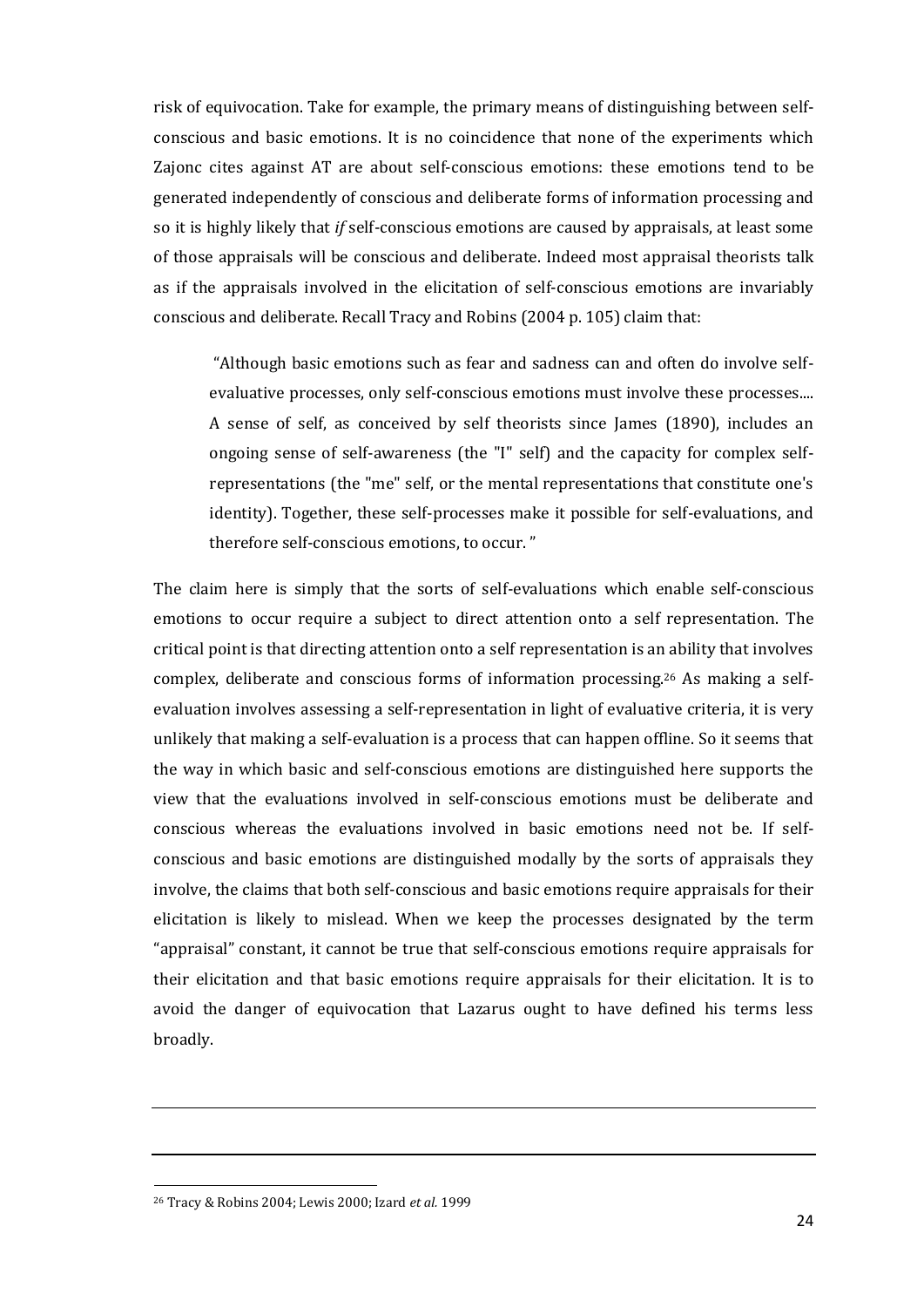risk of equivocation. Take for example, the primary means of distinguishing between self-conscious and basic emotions. It is no coincidence that none of the experiments which Zajonc cites against AT are about self-conscious emotions: these emotions tend to be generated independently of conscious and deliberate forms of information processing and so it is highly likely that *if* self-conscious emotions are caused by appraisals, at least some of those appraisals will be conscious and deliberate. Indeed most appraisal theorists talk as if the appraisals involved in the elicitation of self-conscious emotions are invariably conscious and deliberate. Recall Tracy and Robins (2004 p. 105) claim that:

> "Although basic emotions such as fear and sadness can and often do involve self-evaluative processes, only self-conscious emotions must involve these processes.... A sense of self, as conceived by self theorists since James (1890), includes an ongoing sense of self-awareness (the "I" self) and the capacity for complex self-representations (the "me" self, or the mental representations that constitute one's identity). Together, these self-processes make it possible for self-evaluations, and therefore self-conscious emotions, to occur. "

The claim here is simply that the sorts of self-evaluations which enable self-conscious emotions to occur require a subject to direct attention onto a self representation. The critical point is that directing attention onto a self representation is an ability that involves complex, deliberate and conscious forms of information processing.[26] As making a self-evaluation involves assessing a self-representation in light of evaluative criteria, it is very unlikely that making a self-evaluation is a process that can happen offline. So it seems that the way in which basic and self-conscious emotions are distinguished here supports the view that the evaluations involved in self-conscious emotions must be deliberate and conscious whereas the evaluations involved in basic emotions need not be. If self-conscious and basic emotions are distinguished modally by the sorts of appraisals they involve, the claims that both self-conscious and basic emotions require appraisals for their elicitation is likely to mislead. When we keep the processes designated by the term "appraisal" constant, it cannot be true that self-conscious emotions require appraisals for their elicitation and that basic emotions require appraisals for their elicitation. It is to avoid the danger of equivocation that Lazarus ought to have defined his terms less broadly.

---

[26] Tracy & Robins 2004; Lewis 2000; Izard *et al.* 1999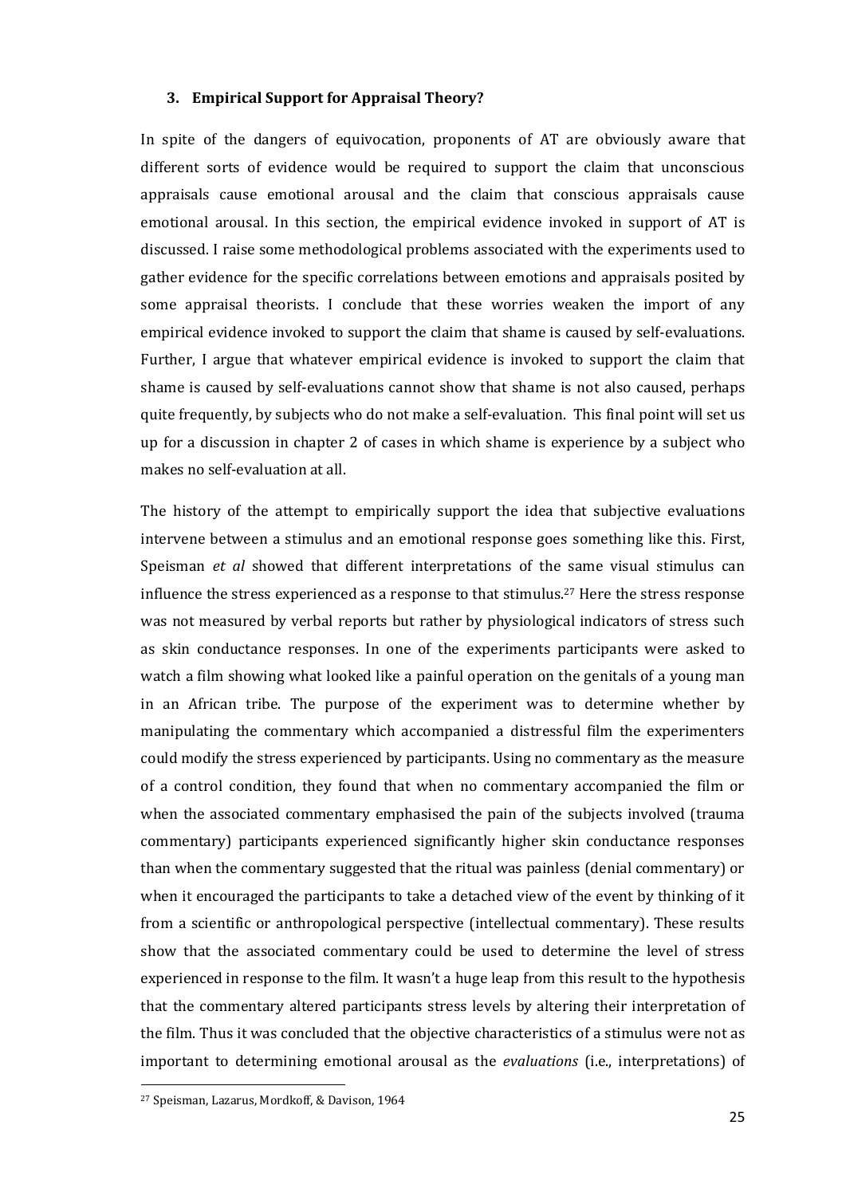### 3. Empirical Support for Appraisal Theory?

In spite of the dangers of equivocation, proponents of AT are obviously aware that different sorts of evidence would be required to support the claim that unconscious appraisals cause emotional arousal and the claim that conscious appraisals cause emotional arousal. In this section, the empirical evidence invoked in support of AT is discussed. I raise some methodological problems associated with the experiments used to gather evidence for the specific correlations between emotions and appraisals posited by some appraisal theorists. I conclude that these worries weaken the import of any empirical evidence invoked to support the claim that shame is caused by self-evaluations. Further, I argue that whatever empirical evidence is invoked to support the claim that shame is caused by self-evaluations cannot show that shame is not also caused, perhaps quite frequently, by subjects who do not make a self-evaluation. This final point will set us up for a discussion in chapter 2 of cases in which shame is experience by a subject who makes no self-evaluation at all.

The history of the attempt to empirically support the idea that subjective evaluations intervene between a stimulus and an emotional response goes something like this. First, Speisman *et al* showed that different interpretations of the same visual stimulus can influence the stress experienced as a response to that stimulus.[27] Here the stress response was not measured by verbal reports but rather by physiological indicators of stress such as skin conductance responses. In one of the experiments participants were asked to watch a film showing what looked like a painful operation on the genitals of a young man in an African tribe. The purpose of the experiment was to determine whether by manipulating the commentary which accompanied a distressful film the experimenters could modify the stress experienced by participants. Using no commentary as the measure of a control condition, they found that when no commentary accompanied the film or when the associated commentary emphasised the pain of the subjects involved (trauma commentary) participants experienced significantly higher skin conductance responses than when the commentary suggested that the ritual was painless (denial commentary) or when it encouraged the participants to take a detached view of the event by thinking of it from a scientific or anthropological perspective (intellectual commentary). These results show that the associated commentary could be used to determine the level of stress experienced in response to the film. It wasn't a huge leap from this result to the hypothesis that the commentary altered participants stress levels by altering their interpretation of the film. Thus it was concluded that the objective characteristics of a stimulus were not as important to determining emotional arousal as the *evaluations* (i.e., interpretations) of

[27] Speisman, Lazarus, Mordkoff, & Davison, 1964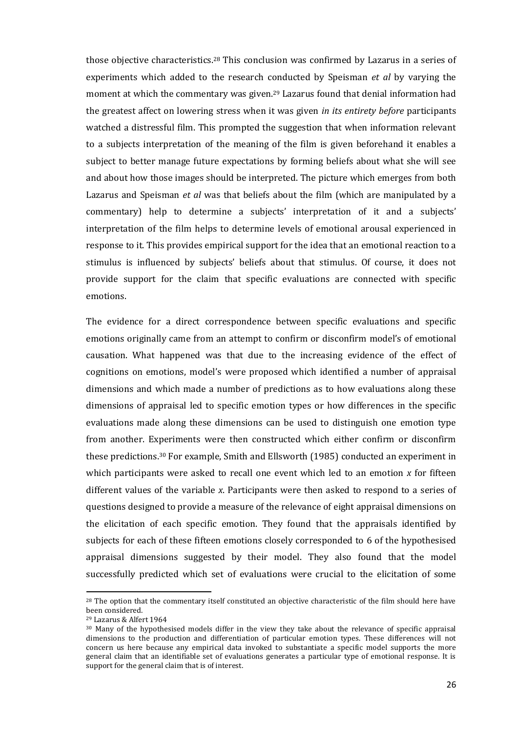those objective characteristics.[28] This conclusion was confirmed by Lazarus in a series of experiments which added to the research conducted by Speisman *et al* by varying the moment at which the commentary was given.[29] Lazarus found that denial information had the greatest affect on lowering stress when it was given *in its entirety before* participants watched a distressful film. This prompted the suggestion that when information relevant to a subjects interpretation of the meaning of the film is given beforehand it enables a subject to better manage future expectations by forming beliefs about what she will see and about how those images should be interpreted. The picture which emerges from both Lazarus and Speisman *et al* was that beliefs about the film (which are manipulated by a commentary) help to determine a subjects' interpretation of it and a subjects' interpretation of the film helps to determine levels of emotional arousal experienced in response to it. This provides empirical support for the idea that an emotional reaction to a stimulus is influenced by subjects' beliefs about that stimulus. Of course, it does not provide support for the claim that specific evaluations are connected with specific emotions.

The evidence for a direct correspondence between specific evaluations and specific emotions originally came from an attempt to confirm or disconfirm model's of emotional causation. What happened was that due to the increasing evidence of the effect of cognitions on emotions, model's were proposed which identified a number of appraisal dimensions and which made a number of predictions as to how evaluations along these dimensions of appraisal led to specific emotion types or how differences in the specific evaluations made along these dimensions can be used to distinguish one emotion type from another. Experiments were then constructed which either confirm or disconfirm these predictions.[30] For example, Smith and Ellsworth (1985) conducted an experiment in which participants were asked to recall one event which led to an emotion *x* for fifteen different values of the variable *x*. Participants were then asked to respond to a series of questions designed to provide a measure of the relevance of eight appraisal dimensions on the elicitation of each specific emotion. They found that the appraisals identified by subjects for each of these fifteen emotions closely corresponded to 6 of the hypothesised appraisal dimensions suggested by their model. They also found that the model successfully predicted which set of evaluations were crucial to the elicitation of some

---

[28] The option that the commentary itself constituted an objective characteristic of the film should here have been considered.

[29] Lazarus & Alfert 1964

[30] Many of the hypothesised models differ in the view they take about the relevance of specific appraisal dimensions to the production and differentiation of particular emotion types. These differences will not concern us here because any empirical data invoked to substantiate a specific model supports the more general claim that an identifiable set of evaluations generates a particular type of emotional response. It is support for the general claim that is of interest.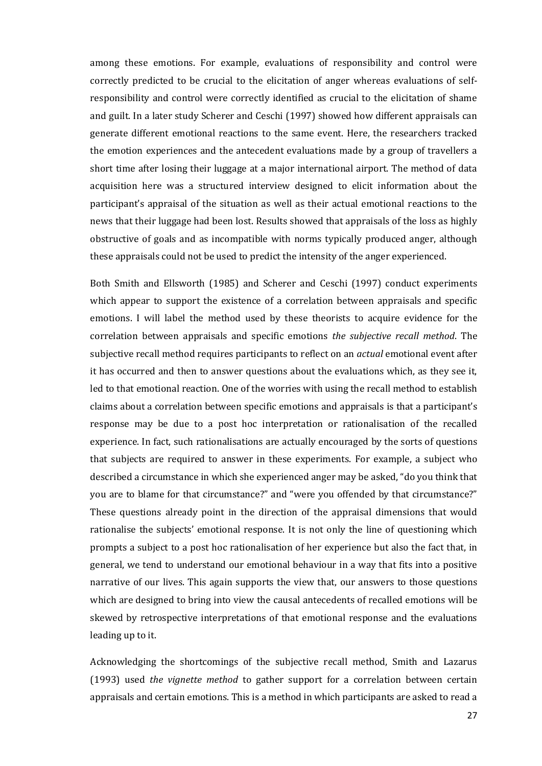among these emotions. For example, evaluations of responsibility and control were correctly predicted to be crucial to the elicitation of anger whereas evaluations of self-responsibility and control were correctly identified as crucial to the elicitation of shame and guilt. In a later study Scherer and Ceschi (1997) showed how different appraisals can generate different emotional reactions to the same event. Here, the researchers tracked the emotion experiences and the antecedent evaluations made by a group of travellers a short time after losing their luggage at a major international airport. The method of data acquisition here was a structured interview designed to elicit information about the participant's appraisal of the situation as well as their actual emotional reactions to the news that their luggage had been lost. Results showed that appraisals of the loss as highly obstructive of goals and as incompatible with norms typically produced anger, although these appraisals could not be used to predict the intensity of the anger experienced.

Both Smith and Ellsworth (1985) and Scherer and Ceschi (1997) conduct experiments which appear to support the existence of a correlation between appraisals and specific emotions. I will label the method used by these theorists to acquire evidence for the correlation between appraisals and specific emotions *the subjective recall method*. The subjective recall method requires participants to reflect on an *actual* emotional event after it has occurred and then to answer questions about the evaluations which, as they see it, led to that emotional reaction. One of the worries with using the recall method to establish claims about a correlation between specific emotions and appraisals is that a participant's response may be due to a post hoc interpretation or rationalisation of the recalled experience. In fact, such rationalisations are actually encouraged by the sorts of questions that subjects are required to answer in these experiments. For example, a subject who described a circumstance in which she experienced anger may be asked, "do you think that you are to blame for that circumstance?" and "were you offended by that circumstance?" These questions already point in the direction of the appraisal dimensions that would rationalise the subjects' emotional response. It is not only the line of questioning which prompts a subject to a post hoc rationalisation of her experience but also the fact that, in general, we tend to understand our emotional behaviour in a way that fits into a positive narrative of our lives. This again supports the view that, our answers to those questions which are designed to bring into view the causal antecedents of recalled emotions will be skewed by retrospective interpretations of that emotional response and the evaluations leading up to it.

Acknowledging the shortcomings of the subjective recall method, Smith and Lazarus (1993) used *the vignette method* to gather support for a correlation between certain appraisals and certain emotions. This is a method in which participants are asked to read a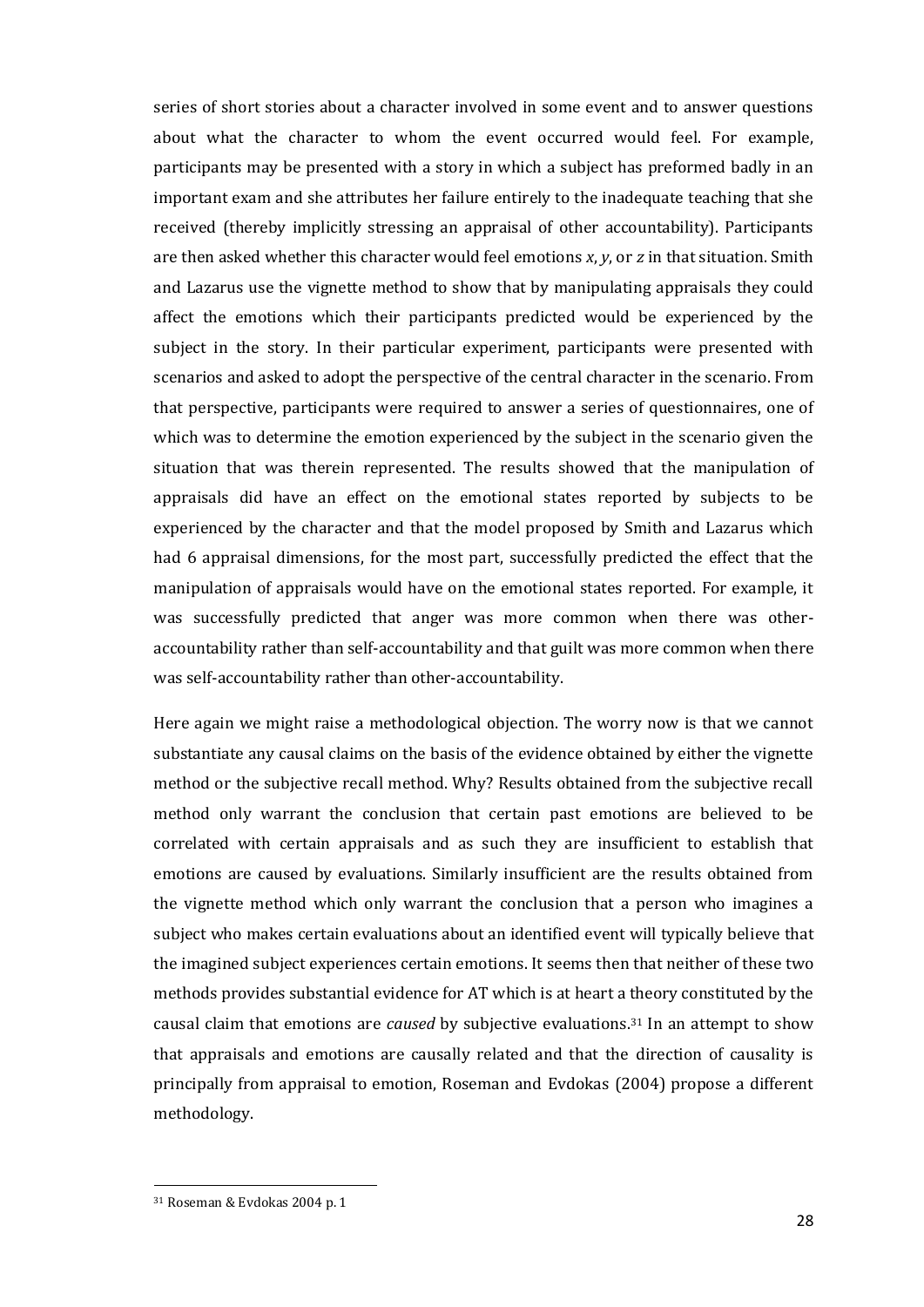series of short stories about a character involved in some event and to answer questions about what the character to whom the event occurred would feel. For example, participants may be presented with a story in which a subject has preformed badly in an important exam and she attributes her failure entirely to the inadequate teaching that she received (thereby implicitly stressing an appraisal of other accountability). Participants are then asked whether this character would feel emotions *x*, *y*, or *z* in that situation. Smith and Lazarus use the vignette method to show that by manipulating appraisals they could affect the emotions which their participants predicted would be experienced by the subject in the story. In their particular experiment, participants were presented with scenarios and asked to adopt the perspective of the central character in the scenario. From that perspective, participants were required to answer a series of questionnaires, one of which was to determine the emotion experienced by the subject in the scenario given the situation that was therein represented. The results showed that the manipulation of appraisals did have an effect on the emotional states reported by subjects to be experienced by the character and that the model proposed by Smith and Lazarus which had 6 appraisal dimensions, for the most part, successfully predicted the effect that the manipulation of appraisals would have on the emotional states reported. For example, it was successfully predicted that anger was more common when there was other-accountability rather than self-accountability and that guilt was more common when there was self-accountability rather than other-accountability.

Here again we might raise a methodological objection. The worry now is that we cannot substantiate any causal claims on the basis of the evidence obtained by either the vignette method or the subjective recall method. Why? Results obtained from the subjective recall method only warrant the conclusion that certain past emotions are believed to be correlated with certain appraisals and as such they are insufficient to establish that emotions are caused by evaluations. Similarly insufficient are the results obtained from the vignette method which only warrant the conclusion that a person who imagines a subject who makes certain evaluations about an identified event will typically believe that the imagined subject experiences certain emotions. It seems then that neither of these two methods provides substantial evidence for AT which is at heart a theory constituted by the causal claim that emotions are *caused* by subjective evaluations.[31] In an attempt to show that appraisals and emotions are causally related and that the direction of causality is principally from appraisal to emotion, Roseman and Evdokas (2004) propose a different methodology.

---

[31] Roseman & Evdokas 2004 p. 1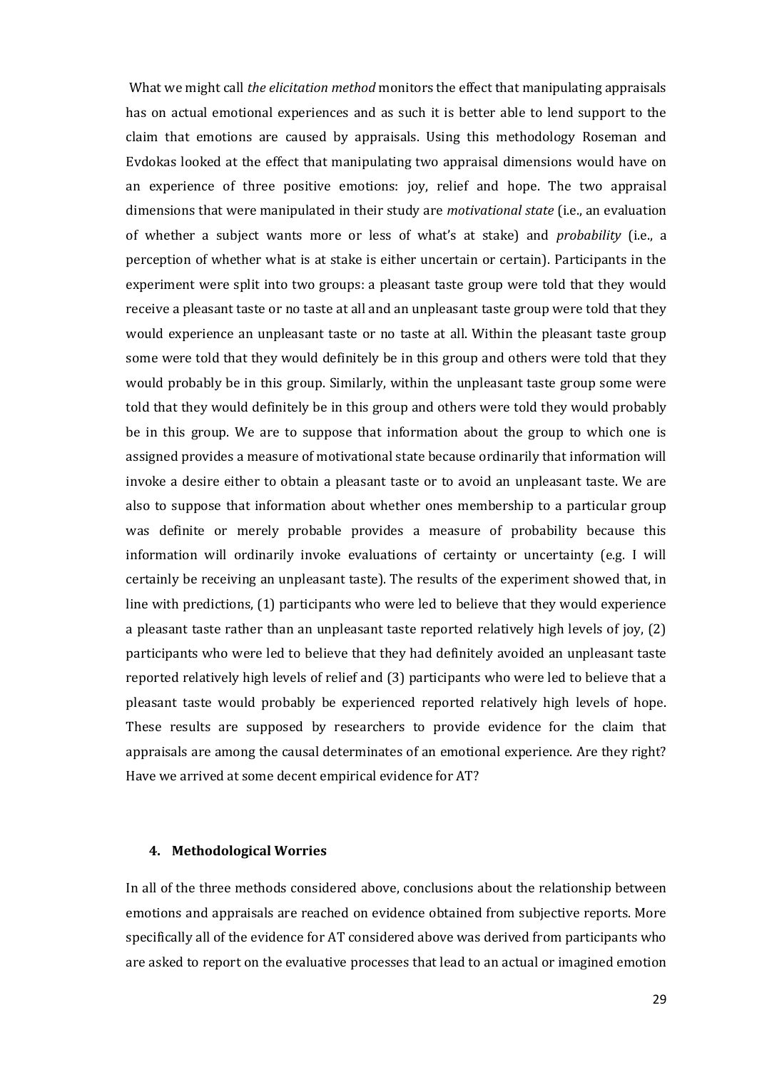What we might call *the elicitation method* monitors the effect that manipulating appraisals has on actual emotional experiences and as such it is better able to lend support to the claim that emotions are caused by appraisals. Using this methodology Roseman and Evdokas looked at the effect that manipulating two appraisal dimensions would have on an experience of three positive emotions: joy, relief and hope. The two appraisal dimensions that were manipulated in their study are *motivational state* (i.e., an evaluation of whether a subject wants more or less of what's at stake) and *probability* (i.e., a perception of whether what is at stake is either uncertain or certain). Participants in the experiment were split into two groups: a pleasant taste group were told that they would receive a pleasant taste or no taste at all and an unpleasant taste group were told that they would experience an unpleasant taste or no taste at all. Within the pleasant taste group some were told that they would definitely be in this group and others were told that they would probably be in this group. Similarly, within the unpleasant taste group some were told that they would definitely be in this group and others were told they would probably be in this group. We are to suppose that information about the group to which one is assigned provides a measure of motivational state because ordinarily that information will invoke a desire either to obtain a pleasant taste or to avoid an unpleasant taste. We are also to suppose that information about whether ones membership to a particular group was definite or merely probable provides a measure of probability because this information will ordinarily invoke evaluations of certainty or uncertainty (e.g. I will certainly be receiving an unpleasant taste). The results of the experiment showed that, in line with predictions, (1) participants who were led to believe that they would experience a pleasant taste rather than an unpleasant taste reported relatively high levels of joy, (2) participants who were led to believe that they had definitely avoided an unpleasant taste reported relatively high levels of relief and (3) participants who were led to believe that a pleasant taste would probably be experienced reported relatively high levels of hope. These results are supposed by researchers to provide evidence for the claim that appraisals are among the causal determinates of an emotional experience. Are they right? Have we arrived at some decent empirical evidence for AT?

## 4. Methodological Worries

In all of the three methods considered above, conclusions about the relationship between emotions and appraisals are reached on evidence obtained from subjective reports. More specifically all of the evidence for AT considered above was derived from participants who are asked to report on the evaluative processes that lead to an actual or imagined emotion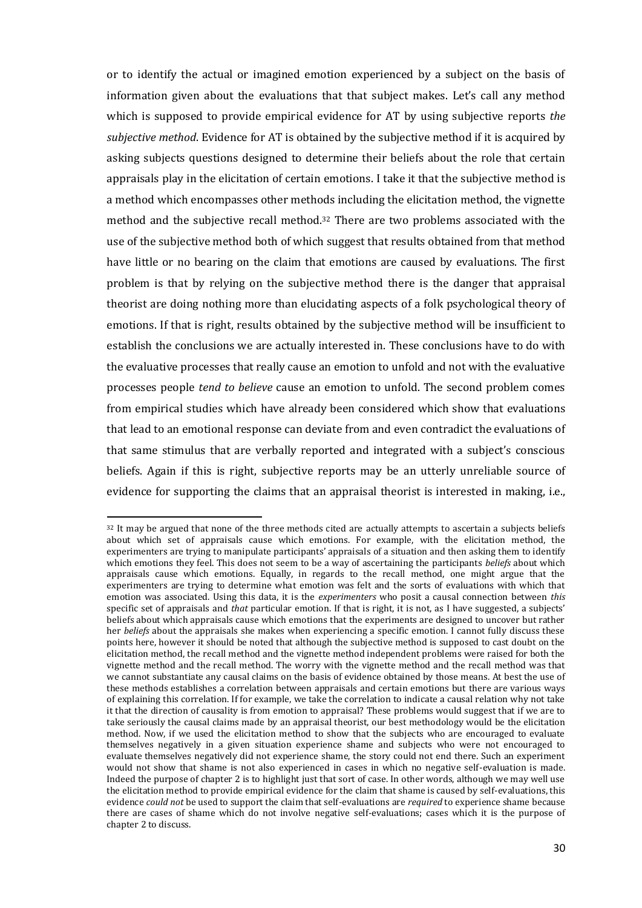or to identify the actual or imagined emotion experienced by a subject on the basis of information given about the evaluations that that subject makes. Let's call any method which is supposed to provide empirical evidence for AT by using subjective reports *the subjective method*. Evidence for AT is obtained by the subjective method if it is acquired by asking subjects questions designed to determine their beliefs about the role that certain appraisals play in the elicitation of certain emotions. I take it that the subjective method is a method which encompasses other methods including the elicitation method, the vignette method and the subjective recall method.[32] There are two problems associated with the use of the subjective method both of which suggest that results obtained from that method have little or no bearing on the claim that emotions are caused by evaluations. The first problem is that by relying on the subjective method there is the danger that appraisal theorist are doing nothing more than elucidating aspects of a folk psychological theory of emotions. If that is right, results obtained by the subjective method will be insufficient to establish the conclusions we are actually interested in. These conclusions have to do with the evaluative processes that really cause an emotion to unfold and not with the evaluative processes people *tend to believe* cause an emotion to unfold. The second problem comes from empirical studies which have already been considered which show that evaluations that lead to an emotional response can deviate from and even contradict the evaluations of that same stimulus that are verbally reported and integrated with a subject's conscious beliefs. Again if this is right, subjective reports may be an utterly unreliable source of evidence for supporting the claims that an appraisal theorist is interested in making, i.e.,

[32] It may be argued that none of the three methods cited are actually attempts to ascertain a subjects beliefs about which set of appraisals cause which emotions. For example, with the elicitation method, the experimenters are trying to manipulate participants' appraisals of a situation and then asking them to identify which emotions they feel. This does not seem to be a way of ascertaining the participants *beliefs* about which appraisals cause which emotions. Equally, in regards to the recall method, one might argue that the experimenters are trying to determine what emotion was felt and the sorts of evaluations with which that emotion was associated. Using this data, it is the *experimenters* who posit a causal connection between *this* specific set of appraisals and *that* particular emotion. If that is right, it is not, as I have suggested, a subjects' beliefs about which appraisals cause which emotions that the experiments are designed to uncover but rather her *beliefs* about the appraisals she makes when experiencing a specific emotion. I cannot fully discuss these points here, however it should be noted that although the subjective method is supposed to cast doubt on the elicitation method, the recall method and the vignette method independent problems were raised for both the vignette method and the recall method. The worry with the vignette method and the recall method was that we cannot substantiate any causal claims on the basis of evidence obtained by those means. At best the use of these methods establishes a correlation between appraisals and certain emotions but there are various ways of explaining this correlation. If for example, we take the correlation to indicate a causal relation why not take it that the direction of causality is from emotion to appraisal? These problems would suggest that if we are to take seriously the causal claims made by an appraisal theorist, our best methodology would be the elicitation method. Now, if we used the elicitation method to show that the subjects who are encouraged to evaluate themselves negatively in a given situation experience shame and subjects who were not encouraged to evaluate themselves negatively did not experience shame, the story could not end there. Such an experiment would not show that shame is not also experienced in cases in which no negative self-evaluation is made. Indeed the purpose of chapter 2 is to highlight just that sort of case. In other words, although we may well use the elicitation method to provide empirical evidence for the claim that shame is caused by self-evaluations, this evidence *could not* be used to support the claim that self-evaluations are *required* to experience shame because there are cases of shame which do not involve negative self-evaluations; cases which it is the purpose of chapter 2 to discuss.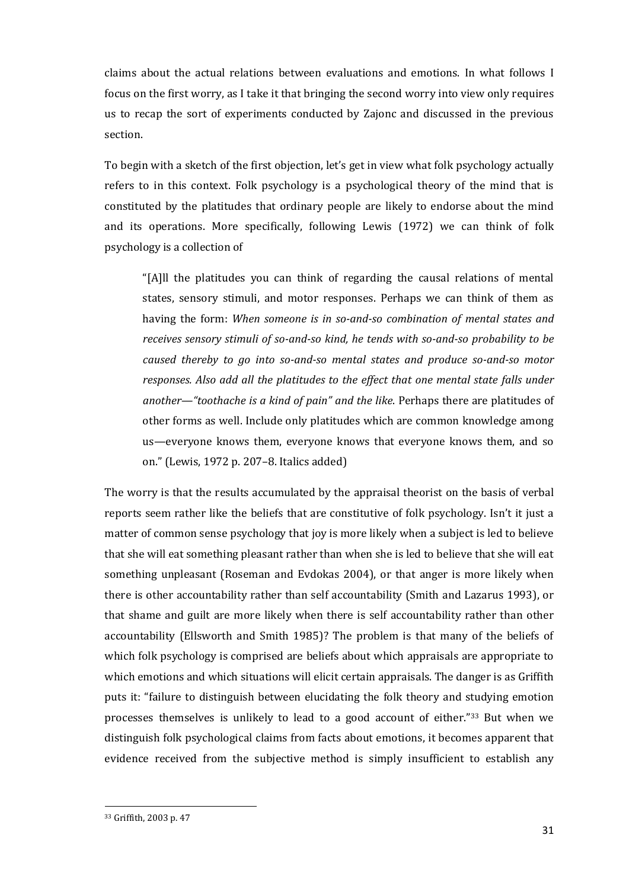claims about the actual relations between evaluations and emotions. In what follows I focus on the first worry, as I take it that bringing the second worry into view only requires us to recap the sort of experiments conducted by Zajonc and discussed in the previous section.

To begin with a sketch of the first objection, let's get in view what folk psychology actually refers to in this context. Folk psychology is a psychological theory of the mind that is constituted by the platitudes that ordinary people are likely to endorse about the mind and its operations. More specifically, following Lewis (1972) we can think of folk psychology is a collection of

> "[A]ll the platitudes you can think of regarding the causal relations of mental states, sensory stimuli, and motor responses. Perhaps we can think of them as having the form: *When someone is in so-and-so combination of mental states and receives sensory stimuli of so-and-so kind, he tends with so-and-so probability to be caused thereby to go into so-and-so mental states and produce so-and-so motor responses. Also add all the platitudes to the effect that one mental state falls under another—"toothache is a kind of pain" and the like*. Perhaps there are platitudes of other forms as well. Include only platitudes which are common knowledge among us—everyone knows them, everyone knows that everyone knows them, and so on." (Lewis, 1972 p. 207–8. Italics added)

The worry is that the results accumulated by the appraisal theorist on the basis of verbal reports seem rather like the beliefs that are constitutive of folk psychology. Isn't it just a matter of common sense psychology that joy is more likely when a subject is led to believe that she will eat something pleasant rather than when she is led to believe that she will eat something unpleasant (Roseman and Evdokas 2004), or that anger is more likely when there is other accountability rather than self accountability (Smith and Lazarus 1993), or that shame and guilt are more likely when there is self accountability rather than other accountability (Ellsworth and Smith 1985)? The problem is that many of the beliefs of which folk psychology is comprised are beliefs about which appraisals are appropriate to which emotions and which situations will elicit certain appraisals. The danger is as Griffith puts it: "failure to distinguish between elucidating the folk theory and studying emotion processes themselves is unlikely to lead to a good account of either."[33] But when we distinguish folk psychological claims from facts about emotions, it becomes apparent that evidence received from the subjective method is simply insufficient to establish any

[33] Griffith, 2003 p. 47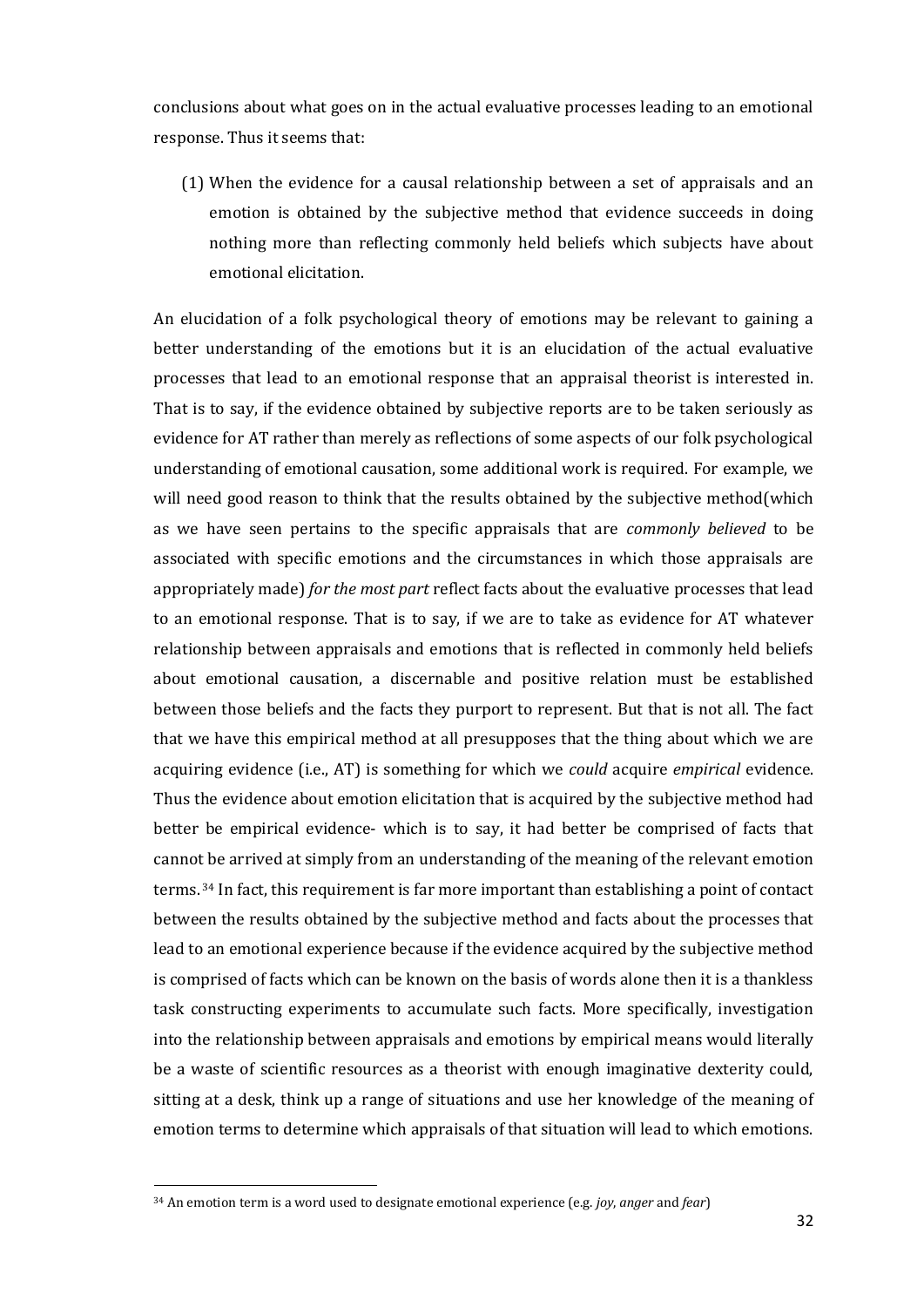conclusions about what goes on in the actual evaluative processes leading to an emotional response. Thus it seems that:

(1) When the evidence for a causal relationship between a set of appraisals and an emotion is obtained by the subjective method that evidence succeeds in doing nothing more than reflecting commonly held beliefs which subjects have about emotional elicitation.

An elucidation of a folk psychological theory of emotions may be relevant to gaining a better understanding of the emotions but it is an elucidation of the actual evaluative processes that lead to an emotional response that an appraisal theorist is interested in. That is to say, if the evidence obtained by subjective reports are to be taken seriously as evidence for AT rather than merely as reflections of some aspects of our folk psychological understanding of emotional causation, some additional work is required. For example, we will need good reason to think that the results obtained by the subjective method(which as we have seen pertains to the specific appraisals that are *commonly believed* to be associated with specific emotions and the circumstances in which those appraisals are appropriately made) *for the most part* reflect facts about the evaluative processes that lead to an emotional response. That is to say, if we are to take as evidence for AT whatever relationship between appraisals and emotions that is reflected in commonly held beliefs about emotional causation, a discernable and positive relation must be established between those beliefs and the facts they purport to represent. But that is not all. The fact that we have this empirical method at all presupposes that the thing about which we are acquiring evidence (i.e., AT) is something for which we *could* acquire *empirical* evidence. Thus the evidence about emotion elicitation that is acquired by the subjective method had better be empirical evidence- which is to say, it had better be comprised of facts that cannot be arrived at simply from an understanding of the meaning of the relevant emotion terms.[34] In fact, this requirement is far more important than establishing a point of contact between the results obtained by the subjective method and facts about the processes that lead to an emotional experience because if the evidence acquired by the subjective method is comprised of facts which can be known on the basis of words alone then it is a thankless task constructing experiments to accumulate such facts. More specifically, investigation into the relationship between appraisals and emotions by empirical means would literally be a waste of scientific resources as a theorist with enough imaginative dexterity could, sitting at a desk, think up a range of situations and use her knowledge of the meaning of emotion terms to determine which appraisals of that situation will lead to which emotions.

[34] An emotion term is a word used to designate emotional experience (e.g. *joy*, *anger* and *fear*)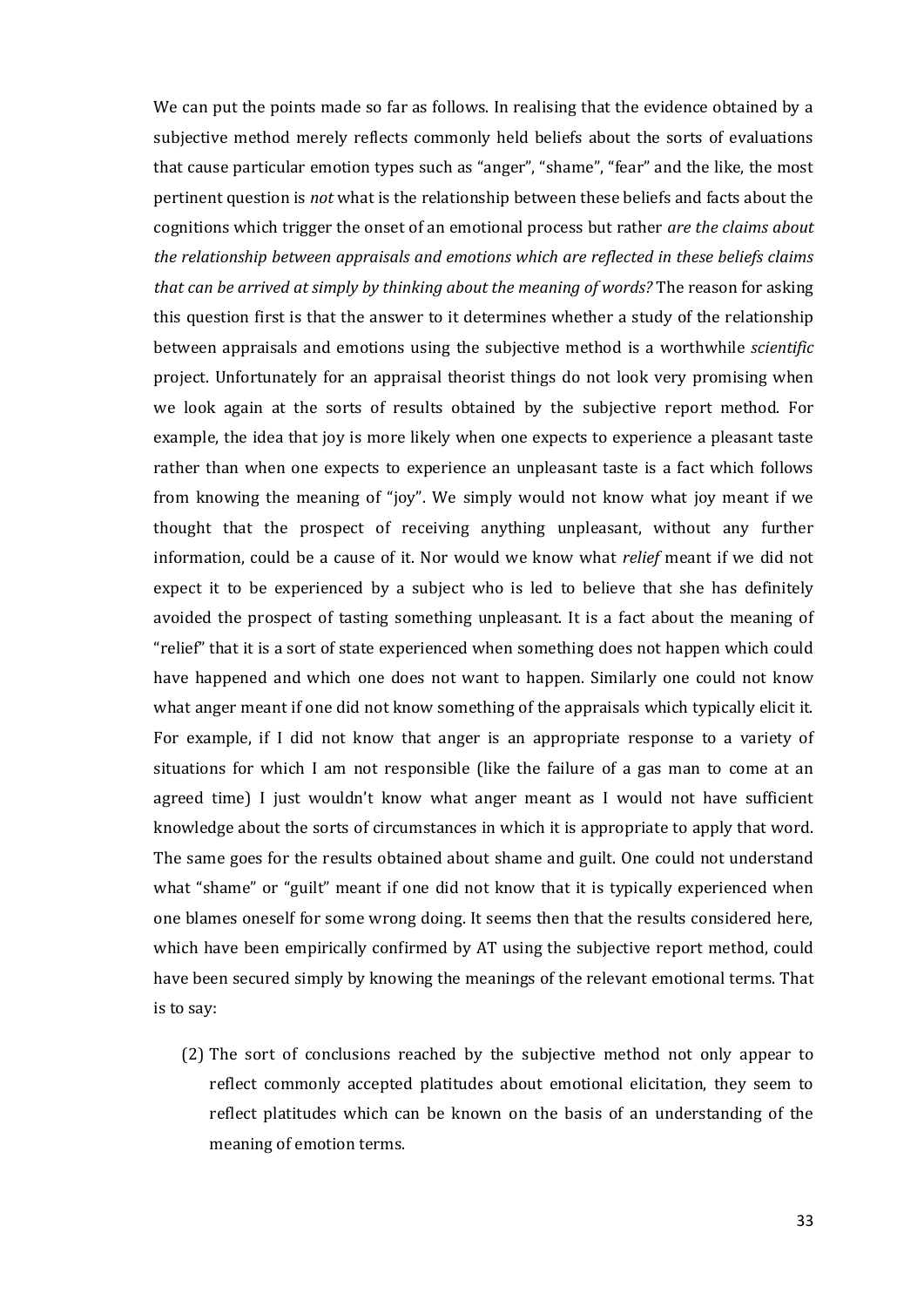We can put the points made so far as follows. In realising that the evidence obtained by a subjective method merely reflects commonly held beliefs about the sorts of evaluations that cause particular emotion types such as "anger", "shame", "fear" and the like, the most pertinent question is *not* what is the relationship between these beliefs and facts about the cognitions which trigger the onset of an emotional process but rather *are the claims about the relationship between appraisals and emotions which are reflected in these beliefs claims that can be arrived at simply by thinking about the meaning of words?* The reason for asking this question first is that the answer to it determines whether a study of the relationship between appraisals and emotions using the subjective method is a worthwhile *scientific* project. Unfortunately for an appraisal theorist things do not look very promising when we look again at the sorts of results obtained by the subjective report method. For example, the idea that joy is more likely when one expects to experience a pleasant taste rather than when one expects to experience an unpleasant taste is a fact which follows from knowing the meaning of "joy". We simply would not know what joy meant if we thought that the prospect of receiving anything unpleasant, without any further information, could be a cause of it. Nor would we know what *relief* meant if we did not expect it to be experienced by a subject who is led to believe that she has definitely avoided the prospect of tasting something unpleasant. It is a fact about the meaning of "relief" that it is a sort of state experienced when something does not happen which could have happened and which one does not want to happen. Similarly one could not know what anger meant if one did not know something of the appraisals which typically elicit it. For example, if I did not know that anger is an appropriate response to a variety of situations for which I am not responsible (like the failure of a gas man to come at an agreed time) I just wouldn't know what anger meant as I would not have sufficient knowledge about the sorts of circumstances in which it is appropriate to apply that word. The same goes for the results obtained about shame and guilt. One could not understand what "shame" or "guilt" meant if one did not know that it is typically experienced when one blames oneself for some wrong doing. It seems then that the results considered here, which have been empirically confirmed by AT using the subjective report method, could have been secured simply by knowing the meanings of the relevant emotional terms. That is to say:

(2) The sort of conclusions reached by the subjective method not only appear to reflect commonly accepted platitudes about emotional elicitation, they seem to reflect platitudes which can be known on the basis of an understanding of the meaning of emotion terms.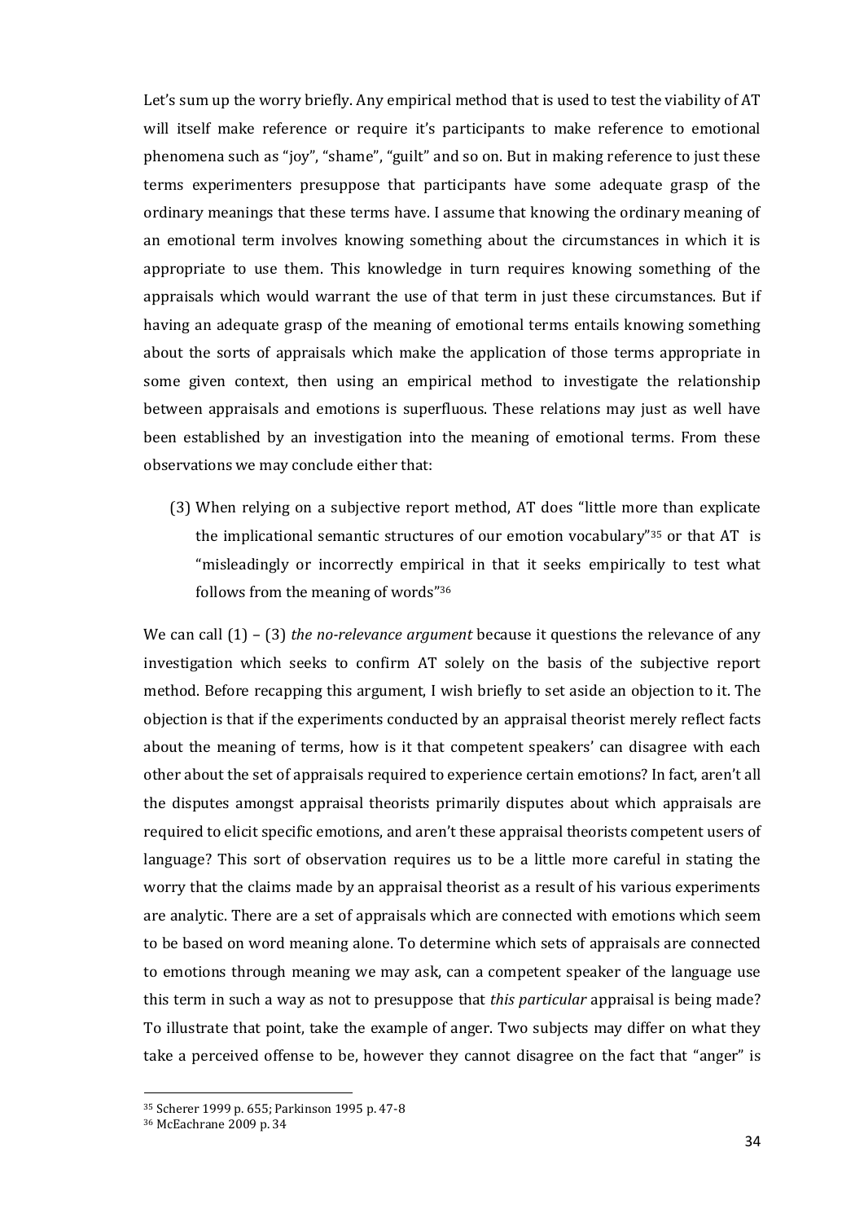Let's sum up the worry briefly. Any empirical method that is used to test the viability of AT will itself make reference or require it's participants to make reference to emotional phenomena such as "joy", "shame", "guilt" and so on. But in making reference to just these terms experimenters presuppose that participants have some adequate grasp of the ordinary meanings that these terms have. I assume that knowing the ordinary meaning of an emotional term involves knowing something about the circumstances in which it is appropriate to use them. This knowledge in turn requires knowing something of the appraisals which would warrant the use of that term in just these circumstances. But if having an adequate grasp of the meaning of emotional terms entails knowing something about the sorts of appraisals which make the application of those terms appropriate in some given context, then using an empirical method to investigate the relationship between appraisals and emotions is superfluous. These relations may just as well have been established by an investigation into the meaning of emotional terms. From these observations we may conclude either that:

(3) When relying on a subjective report method, AT does "little more than explicate the implicational semantic structures of our emotion vocabulary"[35] or that AT is "misleadingly or incorrectly empirical in that it seeks empirically to test what follows from the meaning of words"[36]

We can call (1) – (3) *the no-relevance argument* because it questions the relevance of any investigation which seeks to confirm AT solely on the basis of the subjective report method. Before recapping this argument, I wish briefly to set aside an objection to it. The objection is that if the experiments conducted by an appraisal theorist merely reflect facts about the meaning of terms, how is it that competent speakers' can disagree with each other about the set of appraisals required to experience certain emotions? In fact, aren't all the disputes amongst appraisal theorists primarily disputes about which appraisals are required to elicit specific emotions, and aren't these appraisal theorists competent users of language? This sort of observation requires us to be a little more careful in stating the worry that the claims made by an appraisal theorist as a result of his various experiments are analytic. There are a set of appraisals which are connected with emotions which seem to be based on word meaning alone. To determine which sets of appraisals are connected to emotions through meaning we may ask, can a competent speaker of the language use this term in such a way as not to presuppose that *this particular* appraisal is being made? To illustrate that point, take the example of anger. Two subjects may differ on what they take a perceived offense to be, however they cannot disagree on the fact that "anger" is

[35] Scherer 1999 p. 655; Parkinson 1995 p. 47-8

[36] McEachrane 2009 p. 34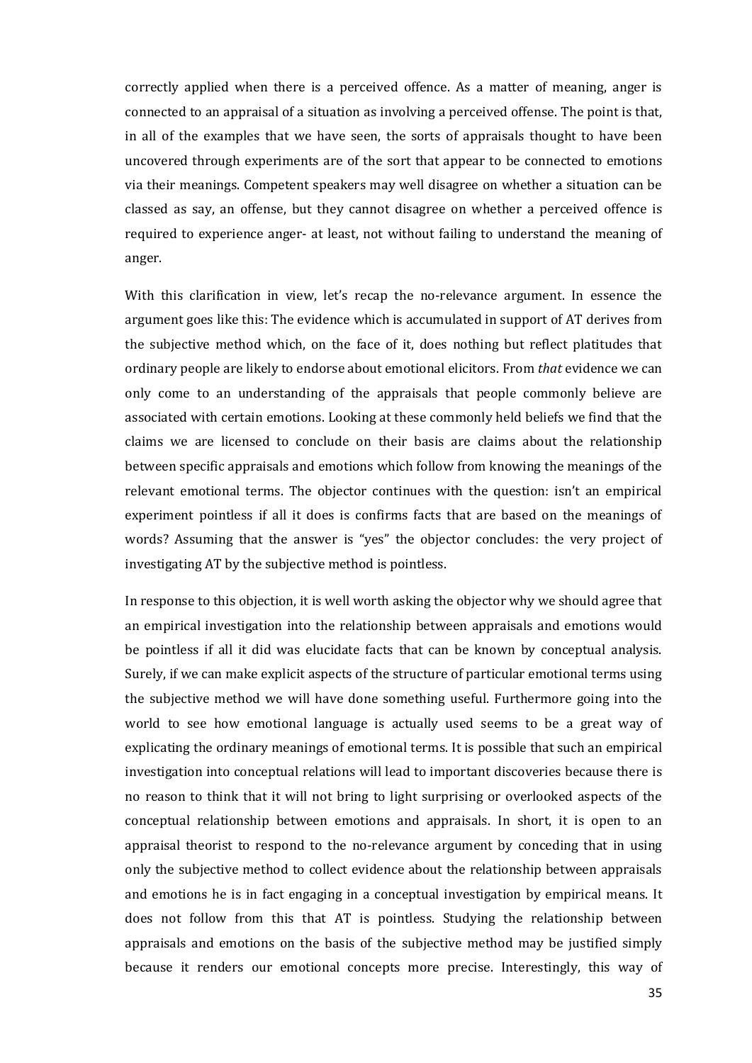correctly applied when there is a perceived offence. As a matter of meaning, anger is connected to an appraisal of a situation as involving a perceived offense. The point is that, in all of the examples that we have seen, the sorts of appraisals thought to have been uncovered through experiments are of the sort that appear to be connected to emotions via their meanings. Competent speakers may well disagree on whether a situation can be classed as say, an offense, but they cannot disagree on whether a perceived offence is required to experience anger- at least, not without failing to understand the meaning of anger.

With this clarification in view, let's recap the no-relevance argument. In essence the argument goes like this: The evidence which is accumulated in support of AT derives from the subjective method which, on the face of it, does nothing but reflect platitudes that ordinary people are likely to endorse about emotional elicitors. From *that* evidence we can only come to an understanding of the appraisals that people commonly believe are associated with certain emotions. Looking at these commonly held beliefs we find that the claims we are licensed to conclude on their basis are claims about the relationship between specific appraisals and emotions which follow from knowing the meanings of the relevant emotional terms. The objector continues with the question: isn't an empirical experiment pointless if all it does is confirms facts that are based on the meanings of words? Assuming that the answer is "yes" the objector concludes: the very project of investigating AT by the subjective method is pointless.

In response to this objection, it is well worth asking the objector why we should agree that an empirical investigation into the relationship between appraisals and emotions would be pointless if all it did was elucidate facts that can be known by conceptual analysis. Surely, if we can make explicit aspects of the structure of particular emotional terms using the subjective method we will have done something useful. Furthermore going into the world to see how emotional language is actually used seems to be a great way of explicating the ordinary meanings of emotional terms. It is possible that such an empirical investigation into conceptual relations will lead to important discoveries because there is no reason to think that it will not bring to light surprising or overlooked aspects of the conceptual relationship between emotions and appraisals. In short, it is open to an appraisal theorist to respond to the no-relevance argument by conceding that in using only the subjective method to collect evidence about the relationship between appraisals and emotions he is in fact engaging in a conceptual investigation by empirical means. It does not follow from this that AT is pointless. Studying the relationship between appraisals and emotions on the basis of the subjective method may be justified simply because it renders our emotional concepts more precise. Interestingly, this way of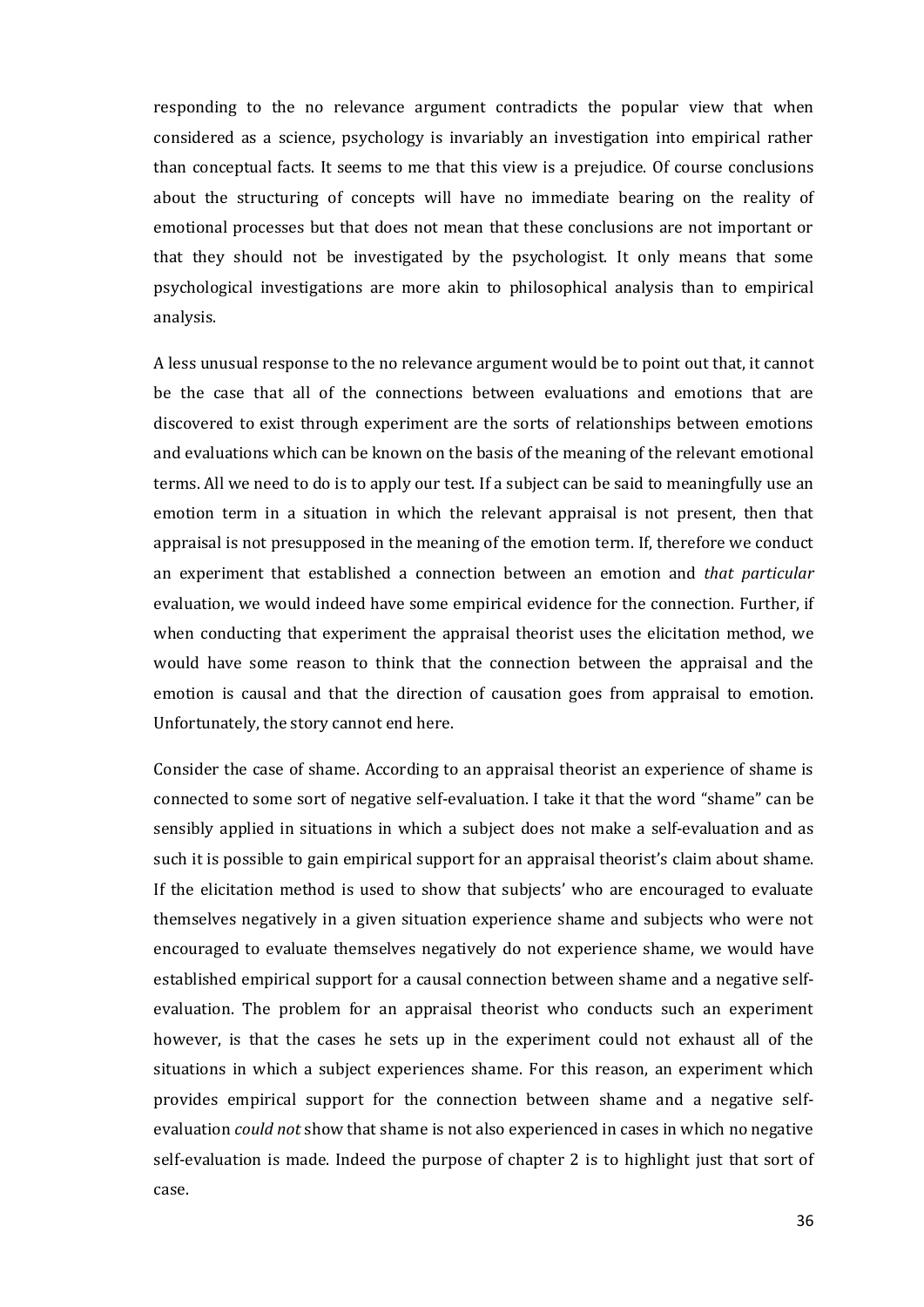responding to the no relevance argument contradicts the popular view that when considered as a science, psychology is invariably an investigation into empirical rather than conceptual facts. It seems to me that this view is a prejudice. Of course conclusions about the structuring of concepts will have no immediate bearing on the reality of emotional processes but that does not mean that these conclusions are not important or that they should not be investigated by the psychologist. It only means that some psychological investigations are more akin to philosophical analysis than to empirical analysis.

A less unusual response to the no relevance argument would be to point out that, it cannot be the case that all of the connections between evaluations and emotions that are discovered to exist through experiment are the sorts of relationships between emotions and evaluations which can be known on the basis of the meaning of the relevant emotional terms. All we need to do is to apply our test. If a subject can be said to meaningfully use an emotion term in a situation in which the relevant appraisal is not present, then that appraisal is not presupposed in the meaning of the emotion term. If, therefore we conduct an experiment that established a connection between an emotion and *that particular* evaluation, we would indeed have some empirical evidence for the connection. Further, if when conducting that experiment the appraisal theorist uses the elicitation method, we would have some reason to think that the connection between the appraisal and the emotion is causal and that the direction of causation goes from appraisal to emotion. Unfortunately, the story cannot end here.

Consider the case of shame. According to an appraisal theorist an experience of shame is connected to some sort of negative self-evaluation. I take it that the word "shame" can be sensibly applied in situations in which a subject does not make a self-evaluation and as such it is possible to gain empirical support for an appraisal theorist's claim about shame. If the elicitation method is used to show that subjects' who are encouraged to evaluate themselves negatively in a given situation experience shame and subjects who were not encouraged to evaluate themselves negatively do not experience shame, we would have established empirical support for a causal connection between shame and a negative self-evaluation. The problem for an appraisal theorist who conducts such an experiment however, is that the cases he sets up in the experiment could not exhaust all of the situations in which a subject experiences shame. For this reason, an experiment which provides empirical support for the connection between shame and a negative self-evaluation *could not* show that shame is not also experienced in cases in which no negative self-evaluation is made. Indeed the purpose of chapter 2 is to highlight just that sort of case.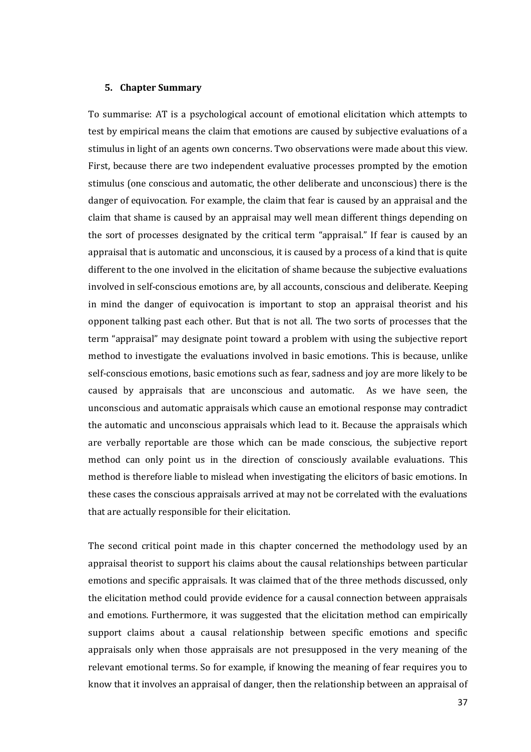### 5. Chapter Summary

To summarise: AT is a psychological account of emotional elicitation which attempts to test by empirical means the claim that emotions are caused by subjective evaluations of a stimulus in light of an agents own concerns. Two observations were made about this view. First, because there are two independent evaluative processes prompted by the emotion stimulus (one conscious and automatic, the other deliberate and unconscious) there is the danger of equivocation. For example, the claim that fear is caused by an appraisal and the claim that shame is caused by an appraisal may well mean different things depending on the sort of processes designated by the critical term "appraisal." If fear is caused by an appraisal that is automatic and unconscious, it is caused by a process of a kind that is quite different to the one involved in the elicitation of shame because the subjective evaluations involved in self-conscious emotions are, by all accounts, conscious and deliberate. Keeping in mind the danger of equivocation is important to stop an appraisal theorist and his opponent talking past each other. But that is not all. The two sorts of processes that the term "appraisal" may designate point toward a problem with using the subjective report method to investigate the evaluations involved in basic emotions. This is because, unlike self-conscious emotions, basic emotions such as fear, sadness and joy are more likely to be caused by appraisals that are unconscious and automatic. As we have seen, the unconscious and automatic appraisals which cause an emotional response may contradict the automatic and unconscious appraisals which lead to it. Because the appraisals which are verbally reportable are those which can be made conscious, the subjective report method can only point us in the direction of consciously available evaluations. This method is therefore liable to mislead when investigating the elicitors of basic emotions. In these cases the conscious appraisals arrived at may not be correlated with the evaluations that are actually responsible for their elicitation.

The second critical point made in this chapter concerned the methodology used by an appraisal theorist to support his claims about the causal relationships between particular emotions and specific appraisals. It was claimed that of the three methods discussed, only the elicitation method could provide evidence for a causal connection between appraisals and emotions. Furthermore, it was suggested that the elicitation method can empirically support claims about a causal relationship between specific emotions and specific appraisals only when those appraisals are not presupposed in the very meaning of the relevant emotional terms. So for example, if knowing the meaning of fear requires you to know that it involves an appraisal of danger, then the relationship between an appraisal of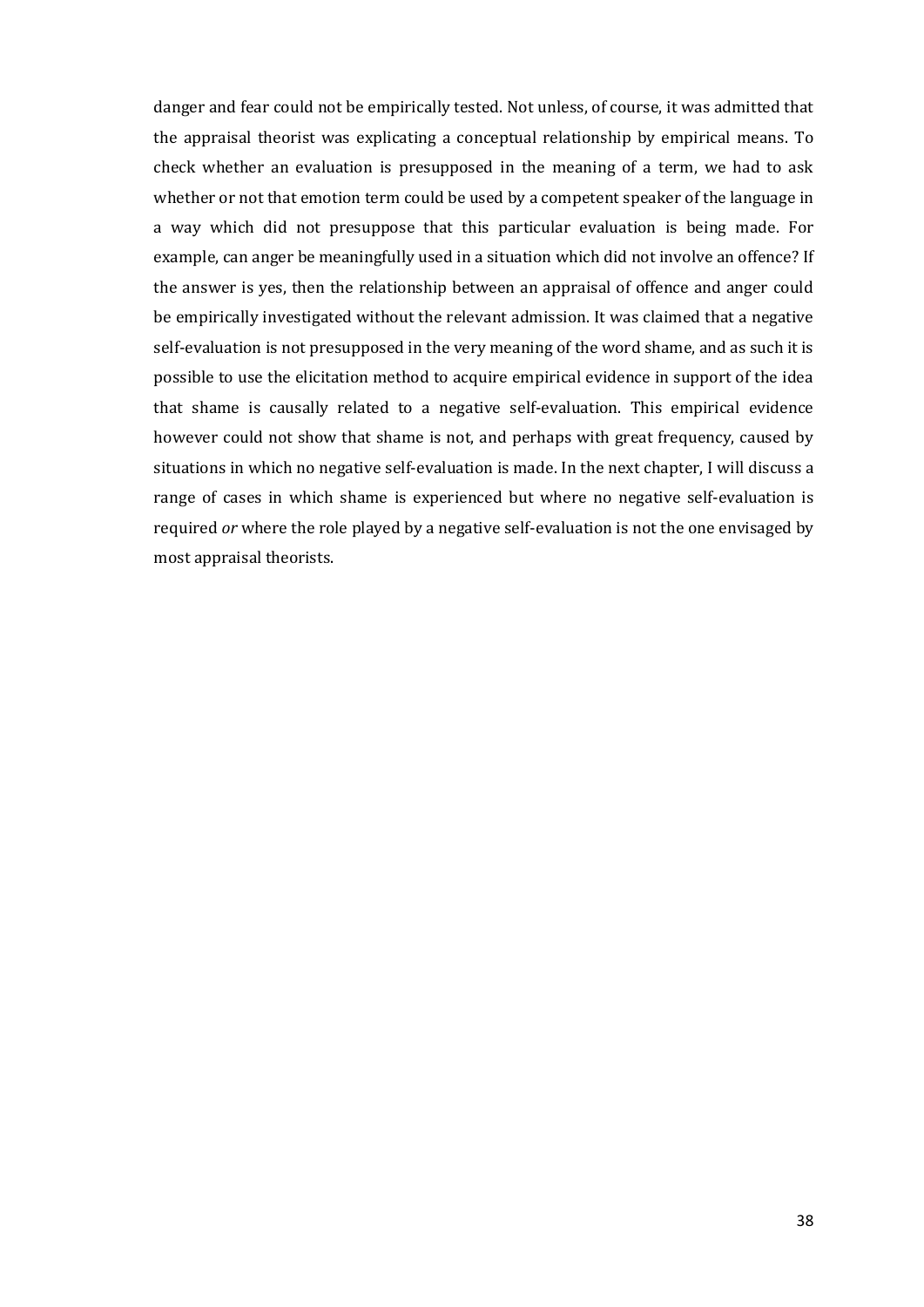danger and fear could not be empirically tested. Not unless, of course, it was admitted that the appraisal theorist was explicating a conceptual relationship by empirical means. To check whether an evaluation is presupposed in the meaning of a term, we had to ask whether or not that emotion term could be used by a competent speaker of the language in a way which did not presuppose that this particular evaluation is being made. For example, can anger be meaningfully used in a situation which did not involve an offence? If the answer is yes, then the relationship between an appraisal of offence and anger could be empirically investigated without the relevant admission. It was claimed that a negative self-evaluation is not presupposed in the very meaning of the word shame, and as such it is possible to use the elicitation method to acquire empirical evidence in support of the idea that shame is causally related to a negative self-evaluation. This empirical evidence however could not show that shame is not, and perhaps with great frequency, caused by situations in which no negative self-evaluation is made. In the next chapter, I will discuss a range of cases in which shame is experienced but where no negative self-evaluation is required *or* where the role played by a negative self-evaluation is not the one envisaged by most appraisal theorists.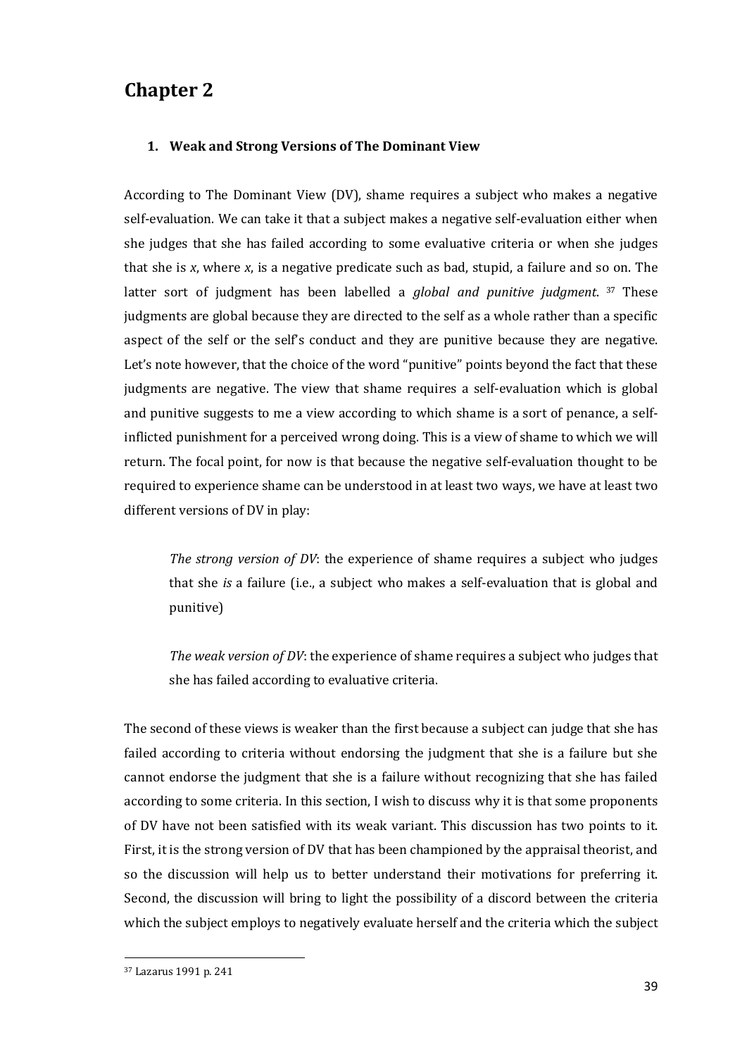# Chapter 2

### 1. Weak and Strong Versions of The Dominant View

According to The Dominant View (DV), shame requires a subject who makes a negative self-evaluation. We can take it that a subject makes a negative self-evaluation either when she judges that she has failed according to some evaluative criteria or when she judges that she is *x*, where *x*, is a negative predicate such as bad, stupid, a failure and so on. The latter sort of judgment has been labelled a *global and punitive judgment*. [37] These judgments are global because they are directed to the self as a whole rather than a specific aspect of the self or the self's conduct and they are punitive because they are negative. Let's note however, that the choice of the word "punitive" points beyond the fact that these judgments are negative. The view that shame requires a self-evaluation which is global and punitive suggests to me a view according to which shame is a sort of penance, a self-inflicted punishment for a perceived wrong doing. This is a view of shame to which we will return. The focal point, for now is that because the negative self-evaluation thought to be required to experience shame can be understood in at least two ways, we have at least two different versions of DV in play:

> *The strong version of DV*: the experience of shame requires a subject who judges that she *is* a failure (i.e., a subject who makes a self-evaluation that is global and punitive)
>
> *The weak version of DV*: the experience of shame requires a subject who judges that she has failed according to evaluative criteria.

The second of these views is weaker than the first because a subject can judge that she has failed according to criteria without endorsing the judgment that she is a failure but she cannot endorse the judgment that she is a failure without recognizing that she has failed according to some criteria. In this section, I wish to discuss why it is that some proponents of DV have not been satisfied with its weak variant. This discussion has two points to it. First, it is the strong version of DV that has been championed by the appraisal theorist, and so the discussion will help us to better understand their motivations for preferring it. Second, the discussion will bring to light the possibility of a discord between the criteria which the subject employs to negatively evaluate herself and the criteria which the subject

[37] Lazarus 1991 p. 241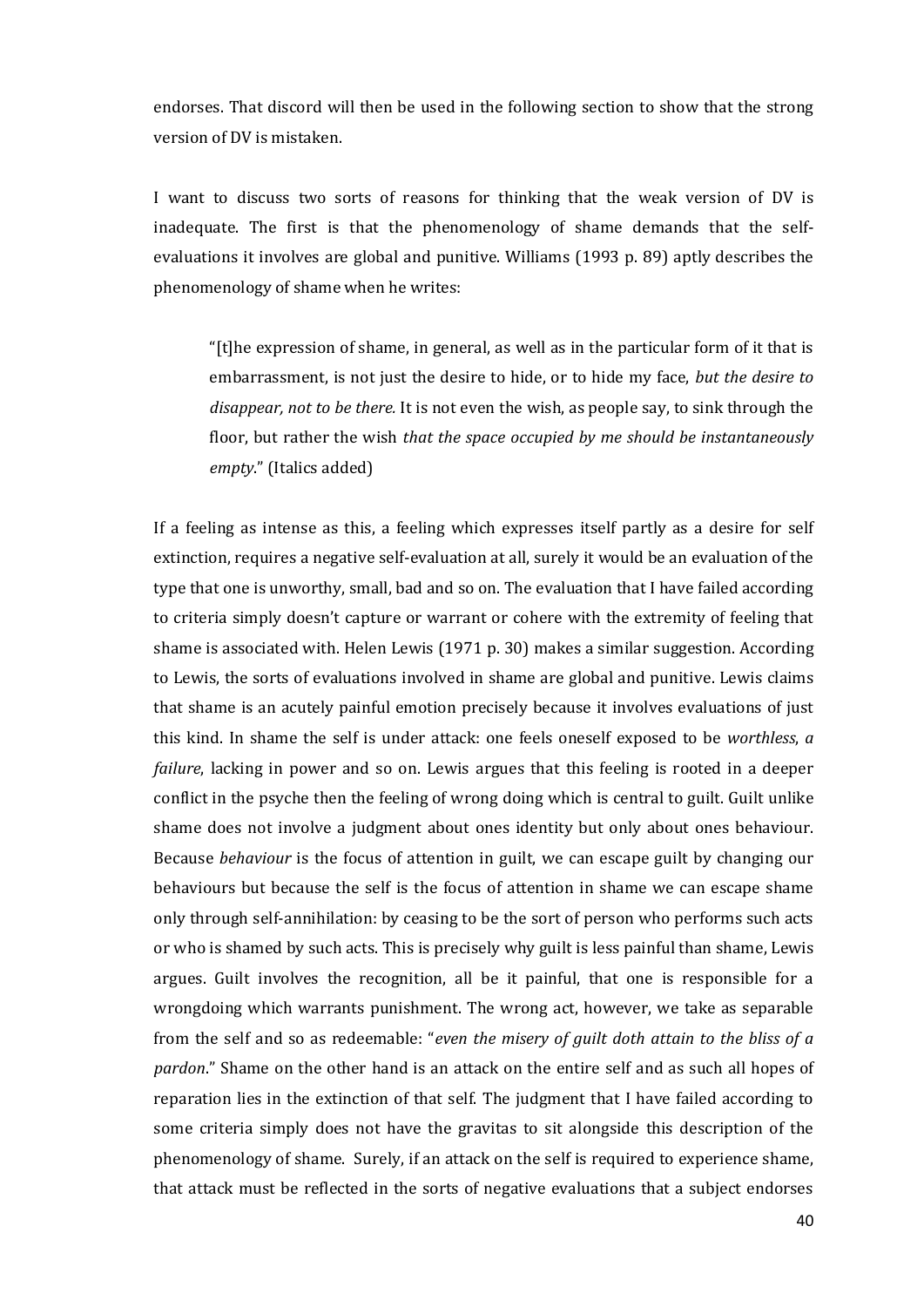endorses. That discord will then be used in the following section to show that the strong version of DV is mistaken.

I want to discuss two sorts of reasons for thinking that the weak version of DV is inadequate. The first is that the phenomenology of shame demands that the self-evaluations it involves are global and punitive. Williams (1993 p. 89) aptly describes the phenomenology of shame when he writes:

> "[t]he expression of shame, in general, as well as in the particular form of it that is embarrassment, is not just the desire to hide, or to hide my face, *but the desire to disappear, not to be there.* It is not even the wish, as people say, to sink through the floor, but rather the wish *that the space occupied by me should be instantaneously empty*." (Italics added)

If a feeling as intense as this, a feeling which expresses itself partly as a desire for self extinction, requires a negative self-evaluation at all, surely it would be an evaluation of the type that one is unworthy, small, bad and so on. The evaluation that I have failed according to criteria simply doesn't capture or warrant or cohere with the extremity of feeling that shame is associated with. Helen Lewis (1971 p. 30) makes a similar suggestion. According to Lewis, the sorts of evaluations involved in shame are global and punitive. Lewis claims that shame is an acutely painful emotion precisely because it involves evaluations of just this kind. In shame the self is under attack: one feels oneself exposed to be *worthless*, *a failure*, lacking in power and so on. Lewis argues that this feeling is rooted in a deeper conflict in the psyche then the feeling of wrong doing which is central to guilt. Guilt unlike shame does not involve a judgment about ones identity but only about ones behaviour. Because *behaviour* is the focus of attention in guilt, we can escape guilt by changing our behaviours but because the self is the focus of attention in shame we can escape shame only through self-annihilation: by ceasing to be the sort of person who performs such acts or who is shamed by such acts. This is precisely why guilt is less painful than shame, Lewis argues. Guilt involves the recognition, all be it painful, that one is responsible for a wrongdoing which warrants punishment. The wrong act, however, we take as separable from the self and so as redeemable: "*even the misery of guilt doth attain to the bliss of a pardon*." Shame on the other hand is an attack on the entire self and as such all hopes of reparation lies in the extinction of that self. The judgment that I have failed according to some criteria simply does not have the gravitas to sit alongside this description of the phenomenology of shame. Surely, if an attack on the self is required to experience shame, that attack must be reflected in the sorts of negative evaluations that a subject endorses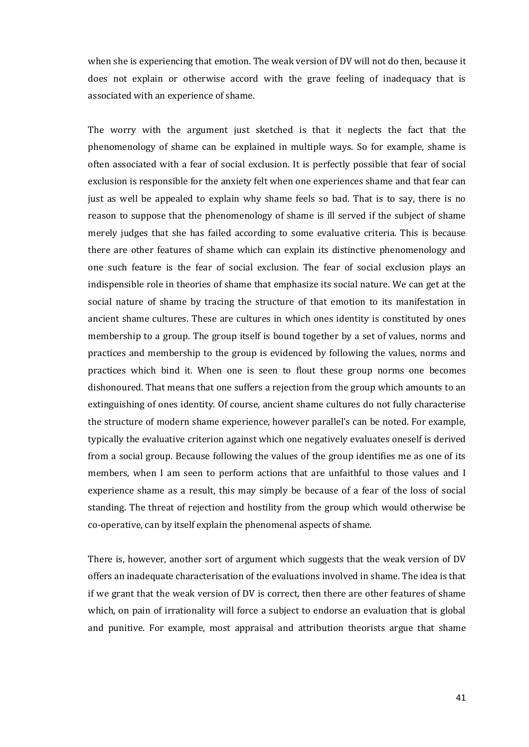when she is experiencing that emotion. The weak version of DV will not do then, because it does not explain or otherwise accord with the grave feeling of inadequacy that is associated with an experience of shame.

The worry with the argument just sketched is that it neglects the fact that the phenomenology of shame can be explained in multiple ways. So for example, shame is often associated with a fear of social exclusion. It is perfectly possible that fear of social exclusion is responsible for the anxiety felt when one experiences shame and that fear can just as well be appealed to explain why shame feels so bad. That is to say, there is no reason to suppose that the phenomenology of shame is ill served if the subject of shame merely judges that she has failed according to some evaluative criteria. This is because there are other features of shame which can explain its distinctive phenomenology and one such feature is the fear of social exclusion. The fear of social exclusion plays an indispensible role in theories of shame that emphasize its social nature. We can get at the social nature of shame by tracing the structure of that emotion to its manifestation in ancient shame cultures. These are cultures in which ones identity is constituted by ones membership to a group. The group itself is bound together by a set of values, norms and practices and membership to the group is evidenced by following the values, norms and practices which bind it. When one is seen to flout these group norms one becomes dishonoured. That means that one suffers a rejection from the group which amounts to an extinguishing of ones identity. Of course, ancient shame cultures do not fully characterise the structure of modern shame experience, however parallel's can be noted. For example, typically the evaluative criterion against which one negatively evaluates oneself is derived from a social group. Because following the values of the group identifies me as one of its members, when I am seen to perform actions that are unfaithful to those values and I experience shame as a result, this may simply be because of a fear of the loss of social standing. The threat of rejection and hostility from the group which would otherwise be co-operative, can by itself explain the phenomenal aspects of shame.

There is, however, another sort of argument which suggests that the weak version of DV offers an inadequate characterisation of the evaluations involved in shame. The idea is that if we grant that the weak version of DV is correct, then there are other features of shame which, on pain of irrationality will force a subject to endorse an evaluation that is global and punitive. For example, most appraisal and attribution theorists argue that shame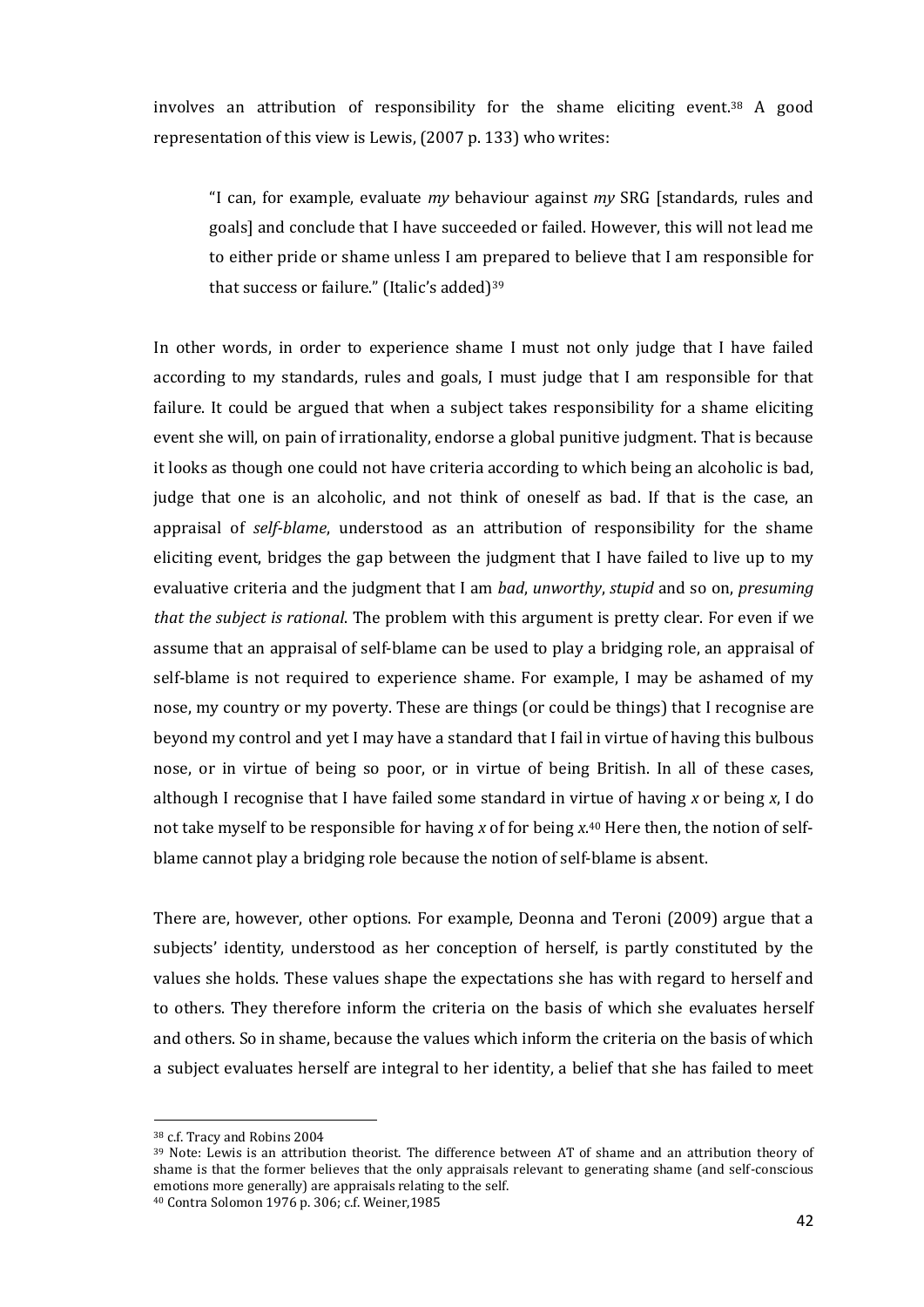involves an attribution of responsibility for the shame eliciting event.[38] A good representation of this view is Lewis, (2007 p. 133) who writes:

> "I can, for example, evaluate *my* behaviour against *my* SRG [standards, rules and goals] and conclude that I have succeeded or failed. However, this will not lead me to either pride or shame unless I am prepared to believe that I am responsible for that success or failure." (Italic's added)[39]

In other words, in order to experience shame I must not only judge that I have failed according to my standards, rules and goals, I must judge that I am responsible for that failure. It could be argued that when a subject takes responsibility for a shame eliciting event she will, on pain of irrationality, endorse a global punitive judgment. That is because it looks as though one could not have criteria according to which being an alcoholic is bad, judge that one is an alcoholic, and not think of oneself as bad. If that is the case, an appraisal of *self-blame*, understood as an attribution of responsibility for the shame eliciting event, bridges the gap between the judgment that I have failed to live up to my evaluative criteria and the judgment that I am *bad*, *unworthy*, *stupid* and so on, *presuming that the subject is rational*. The problem with this argument is pretty clear. For even if we assume that an appraisal of self-blame can be used to play a bridging role, an appraisal of self-blame is not required to experience shame. For example, I may be ashamed of my nose, my country or my poverty. These are things (or could be things) that I recognise are beyond my control and yet I may have a standard that I fail in virtue of having this bulbous nose, or in virtue of being so poor, or in virtue of being British. In all of these cases, although I recognise that I have failed some standard in virtue of having *x* or being *x*, I do not take myself to be responsible for having *x* of for being *x*.[40] Here then, the notion of self-blame cannot play a bridging role because the notion of self-blame is absent.

There are, however, other options. For example, Deonna and Teroni (2009) argue that a subjects' identity, understood as her conception of herself, is partly constituted by the values she holds. These values shape the expectations she has with regard to herself and to others. They therefore inform the criteria on the basis of which she evaluates herself and others. So in shame, because the values which inform the criteria on the basis of which a subject evaluates herself are integral to her identity, a belief that she has failed to meet

---

[38] c.f. Tracy and Robins 2004

[39] Note: Lewis is an attribution theorist. The difference between AT of shame and an attribution theory of shame is that the former believes that the only appraisals relevant to generating shame (and self-conscious emotions more generally) are appraisals relating to the self.

[40] Contra Solomon 1976 p. 306; c.f. Weiner,1985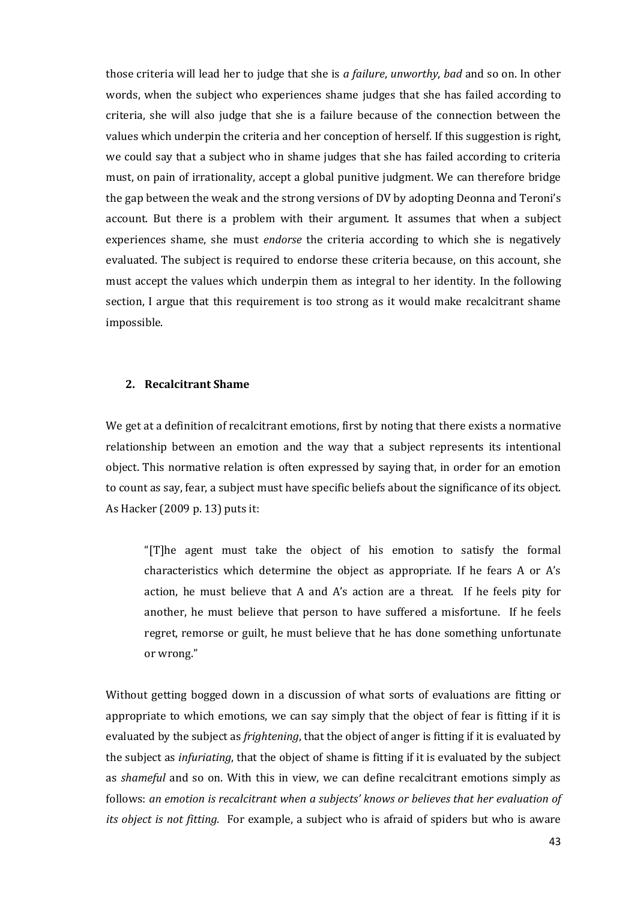those criteria will lead her to judge that she is *a failure*, *unworthy*, *bad* and so on. In other words, when the subject who experiences shame judges that she has failed according to criteria, she will also judge that she is a failure because of the connection between the values which underpin the criteria and her conception of herself. If this suggestion is right, we could say that a subject who in shame judges that she has failed according to criteria must, on pain of irrationality, accept a global punitive judgment. We can therefore bridge the gap between the weak and the strong versions of DV by adopting Deonna and Teroni's account. But there is a problem with their argument. It assumes that when a subject experiences shame, she must *endorse* the criteria according to which she is negatively evaluated. The subject is required to endorse these criteria because, on this account, she must accept the values which underpin them as integral to her identity. In the following section, I argue that this requirement is too strong as it would make recalcitrant shame impossible.

## 2. Recalcitrant Shame

We get at a definition of recalcitrant emotions, first by noting that there exists a normative relationship between an emotion and the way that a subject represents its intentional object. This normative relation is often expressed by saying that, in order for an emotion to count as say, fear, a subject must have specific beliefs about the significance of its object. As Hacker (2009 p. 13) puts it:

> "[T]he agent must take the object of his emotion to satisfy the formal characteristics which determine the object as appropriate. If he fears A or A's action, he must believe that A and A's action are a threat. If he feels pity for another, he must believe that person to have suffered a misfortune. If he feels regret, remorse or guilt, he must believe that he has done something unfortunate or wrong."

Without getting bogged down in a discussion of what sorts of evaluations are fitting or appropriate to which emotions, we can say simply that the object of fear is fitting if it is evaluated by the subject as *frightening*, that the object of anger is fitting if it is evaluated by the subject as *infuriating*, that the object of shame is fitting if it is evaluated by the subject as *shameful* and so on. With this in view, we can define recalcitrant emotions simply as follows: *an emotion is recalcitrant when a subjects' knows or believes that her evaluation of its object is not fitting.* For example, a subject who is afraid of spiders but who is aware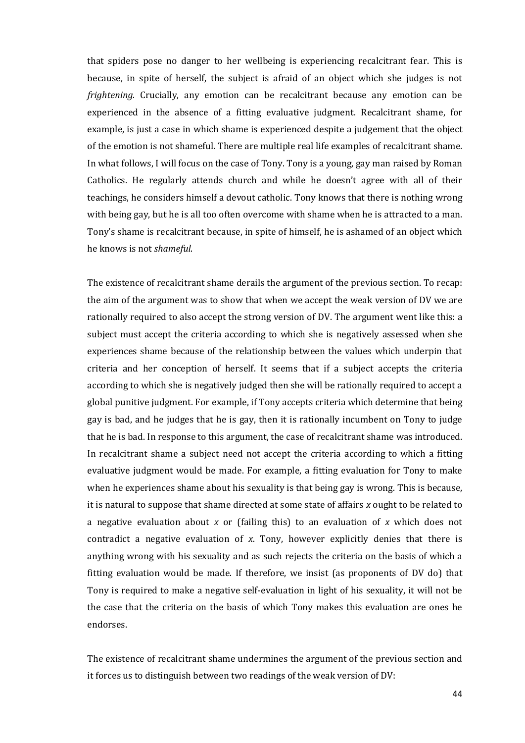that spiders pose no danger to her wellbeing is experiencing recalcitrant fear. This is because, in spite of herself, the subject is afraid of an object which she judges is not *frightening*. Crucially, any emotion can be recalcitrant because any emotion can be experienced in the absence of a fitting evaluative judgment. Recalcitrant shame, for example, is just a case in which shame is experienced despite a judgement that the object of the emotion is not shameful. There are multiple real life examples of recalcitrant shame. In what follows, I will focus on the case of Tony. Tony is a young, gay man raised by Roman Catholics. He regularly attends church and while he doesn't agree with all of their teachings, he considers himself a devout catholic. Tony knows that there is nothing wrong with being gay, but he is all too often overcome with shame when he is attracted to a man. Tony's shame is recalcitrant because, in spite of himself, he is ashamed of an object which he knows is not *shameful*.

The existence of recalcitrant shame derails the argument of the previous section. To recap: the aim of the argument was to show that when we accept the weak version of DV we are rationally required to also accept the strong version of DV. The argument went like this: a subject must accept the criteria according to which she is negatively assessed when she experiences shame because of the relationship between the values which underpin that criteria and her conception of herself. It seems that if a subject accepts the criteria according to which she is negatively judged then she will be rationally required to accept a global punitive judgment. For example, if Tony accepts criteria which determine that being gay is bad, and he judges that he is gay, then it is rationally incumbent on Tony to judge that he is bad. In response to this argument, the case of recalcitrant shame was introduced. In recalcitrant shame a subject need not accept the criteria according to which a fitting evaluative judgment would be made. For example, a fitting evaluation for Tony to make when he experiences shame about his sexuality is that being gay is wrong. This is because, it is natural to suppose that shame directed at some state of affairs *x* ought to be related to a negative evaluation about *x* or (failing this) to an evaluation of *x* which does not contradict a negative evaluation of *x*. Tony, however explicitly denies that there is anything wrong with his sexuality and as such rejects the criteria on the basis of which a fitting evaluation would be made. If therefore, we insist (as proponents of DV do) that Tony is required to make a negative self-evaluation in light of his sexuality, it will not be the case that the criteria on the basis of which Tony makes this evaluation are ones he endorses.

The existence of recalcitrant shame undermines the argument of the previous section and it forces us to distinguish between two readings of the weak version of DV: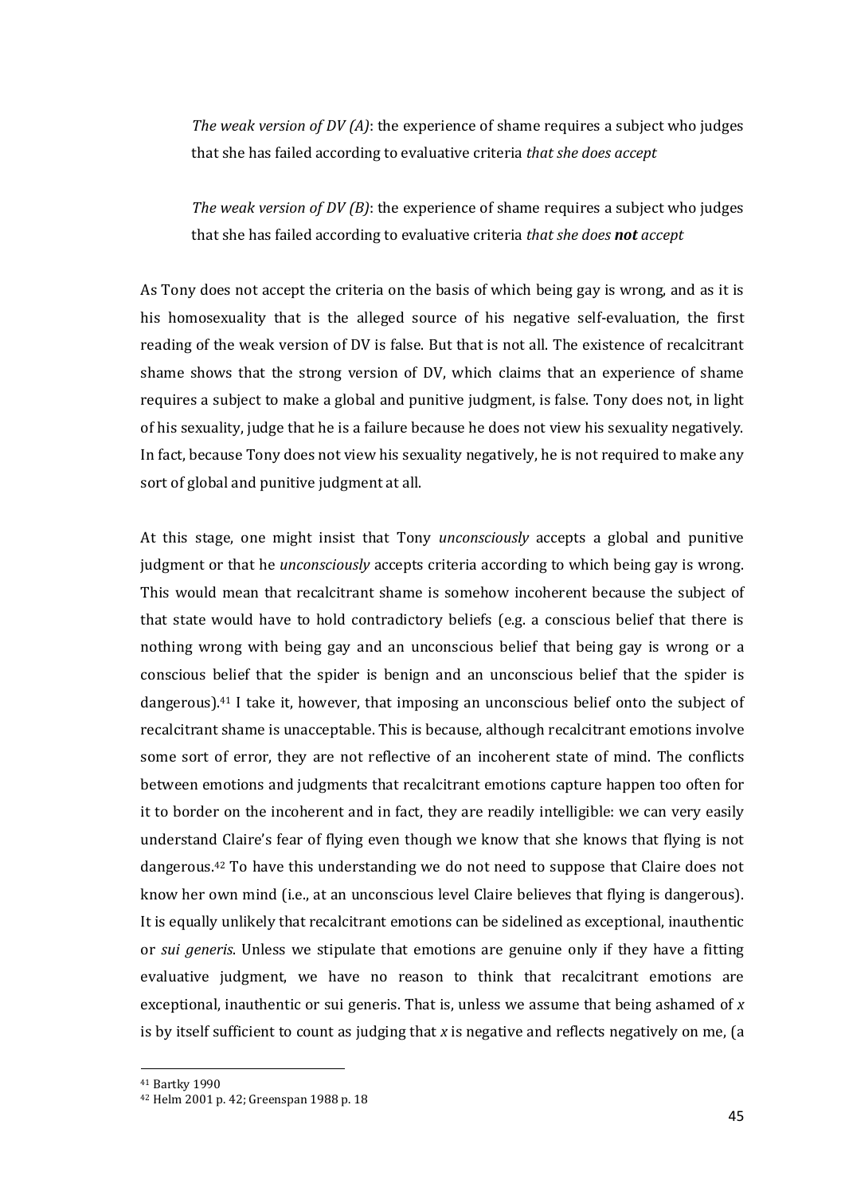*The weak version of DV (A)*: the experience of shame requires a subject who judges that she has failed according to evaluative criteria *that she does accept*

*The weak version of DV (B)*: the experience of shame requires a subject who judges that she has failed according to evaluative criteria *that she does **not** accept*

As Tony does not accept the criteria on the basis of which being gay is wrong, and as it is his homosexuality that is the alleged source of his negative self-evaluation, the first reading of the weak version of DV is false. But that is not all. The existence of recalcitrant shame shows that the strong version of DV, which claims that an experience of shame requires a subject to make a global and punitive judgment, is false. Tony does not, in light of his sexuality, judge that he is a failure because he does not view his sexuality negatively. In fact, because Tony does not view his sexuality negatively, he is not required to make any sort of global and punitive judgment at all.

At this stage, one might insist that Tony *unconsciously* accepts a global and punitive judgment or that he *unconsciously* accepts criteria according to which being gay is wrong. This would mean that recalcitrant shame is somehow incoherent because the subject of that state would have to hold contradictory beliefs (e.g. a conscious belief that there is nothing wrong with being gay and an unconscious belief that being gay is wrong or a conscious belief that the spider is benign and an unconscious belief that the spider is dangerous).[41] I take it, however, that imposing an unconscious belief onto the subject of recalcitrant shame is unacceptable. This is because, although recalcitrant emotions involve some sort of error, they are not reflective of an incoherent state of mind. The conflicts between emotions and judgments that recalcitrant emotions capture happen too often for it to border on the incoherent and in fact, they are readily intelligible: we can very easily understand Claire's fear of flying even though we know that she knows that flying is not dangerous.[42] To have this understanding we do not need to suppose that Claire does not know her own mind (i.e., at an unconscious level Claire believes that flying is dangerous). It is equally unlikely that recalcitrant emotions can be sidelined as exceptional, inauthentic or *sui generis*. Unless we stipulate that emotions are genuine only if they have a fitting evaluative judgment, we have no reason to think that recalcitrant emotions are exceptional, inauthentic or sui generis. That is, unless we assume that being ashamed of *x* is by itself sufficient to count as judging that *x* is negative and reflects negatively on me, (a

[41] Bartky 1990

[42] Helm 2001 p. 42; Greenspan 1988 p. 18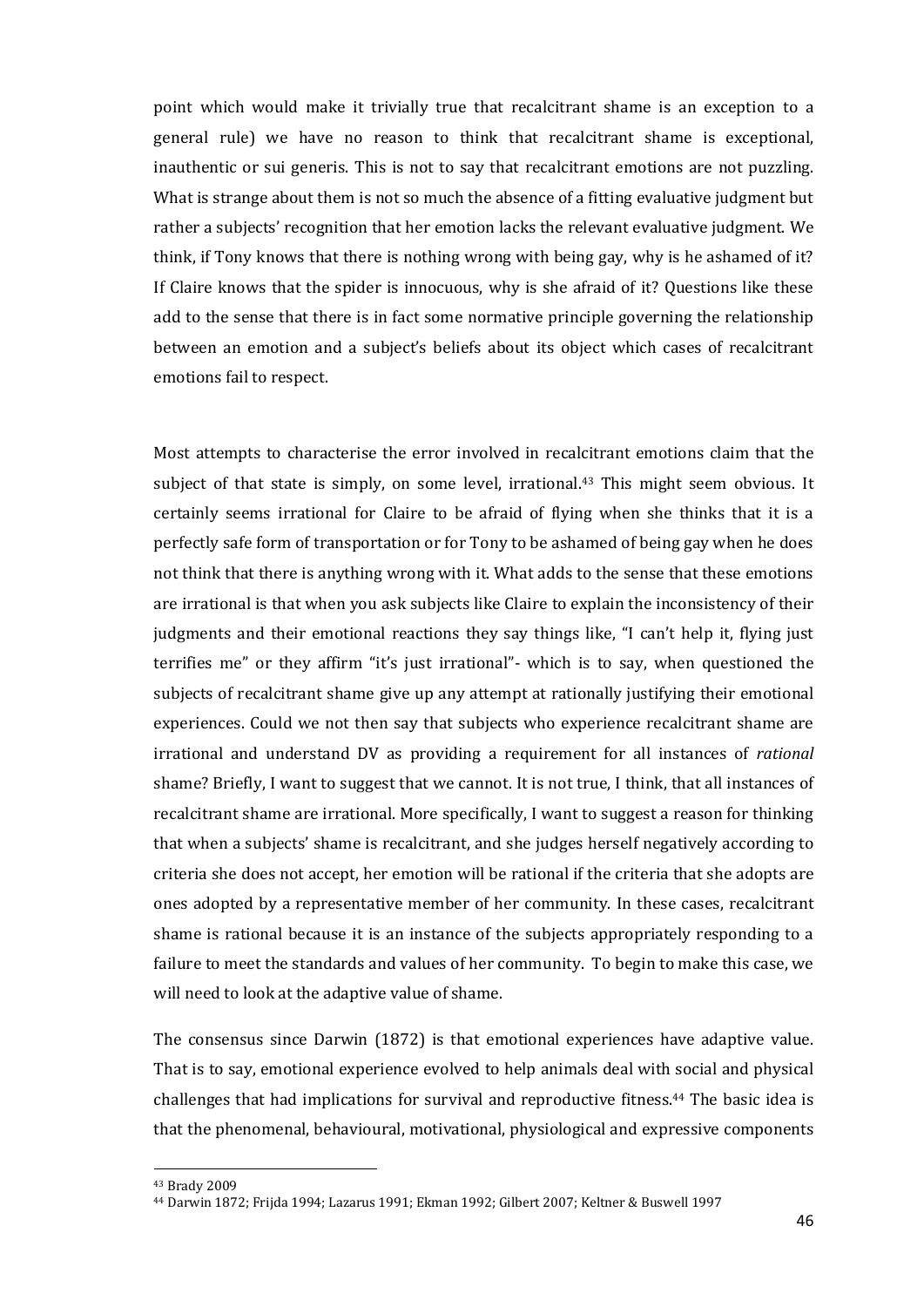point which would make it trivially true that recalcitrant shame is an exception to a general rule) we have no reason to think that recalcitrant shame is exceptional, inauthentic or sui generis. This is not to say that recalcitrant emotions are not puzzling. What is strange about them is not so much the absence of a fitting evaluative judgment but rather a subjects' recognition that her emotion lacks the relevant evaluative judgment. We think, if Tony knows that there is nothing wrong with being gay, why is he ashamed of it? If Claire knows that the spider is innocuous, why is she afraid of it? Questions like these add to the sense that there is in fact some normative principle governing the relationship between an emotion and a subject's beliefs about its object which cases of recalcitrant emotions fail to respect.

Most attempts to characterise the error involved in recalcitrant emotions claim that the subject of that state is simply, on some level, irrational.[43] This might seem obvious. It certainly seems irrational for Claire to be afraid of flying when she thinks that it is a perfectly safe form of transportation or for Tony to be ashamed of being gay when he does not think that there is anything wrong with it. What adds to the sense that these emotions are irrational is that when you ask subjects like Claire to explain the inconsistency of their judgments and their emotional reactions they say things like, "I can't help it, flying just terrifies me" or they affirm "it's just irrational"- which is to say, when questioned the subjects of recalcitrant shame give up any attempt at rationally justifying their emotional experiences. Could we not then say that subjects who experience recalcitrant shame are irrational and understand DV as providing a requirement for all instances of *rational* shame? Briefly, I want to suggest that we cannot. It is not true, I think, that all instances of recalcitrant shame are irrational. More specifically, I want to suggest a reason for thinking that when a subjects' shame is recalcitrant, and she judges herself negatively according to criteria she does not accept, her emotion will be rational if the criteria that she adopts are ones adopted by a representative member of her community. In these cases, recalcitrant shame is rational because it is an instance of the subjects appropriately responding to a failure to meet the standards and values of her community. To begin to make this case, we will need to look at the adaptive value of shame.

The consensus since Darwin (1872) is that emotional experiences have adaptive value. That is to say, emotional experience evolved to help animals deal with social and physical challenges that had implications for survival and reproductive fitness.[44] The basic idea is that the phenomenal, behavioural, motivational, physiological and expressive components

---

[43] Brady 2009

[44] Darwin 1872; Frijda 1994; Lazarus 1991; Ekman 1992; Gilbert 2007; Keltner & Buswell 1997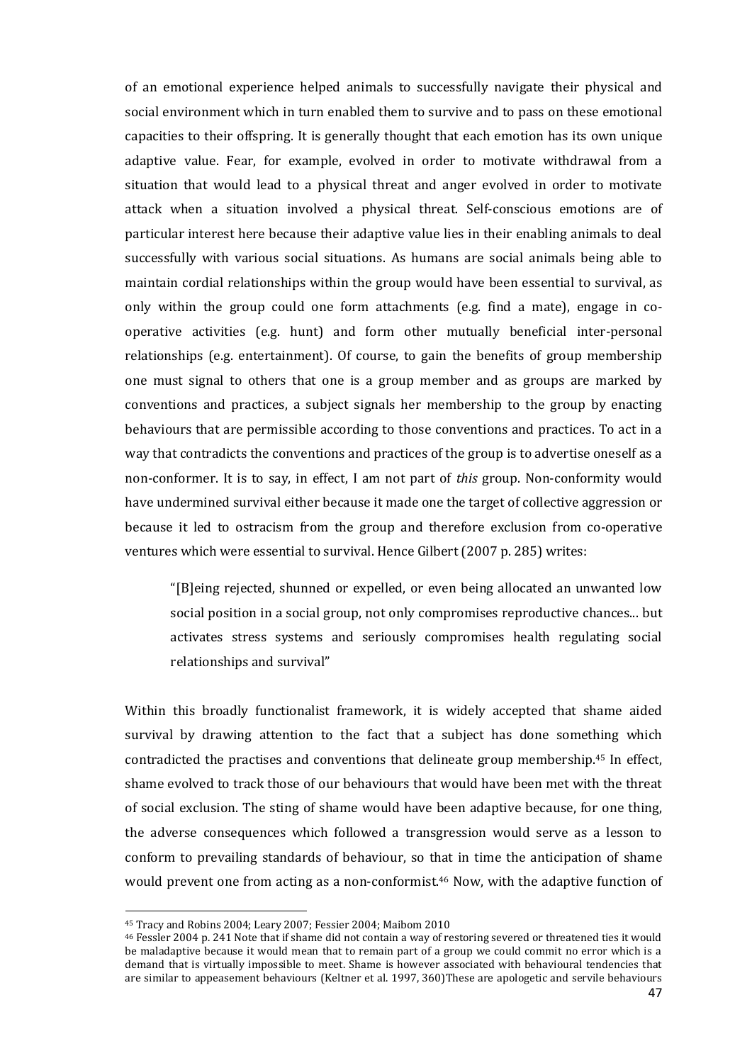of an emotional experience helped animals to successfully navigate their physical and social environment which in turn enabled them to survive and to pass on these emotional capacities to their offspring. It is generally thought that each emotion has its own unique adaptive value. Fear, for example, evolved in order to motivate withdrawal from a situation that would lead to a physical threat and anger evolved in order to motivate attack when a situation involved a physical threat. Self-conscious emotions are of particular interest here because their adaptive value lies in their enabling animals to deal successfully with various social situations. As humans are social animals being able to maintain cordial relationships within the group would have been essential to survival, as only within the group could one form attachments (e.g. find a mate), engage in co-operative activities (e.g. hunt) and form other mutually beneficial inter-personal relationships (e.g. entertainment). Of course, to gain the benefits of group membership one must signal to others that one is a group member and as groups are marked by conventions and practices, a subject signals her membership to the group by enacting behaviours that are permissible according to those conventions and practices. To act in a way that contradicts the conventions and practices of the group is to advertise oneself as a non-conformer. It is to say, in effect, I am not part of *this* group. Non-conformity would have undermined survival either because it made one the target of collective aggression or because it led to ostracism from the group and therefore exclusion from co-operative ventures which were essential to survival. Hence Gilbert (2007 p. 285) writes:

> "[B]eing rejected, shunned or expelled, or even being allocated an unwanted low social position in a social group, not only compromises reproductive chances... but activates stress systems and seriously compromises health regulating social relationships and survival"

Within this broadly functionalist framework, it is widely accepted that shame aided survival by drawing attention to the fact that a subject has done something which contradicted the practises and conventions that delineate group membership.[45] In effect, shame evolved to track those of our behaviours that would have been met with the threat of social exclusion. The sting of shame would have been adaptive because, for one thing, the adverse consequences which followed a transgression would serve as a lesson to conform to prevailing standards of behaviour, so that in time the anticipation of shame would prevent one from acting as a non-conformist.[46] Now, with the adaptive function of

---

[45] Tracy and Robins 2004; Leary 2007; Fessier 2004; Maibom 2010

[46] Fessler 2004 p. 241 Note that if shame did not contain a way of restoring severed or threatened ties it would be maladaptive because it would mean that to remain part of a group we could commit no error which is a demand that is virtually impossible to meet. Shame is however associated with behavioural tendencies that are similar to appeasement behaviours (Keltner et al. 1997, 360)These are apologetic and servile behaviours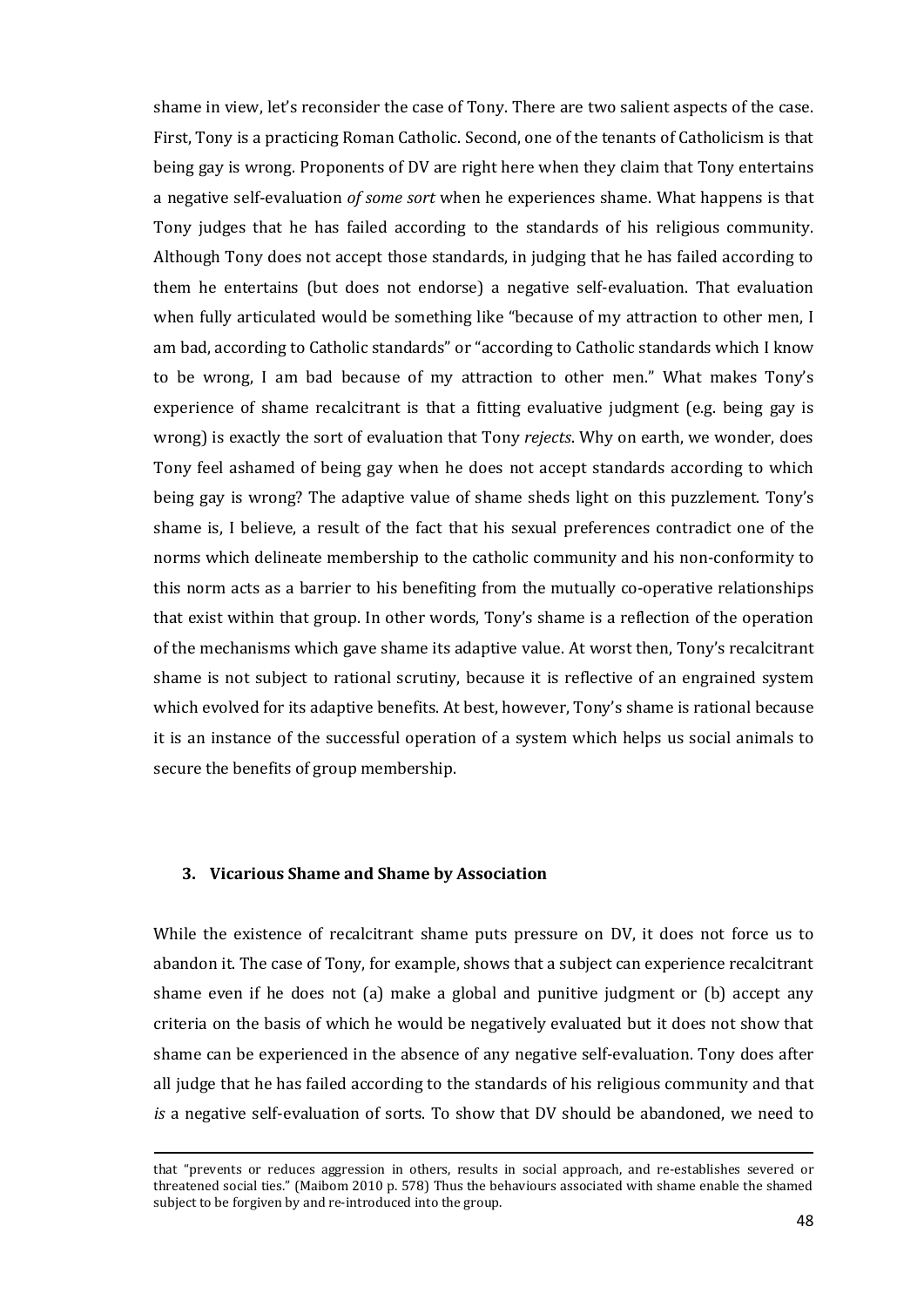shame in view, let's reconsider the case of Tony. There are two salient aspects of the case. First, Tony is a practicing Roman Catholic. Second, one of the tenants of Catholicism is that being gay is wrong. Proponents of DV are right here when they claim that Tony entertains a negative self-evaluation *of some sort* when he experiences shame. What happens is that Tony judges that he has failed according to the standards of his religious community. Although Tony does not accept those standards, in judging that he has failed according to them he entertains (but does not endorse) a negative self-evaluation. That evaluation when fully articulated would be something like "because of my attraction to other men, I am bad, according to Catholic standards" or "according to Catholic standards which I know to be wrong, I am bad because of my attraction to other men." What makes Tony's experience of shame recalcitrant is that a fitting evaluative judgment (e.g. being gay is wrong) is exactly the sort of evaluation that Tony *rejects*. Why on earth, we wonder, does Tony feel ashamed of being gay when he does not accept standards according to which being gay is wrong? The adaptive value of shame sheds light on this puzzlement. Tony's shame is, I believe, a result of the fact that his sexual preferences contradict one of the norms which delineate membership to the catholic community and his non-conformity to this norm acts as a barrier to his benefiting from the mutually co-operative relationships that exist within that group. In other words, Tony's shame is a reflection of the operation of the mechanisms which gave shame its adaptive value. At worst then, Tony's recalcitrant shame is not subject to rational scrutiny, because it is reflective of an engrained system which evolved for its adaptive benefits. At best, however, Tony's shame is rational because it is an instance of the successful operation of a system which helps us social animals to secure the benefits of group membership.

## 3. Vicarious Shame and Shame by Association

While the existence of recalcitrant shame puts pressure on DV, it does not force us to abandon it. The case of Tony, for example, shows that a subject can experience recalcitrant shame even if he does not (a) make a global and punitive judgment or (b) accept any criteria on the basis of which he would be negatively evaluated but it does not show that shame can be experienced in the absence of any negative self-evaluation. Tony does after all judge that he has failed according to the standards of his religious community and that *is* a negative self-evaluation of sorts. To show that DV should be abandoned, we need to

that "prevents or reduces aggression in others, results in social approach, and re-establishes severed or threatened social ties." (Maibom 2010 p. 578) Thus the behaviours associated with shame enable the shamed subject to be forgiven by and re-introduced into the group.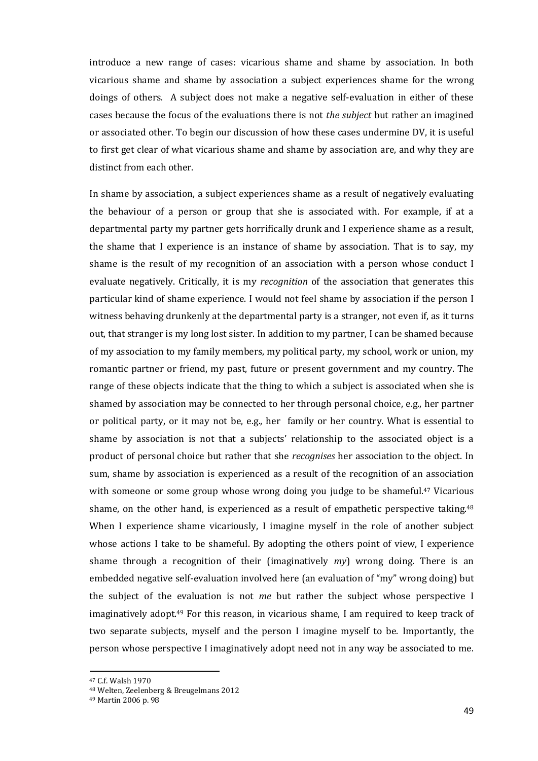introduce a new range of cases: vicarious shame and shame by association. In both vicarious shame and shame by association a subject experiences shame for the wrong doings of others. A subject does not make a negative self-evaluation in either of these cases because the focus of the evaluations there is not *the subject* but rather an imagined or associated other. To begin our discussion of how these cases undermine DV, it is useful to first get clear of what vicarious shame and shame by association are, and why they are distinct from each other.

In shame by association, a subject experiences shame as a result of negatively evaluating the behaviour of a person or group that she is associated with. For example, if at a departmental party my partner gets horrifically drunk and I experience shame as a result, the shame that I experience is an instance of shame by association. That is to say, my shame is the result of my recognition of an association with a person whose conduct I evaluate negatively. Critically, it is my *recognition* of the association that generates this particular kind of shame experience. I would not feel shame by association if the person I witness behaving drunkenly at the departmental party is a stranger, not even if, as it turns out, that stranger is my long lost sister. In addition to my partner, I can be shamed because of my association to my family members, my political party, my school, work or union, my romantic partner or friend, my past, future or present government and my country. The range of these objects indicate that the thing to which a subject is associated when she is shamed by association may be connected to her through personal choice, e.g., her partner or political party, or it may not be, e.g., her family or her country. What is essential to shame by association is not that a subjects' relationship to the associated object is a product of personal choice but rather that she *recognises* her association to the object. In sum, shame by association is experienced as a result of the recognition of an association with someone or some group whose wrong doing you judge to be shameful.[47] Vicarious shame, on the other hand, is experienced as a result of empathetic perspective taking.[48] When I experience shame vicariously, I imagine myself in the role of another subject whose actions I take to be shameful. By adopting the others point of view, I experience shame through a recognition of their (imaginatively *my*) wrong doing. There is an embedded negative self-evaluation involved here (an evaluation of "my" wrong doing) but the subject of the evaluation is not *me* but rather the subject whose perspective I imaginatively adopt.[49] For this reason, in vicarious shame, I am required to keep track of two separate subjects, myself and the person I imagine myself to be. Importantly, the person whose perspective I imaginatively adopt need not in any way be associated to me.

---

[47] C.f. Walsh 1970

[48] Welten, Zeelenberg & Breugelmans 2012

[49] Martin 2006 p. 98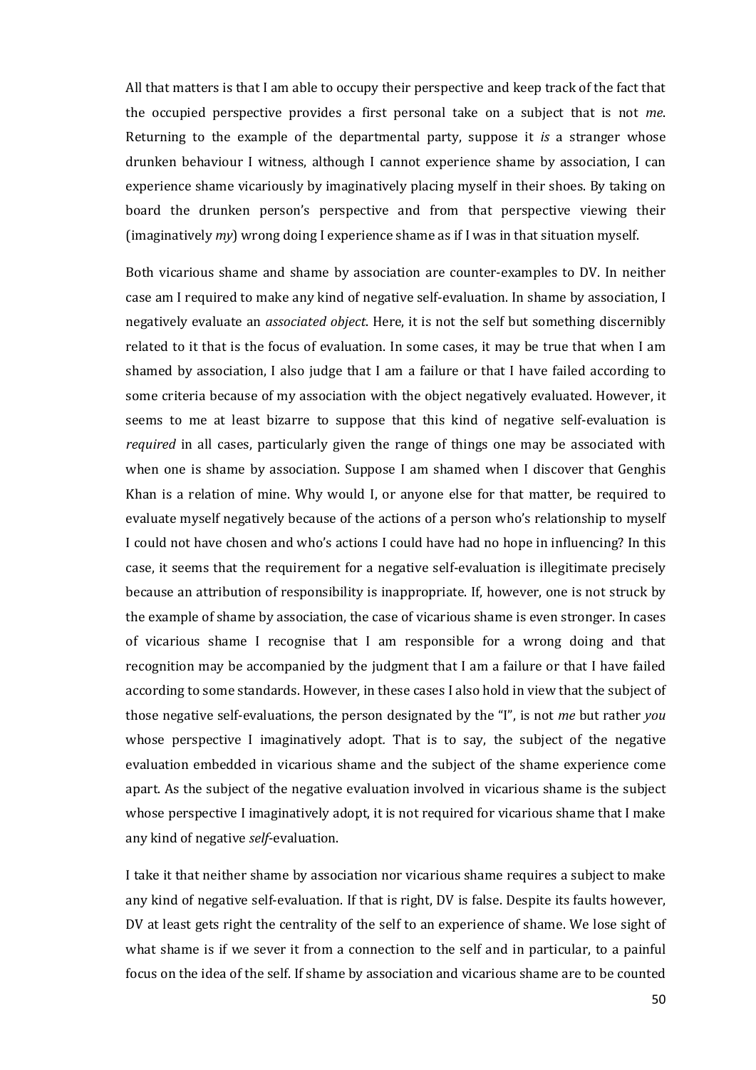All that matters is that I am able to occupy their perspective and keep track of the fact that the occupied perspective provides a first personal take on a subject that is not *me*. Returning to the example of the departmental party, suppose it *is* a stranger whose drunken behaviour I witness, although I cannot experience shame by association, I can experience shame vicariously by imaginatively placing myself in their shoes. By taking on board the drunken person's perspective and from that perspective viewing their (imaginatively *my*) wrong doing I experience shame as if I was in that situation myself.

Both vicarious shame and shame by association are counter-examples to DV. In neither case am I required to make any kind of negative self-evaluation. In shame by association, I negatively evaluate an *associated object*. Here, it is not the self but something discernibly related to it that is the focus of evaluation. In some cases, it may be true that when I am shamed by association, I also judge that I am a failure or that I have failed according to some criteria because of my association with the object negatively evaluated. However, it seems to me at least bizarre to suppose that this kind of negative self-evaluation is *required* in all cases, particularly given the range of things one may be associated with when one is shame by association. Suppose I am shamed when I discover that Genghis Khan is a relation of mine. Why would I, or anyone else for that matter, be required to evaluate myself negatively because of the actions of a person who's relationship to myself I could not have chosen and who's actions I could have had no hope in influencing? In this case, it seems that the requirement for a negative self-evaluation is illegitimate precisely because an attribution of responsibility is inappropriate. If, however, one is not struck by the example of shame by association, the case of vicarious shame is even stronger. In cases of vicarious shame I recognise that I am responsible for a wrong doing and that recognition may be accompanied by the judgment that I am a failure or that I have failed according to some standards. However, in these cases I also hold in view that the subject of those negative self-evaluations, the person designated by the "I", is not *me* but rather *you* whose perspective I imaginatively adopt. That is to say, the subject of the negative evaluation embedded in vicarious shame and the subject of the shame experience come apart. As the subject of the negative evaluation involved in vicarious shame is the subject whose perspective I imaginatively adopt, it is not required for vicarious shame that I make any kind of negative *self*-evaluation.

I take it that neither shame by association nor vicarious shame requires a subject to make any kind of negative self-evaluation. If that is right, DV is false. Despite its faults however, DV at least gets right the centrality of the self to an experience of shame. We lose sight of what shame is if we sever it from a connection to the self and in particular, to a painful focus on the idea of the self. If shame by association and vicarious shame are to be counted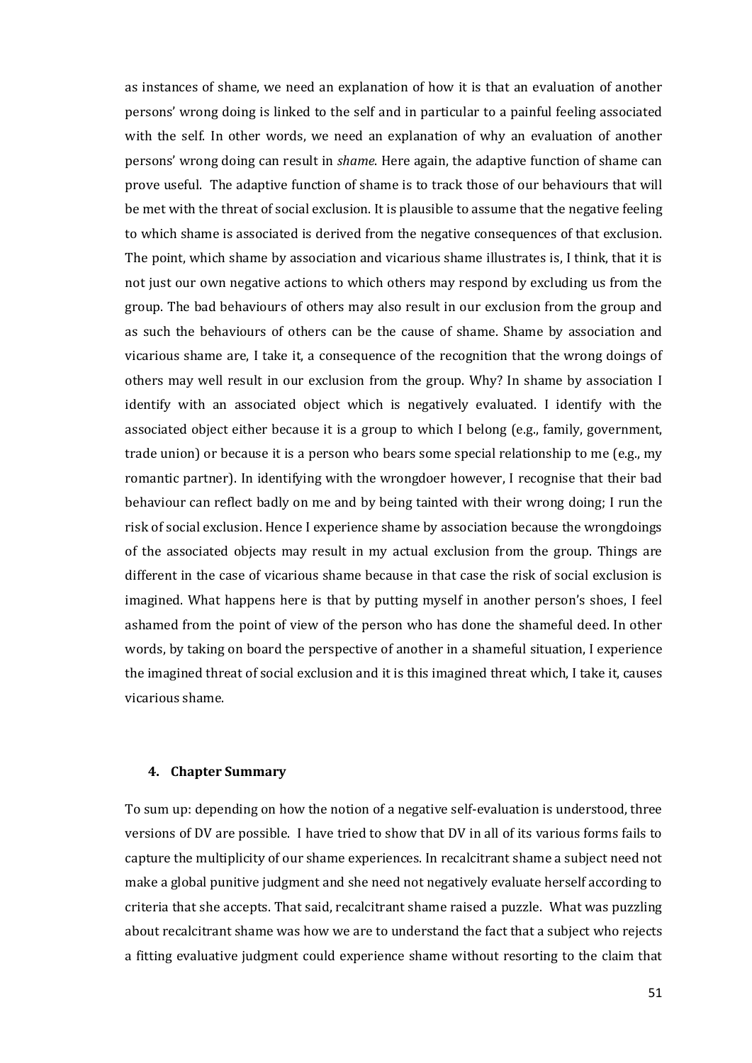as instances of shame, we need an explanation of how it is that an evaluation of another persons' wrong doing is linked to the self and in particular to a painful feeling associated with the self. In other words, we need an explanation of why an evaluation of another persons' wrong doing can result in *shame*. Here again, the adaptive function of shame can prove useful. The adaptive function of shame is to track those of our behaviours that will be met with the threat of social exclusion. It is plausible to assume that the negative feeling to which shame is associated is derived from the negative consequences of that exclusion. The point, which shame by association and vicarious shame illustrates is, I think, that it is not just our own negative actions to which others may respond by excluding us from the group. The bad behaviours of others may also result in our exclusion from the group and as such the behaviours of others can be the cause of shame. Shame by association and vicarious shame are, I take it, a consequence of the recognition that the wrong doings of others may well result in our exclusion from the group. Why? In shame by association I identify with an associated object which is negatively evaluated. I identify with the associated object either because it is a group to which I belong (e.g., family, government, trade union) or because it is a person who bears some special relationship to me (e.g., my romantic partner). In identifying with the wrongdoer however, I recognise that their bad behaviour can reflect badly on me and by being tainted with their wrong doing; I run the risk of social exclusion. Hence I experience shame by association because the wrongdoings of the associated objects may result in my actual exclusion from the group. Things are different in the case of vicarious shame because in that case the risk of social exclusion is imagined. What happens here is that by putting myself in another person's shoes, I feel ashamed from the point of view of the person who has done the shameful deed. In other words, by taking on board the perspective of another in a shameful situation, I experience the imagined threat of social exclusion and it is this imagined threat which, I take it, causes vicarious shame.

## 4. Chapter Summary

To sum up: depending on how the notion of a negative self-evaluation is understood, three versions of DV are possible. I have tried to show that DV in all of its various forms fails to capture the multiplicity of our shame experiences. In recalcitrant shame a subject need not make a global punitive judgment and she need not negatively evaluate herself according to criteria that she accepts. That said, recalcitrant shame raised a puzzle. What was puzzling about recalcitrant shame was how we are to understand the fact that a subject who rejects a fitting evaluative judgment could experience shame without resorting to the claim that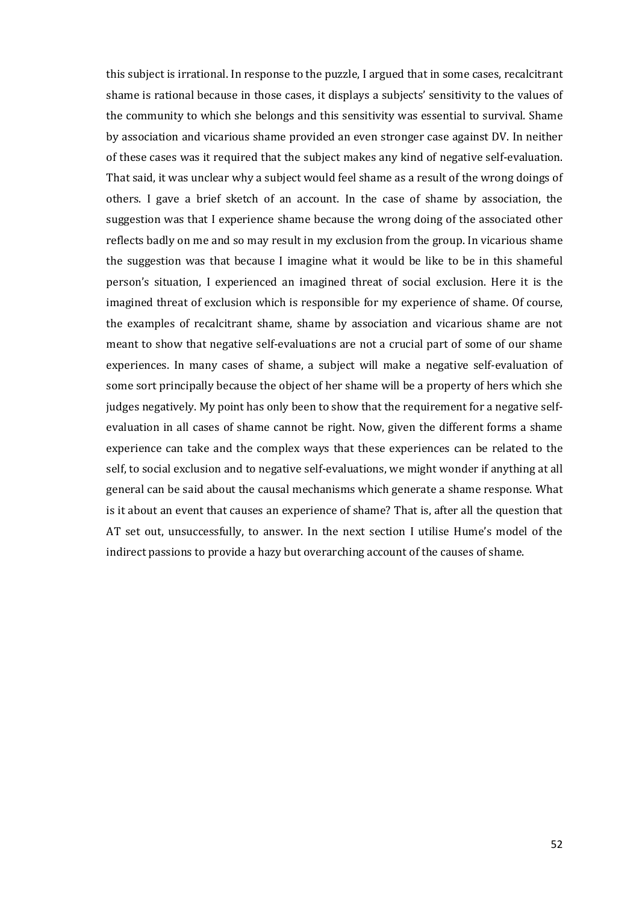this subject is irrational. In response to the puzzle, I argued that in some cases, recalcitrant shame is rational because in those cases, it displays a subjects' sensitivity to the values of the community to which she belongs and this sensitivity was essential to survival. Shame by association and vicarious shame provided an even stronger case against DV. In neither of these cases was it required that the subject makes any kind of negative self-evaluation. That said, it was unclear why a subject would feel shame as a result of the wrong doings of others. I gave a brief sketch of an account. In the case of shame by association, the suggestion was that I experience shame because the wrong doing of the associated other reflects badly on me and so may result in my exclusion from the group. In vicarious shame the suggestion was that because I imagine what it would be like to be in this shameful person's situation, I experienced an imagined threat of social exclusion. Here it is the imagined threat of exclusion which is responsible for my experience of shame. Of course, the examples of recalcitrant shame, shame by association and vicarious shame are not meant to show that negative self-evaluations are not a crucial part of some of our shame experiences. In many cases of shame, a subject will make a negative self-evaluation of some sort principally because the object of her shame will be a property of hers which she judges negatively. My point has only been to show that the requirement for a negative self-evaluation in all cases of shame cannot be right. Now, given the different forms a shame experience can take and the complex ways that these experiences can be related to the self, to social exclusion and to negative self-evaluations, we might wonder if anything at all general can be said about the causal mechanisms which generate a shame response. What is it about an event that causes an experience of shame? That is, after all the question that AT set out, unsuccessfully, to answer. In the next section I utilise Hume's model of the indirect passions to provide a hazy but overarching account of the causes of shame.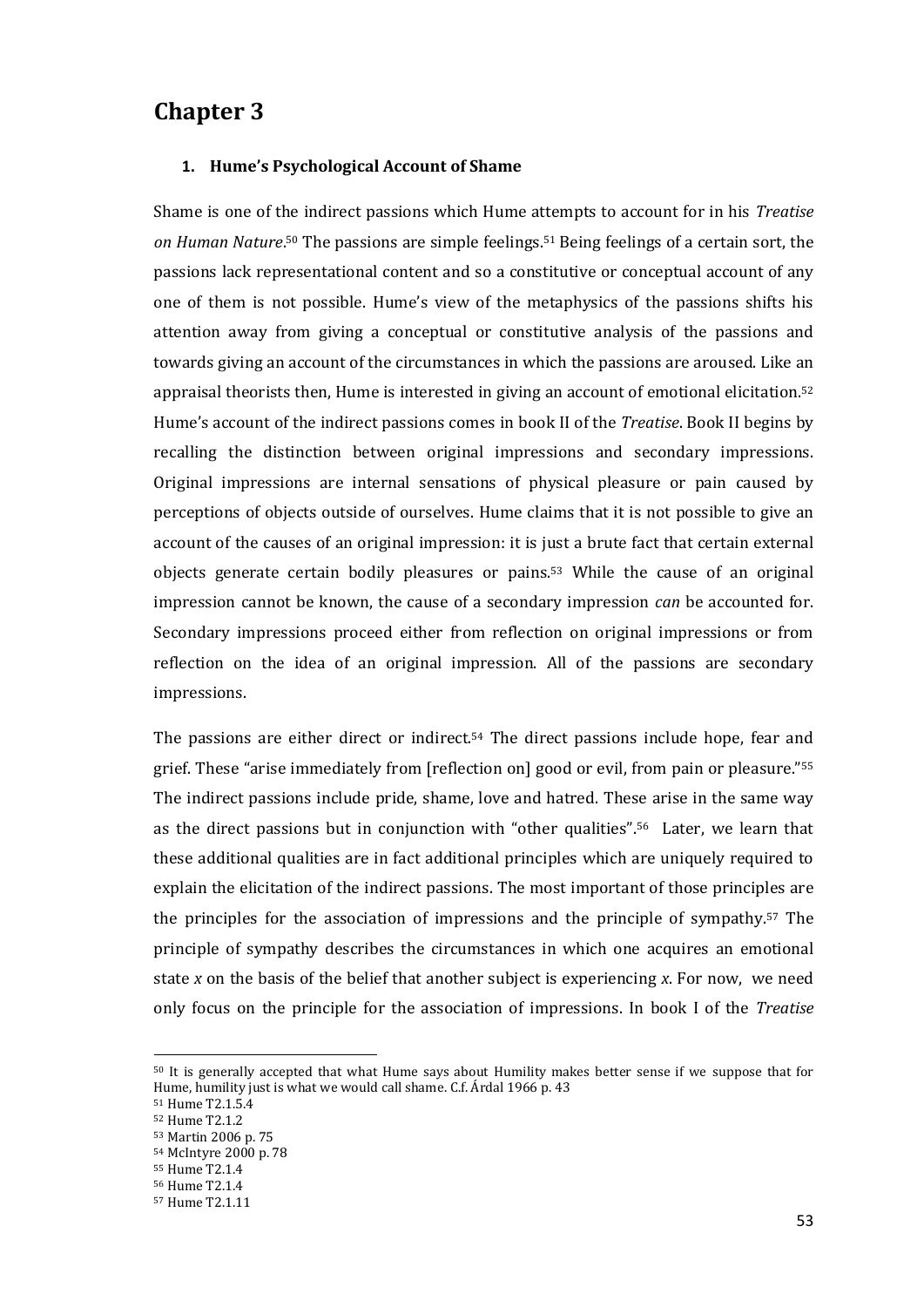# Chapter 3

## 1. Hume's Psychological Account of Shame

Shame is one of the indirect passions which Hume attempts to account for in his *Treatise on Human Nature*.[50] The passions are simple feelings.[51] Being feelings of a certain sort, the passions lack representational content and so a constitutive or conceptual account of any one of them is not possible. Hume's view of the metaphysics of the passions shifts his attention away from giving a conceptual or constitutive analysis of the passions and towards giving an account of the circumstances in which the passions are aroused. Like an appraisal theorists then, Hume is interested in giving an account of emotional elicitation.[52] Hume's account of the indirect passions comes in book II of the *Treatise*. Book II begins by recalling the distinction between original impressions and secondary impressions. Original impressions are internal sensations of physical pleasure or pain caused by perceptions of objects outside of ourselves. Hume claims that it is not possible to give an account of the causes of an original impression: it is just a brute fact that certain external objects generate certain bodily pleasures or pains.[53] While the cause of an original impression cannot be known, the cause of a secondary impression *can* be accounted for. Secondary impressions proceed either from reflection on original impressions or from reflection on the idea of an original impression. All of the passions are secondary impressions.

The passions are either direct or indirect.[54] The direct passions include hope, fear and grief. These "arise immediately from [reflection on] good or evil, from pain or pleasure."[55] The indirect passions include pride, shame, love and hatred. These arise in the same way as the direct passions but in conjunction with "other qualities".[56] Later, we learn that these additional qualities are in fact additional principles which are uniquely required to explain the elicitation of the indirect passions. The most important of those principles are the principles for the association of impressions and the principle of sympathy.[57] The principle of sympathy describes the circumstances in which one acquires an emotional state *x* on the basis of the belief that another subject is experiencing *x*. For now, we need only focus on the principle for the association of impressions. In book I of the *Treatise*

[50] It is generally accepted that what Hume says about Humility makes better sense if we suppose that for Hume, humility just is what we would call shame. C.f. Árdal 1966 p. 43

[51] Hume T2.1.5.4

[52] Hume T2.1.2

[53] Martin 2006 p. 75

[54] McIntyre 2000 p. 78

[55] Hume T2.1.4

[56] Hume T2.1.4

[57] Hume T2.1.11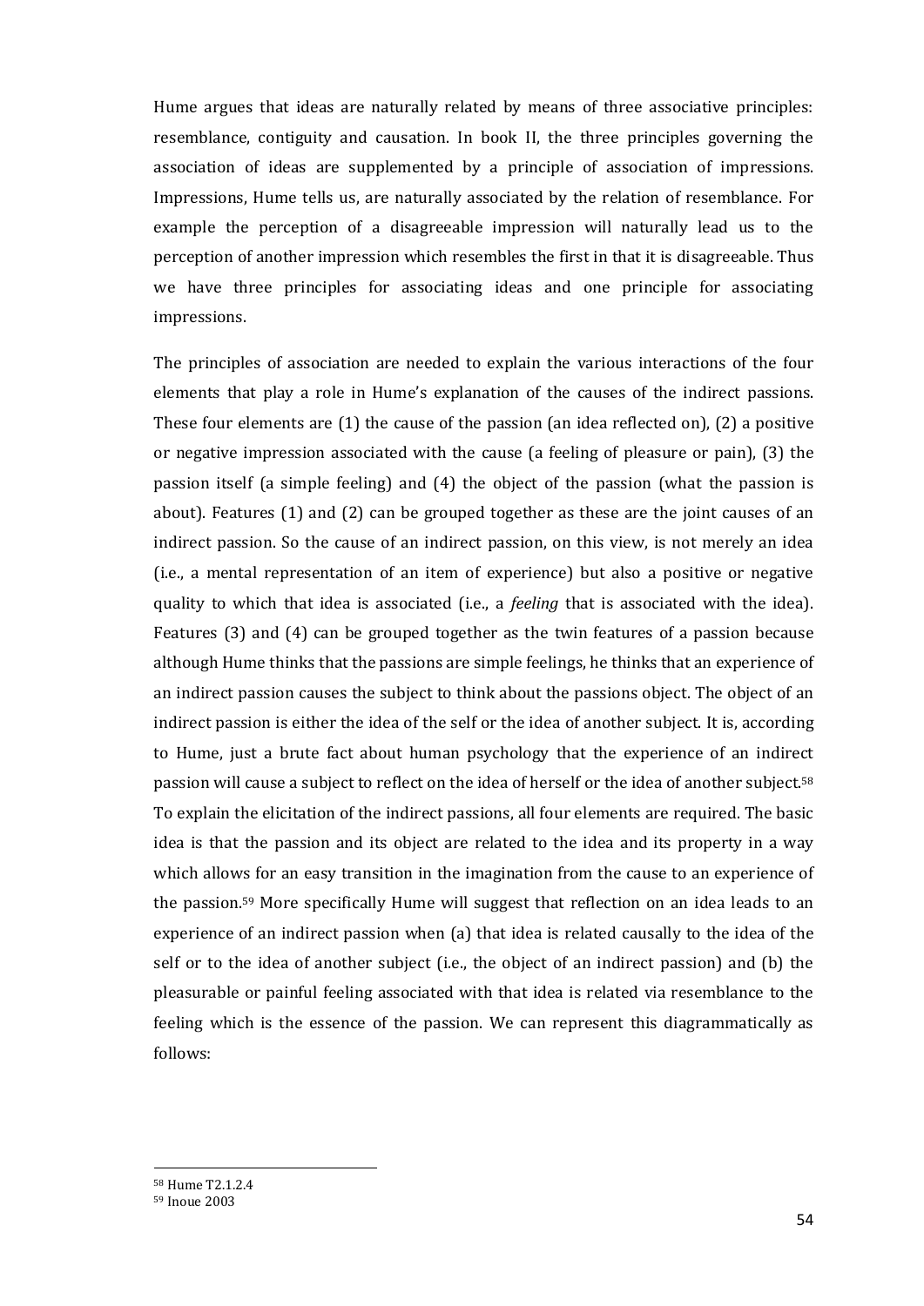Hume argues that ideas are naturally related by means of three associative principles: resemblance, contiguity and causation. In book II, the three principles governing the association of ideas are supplemented by a principle of association of impressions. Impressions, Hume tells us, are naturally associated by the relation of resemblance. For example the perception of a disagreeable impression will naturally lead us to the perception of another impression which resembles the first in that it is disagreeable. Thus we have three principles for associating ideas and one principle for associating impressions.

The principles of association are needed to explain the various interactions of the four elements that play a role in Hume's explanation of the causes of the indirect passions. These four elements are (1) the cause of the passion (an idea reflected on), (2) a positive or negative impression associated with the cause (a feeling of pleasure or pain), (3) the passion itself (a simple feeling) and (4) the object of the passion (what the passion is about). Features (1) and (2) can be grouped together as these are the joint causes of an indirect passion. So the cause of an indirect passion, on this view, is not merely an idea (i.e., a mental representation of an item of experience) but also a positive or negative quality to which that idea is associated (i.e., a *feeling* that is associated with the idea). Features (3) and (4) can be grouped together as the twin features of a passion because although Hume thinks that the passions are simple feelings, he thinks that an experience of an indirect passion causes the subject to think about the passions object. The object of an indirect passion is either the idea of the self or the idea of another subject. It is, according to Hume, just a brute fact about human psychology that the experience of an indirect passion will cause a subject to reflect on the idea of herself or the idea of another subject.[58] To explain the elicitation of the indirect passions, all four elements are required. The basic idea is that the passion and its object are related to the idea and its property in a way which allows for an easy transition in the imagination from the cause to an experience of the passion.[59] More specifically Hume will suggest that reflection on an idea leads to an experience of an indirect passion when (a) that idea is related causally to the idea of the self or to the idea of another subject (i.e., the object of an indirect passion) and (b) the pleasurable or painful feeling associated with that idea is related via resemblance to the feeling which is the essence of the passion. We can represent this diagrammatically as follows:

[58] Hume T2.1.2.4

[59] Inoue 2003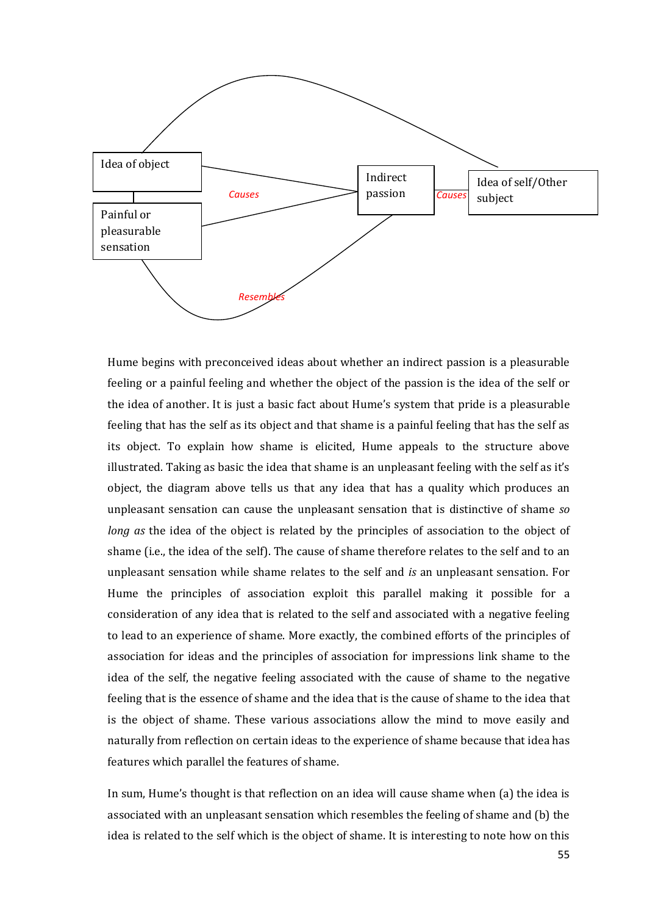Hume begins with preconceived ideas about whether an indirect passion is a pleasurable feeling or a painful feeling and whether the object of the passion is the idea of the self or the idea of another. It is just a basic fact about Hume's system that pride is a pleasurable feeling that has the self as its object and that shame is a painful feeling that has the self as its object. To explain how shame is elicited, Hume appeals to the structure above illustrated. Taking as basic the idea that shame is an unpleasant feeling with the self as it's object, the diagram above tells us that any idea that has a quality which produces an unpleasant sensation can cause the unpleasant sensation that is distinctive of shame *so long as* the idea of the object is related by the principles of association to the object of shame (i.e., the idea of the self). The cause of shame therefore relates to the self and to an unpleasant sensation while shame relates to the self and *is* an unpleasant sensation. For Hume the principles of association exploit this parallel making it possible for a consideration of any idea that is related to the self and associated with a negative feeling to lead to an experience of shame. More exactly, the combined efforts of the principles of association for ideas and the principles of association for impressions link shame to the idea of the self, the negative feeling associated with the cause of shame to the negative feeling that is the essence of shame and the idea that is the cause of shame to the idea that is the object of shame. These various associations allow the mind to move easily and naturally from reflection on certain ideas to the experience of shame because that idea has features which parallel the features of shame.

In sum, Hume's thought is that reflection on an idea will cause shame when (a) the idea is associated with an unpleasant sensation which resembles the feeling of shame and (b) the idea is related to the self which is the object of shame. It is interesting to note how on this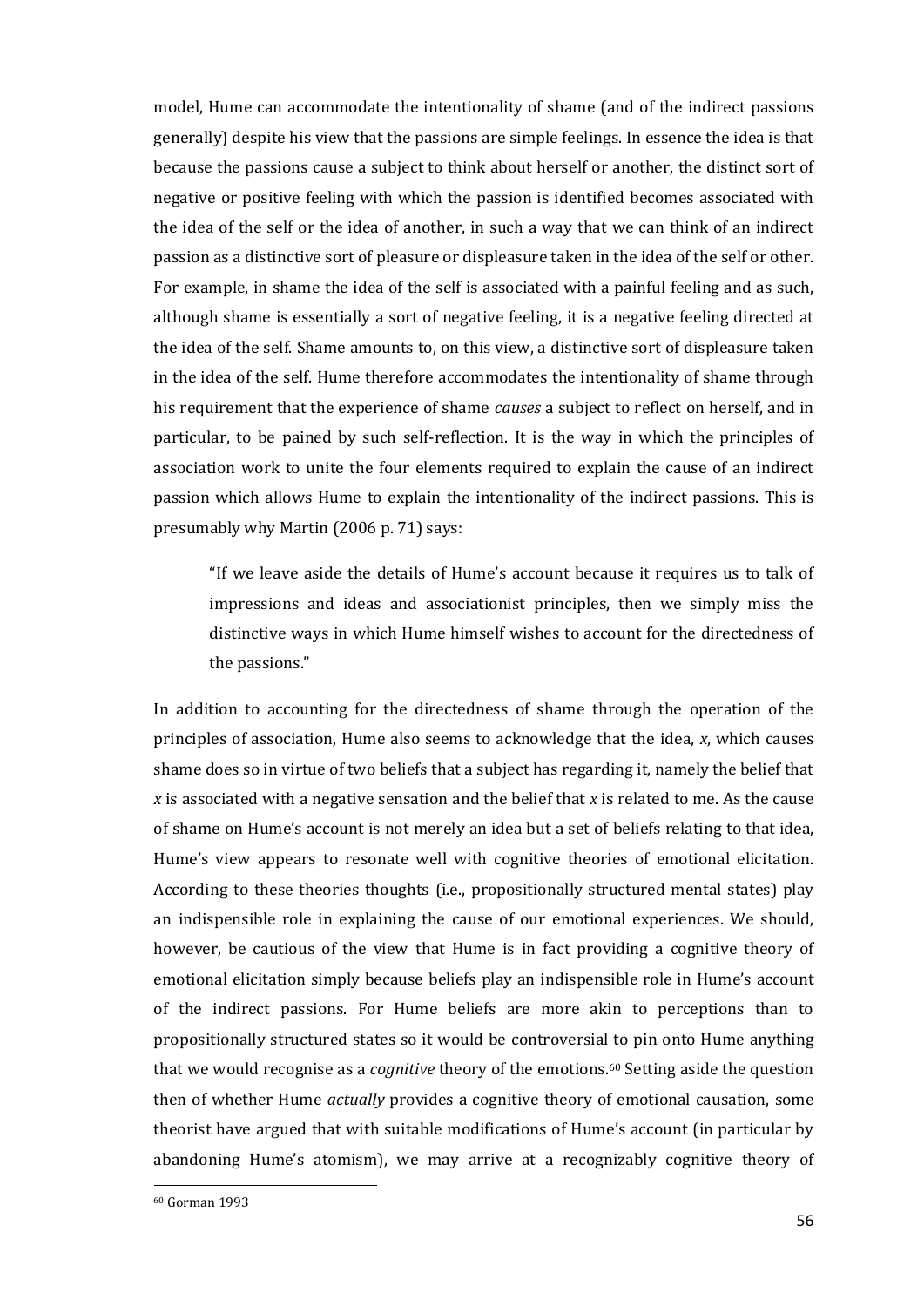model, Hume can accommodate the intentionality of shame (and of the indirect passions generally) despite his view that the passions are simple feelings. In essence the idea is that because the passions cause a subject to think about herself or another, the distinct sort of negative or positive feeling with which the passion is identified becomes associated with the idea of the self or the idea of another, in such a way that we can think of an indirect passion as a distinctive sort of pleasure or displeasure taken in the idea of the self or other. For example, in shame the idea of the self is associated with a painful feeling and as such, although shame is essentially a sort of negative feeling, it is a negative feeling directed at the idea of the self. Shame amounts to, on this view, a distinctive sort of displeasure taken in the idea of the self. Hume therefore accommodates the intentionality of shame through his requirement that the experience of shame *causes* a subject to reflect on herself, and in particular, to be pained by such self-reflection. It is the way in which the principles of association work to unite the four elements required to explain the cause of an indirect passion which allows Hume to explain the intentionality of the indirect passions. This is presumably why Martin (2006 p. 71) says:

> "If we leave aside the details of Hume's account because it requires us to talk of impressions and ideas and associationist principles, then we simply miss the distinctive ways in which Hume himself wishes to account for the directedness of the passions."

In addition to accounting for the directedness of shame through the operation of the principles of association, Hume also seems to acknowledge that the idea, *x*, which causes shame does so in virtue of two beliefs that a subject has regarding it, namely the belief that *x* is associated with a negative sensation and the belief that *x* is related to me. As the cause of shame on Hume's account is not merely an idea but a set of beliefs relating to that idea, Hume's view appears to resonate well with cognitive theories of emotional elicitation. According to these theories thoughts (i.e., propositionally structured mental states) play an indispensible role in explaining the cause of our emotional experiences. We should, however, be cautious of the view that Hume is in fact providing a cognitive theory of emotional elicitation simply because beliefs play an indispensible role in Hume's account of the indirect passions. For Hume beliefs are more akin to perceptions than to propositionally structured states so it would be controversial to pin onto Hume anything that we would recognise as a *cognitive* theory of the emotions.[60] Setting aside the question then of whether Hume *actually* provides a cognitive theory of emotional causation, some theorist have argued that with suitable modifications of Hume's account (in particular by abandoning Hume's atomism), we may arrive at a recognizably cognitive theory of

[60] Gorman 1993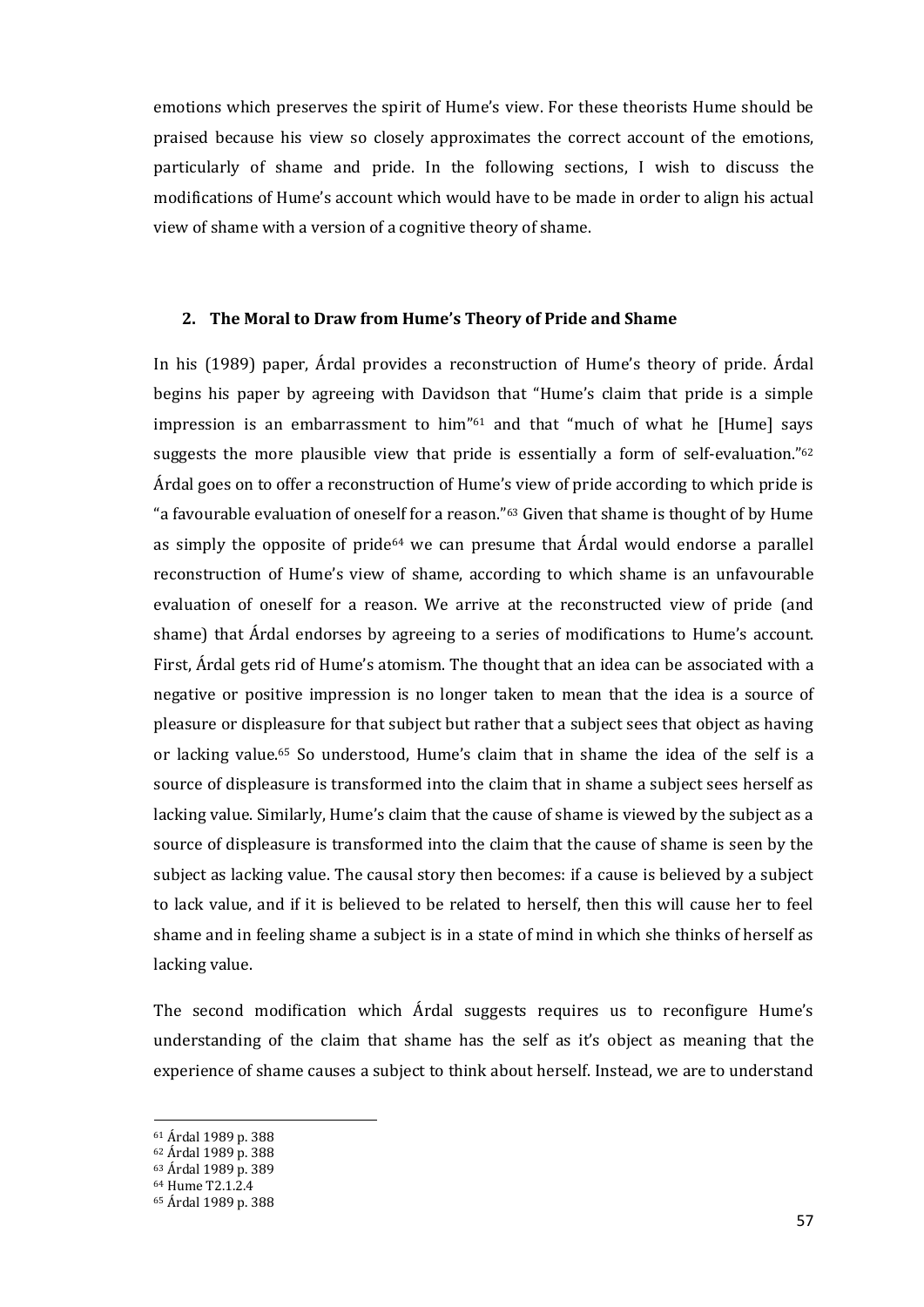emotions which preserves the spirit of Hume's view. For these theorists Hume should be praised because his view so closely approximates the correct account of the emotions, particularly of shame and pride. In the following sections, I wish to discuss the modifications of Hume's account which would have to be made in order to align his actual view of shame with a version of a cognitive theory of shame.

## 2. The Moral to Draw from Hume's Theory of Pride and Shame

In his (1989) paper, Árdal provides a reconstruction of Hume's theory of pride. Árdal begins his paper by agreeing with Davidson that "Hume's claim that pride is a simple impression is an embarrassment to him"[61] and that "much of what he [Hume] says suggests the more plausible view that pride is essentially a form of self-evaluation."[62] Árdal goes on to offer a reconstruction of Hume's view of pride according to which pride is "a favourable evaluation of oneself for a reason."[63] Given that shame is thought of by Hume as simply the opposite of pride[64] we can presume that Árdal would endorse a parallel reconstruction of Hume's view of shame, according to which shame is an unfavourable evaluation of oneself for a reason. We arrive at the reconstructed view of pride (and shame) that Árdal endorses by agreeing to a series of modifications to Hume's account. First, Árdal gets rid of Hume's atomism. The thought that an idea can be associated with a negative or positive impression is no longer taken to mean that the idea is a source of pleasure or displeasure for that subject but rather that a subject sees that object as having or lacking value.[65] So understood, Hume's claim that in shame the idea of the self is a source of displeasure is transformed into the claim that in shame a subject sees herself as lacking value. Similarly, Hume's claim that the cause of shame is viewed by the subject as a source of displeasure is transformed into the claim that the cause of shame is seen by the subject as lacking value. The causal story then becomes: if a cause is believed by a subject to lack value, and if it is believed to be related to herself, then this will cause her to feel shame and in feeling shame a subject is in a state of mind in which she thinks of herself as lacking value.

The second modification which Árdal suggests requires us to reconfigure Hume's understanding of the claim that shame has the self as it's object as meaning that the experience of shame causes a subject to think about herself. Instead, we are to understand

---

[61] Árdal 1989 p. 388

[62] Árdal 1989 p. 388

[63] Árdal 1989 p. 389

[64] Hume T2.1.2.4

[65] Árdal 1989 p. 388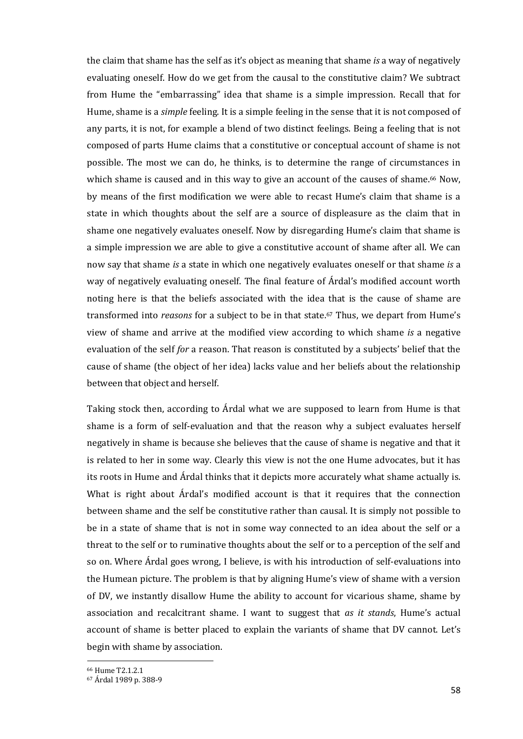the claim that shame has the self as it's object as meaning that shame *is* a way of negatively evaluating oneself. How do we get from the causal to the constitutive claim? We subtract from Hume the "embarrassing" idea that shame is a simple impression. Recall that for Hume, shame is a *simple* feeling. It is a simple feeling in the sense that it is not composed of any parts, it is not, for example a blend of two distinct feelings. Being a feeling that is not composed of parts Hume claims that a constitutive or conceptual account of shame is not possible. The most we can do, he thinks, is to determine the range of circumstances in which shame is caused and in this way to give an account of the causes of shame.[66] Now, by means of the first modification we were able to recast Hume's claim that shame is a state in which thoughts about the self are a source of displeasure as the claim that in shame one negatively evaluates oneself. Now by disregarding Hume's claim that shame is a simple impression we are able to give a constitutive account of shame after all. We can now say that shame *is* a state in which one negatively evaluates oneself or that shame *is* a way of negatively evaluating oneself. The final feature of Árdal's modified account worth noting here is that the beliefs associated with the idea that is the cause of shame are transformed into *reasons* for a subject to be in that state.[67] Thus, we depart from Hume's view of shame and arrive at the modified view according to which shame *is* a negative evaluation of the self *for* a reason. That reason is constituted by a subjects' belief that the cause of shame (the object of her idea) lacks value and her beliefs about the relationship between that object and herself.

Taking stock then, according to Árdal what we are supposed to learn from Hume is that shame is a form of self-evaluation and that the reason why a subject evaluates herself negatively in shame is because she believes that the cause of shame is negative and that it is related to her in some way. Clearly this view is not the one Hume advocates, but it has its roots in Hume and Árdal thinks that it depicts more accurately what shame actually is. What is right about Árdal's modified account is that it requires that the connection between shame and the self be constitutive rather than causal. It is simply not possible to be in a state of shame that is not in some way connected to an idea about the self or a threat to the self or to ruminative thoughts about the self or to a perception of the self and so on. Where Árdal goes wrong, I believe, is with his introduction of self-evaluations into the Humean picture. The problem is that by aligning Hume's view of shame with a version of DV, we instantly disallow Hume the ability to account for vicarious shame, shame by association and recalcitrant shame. I want to suggest that *as it stands*, Hume's actual account of shame is better placed to explain the variants of shame that DV cannot. Let's begin with shame by association.

[66] Hume T2.1.2.1

[67] Árdal 1989 p. 388-9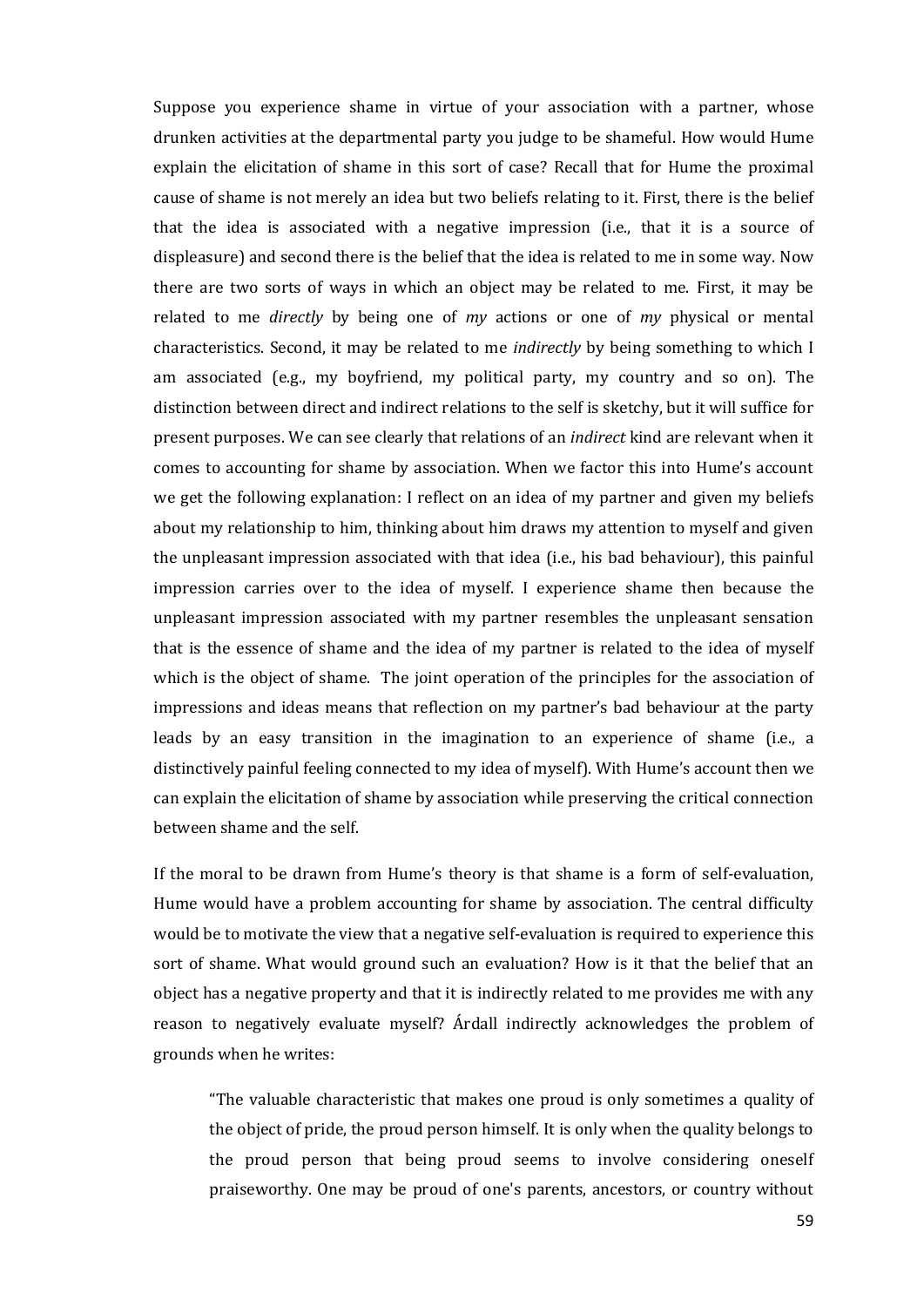Suppose you experience shame in virtue of your association with a partner, whose drunken activities at the departmental party you judge to be shameful. How would Hume explain the elicitation of shame in this sort of case? Recall that for Hume the proximal cause of shame is not merely an idea but two beliefs relating to it. First, there is the belief that the idea is associated with a negative impression (i.e., that it is a source of displeasure) and second there is the belief that the idea is related to me in some way. Now there are two sorts of ways in which an object may be related to me. First, it may be related to me *directly* by being one of *my* actions or one of *my* physical or mental characteristics. Second, it may be related to me *indirectly* by being something to which I am associated (e.g., my boyfriend, my political party, my country and so on). The distinction between direct and indirect relations to the self is sketchy, but it will suffice for present purposes. We can see clearly that relations of an *indirect* kind are relevant when it comes to accounting for shame by association. When we factor this into Hume's account we get the following explanation: I reflect on an idea of my partner and given my beliefs about my relationship to him, thinking about him draws my attention to myself and given the unpleasant impression associated with that idea (i.e., his bad behaviour), this painful impression carries over to the idea of myself. I experience shame then because the unpleasant impression associated with my partner resembles the unpleasant sensation that is the essence of shame and the idea of my partner is related to the idea of myself which is the object of shame. The joint operation of the principles for the association of impressions and ideas means that reflection on my partner's bad behaviour at the party leads by an easy transition in the imagination to an experience of shame (i.e., a distinctively painful feeling connected to my idea of myself). With Hume's account then we can explain the elicitation of shame by association while preserving the critical connection between shame and the self.

If the moral to be drawn from Hume's theory is that shame is a form of self-evaluation, Hume would have a problem accounting for shame by association. The central difficulty would be to motivate the view that a negative self-evaluation is required to experience this sort of shame. What would ground such an evaluation? How is it that the belief that an object has a negative property and that it is indirectly related to me provides me with any reason to negatively evaluate myself? Árdall indirectly acknowledges the problem of grounds when he writes:

> "The valuable characteristic that makes one proud is only sometimes a quality of the object of pride, the proud person himself. It is only when the quality belongs to the proud person that being proud seems to involve considering oneself praiseworthy. One may be proud of one's parents, ancestors, or country without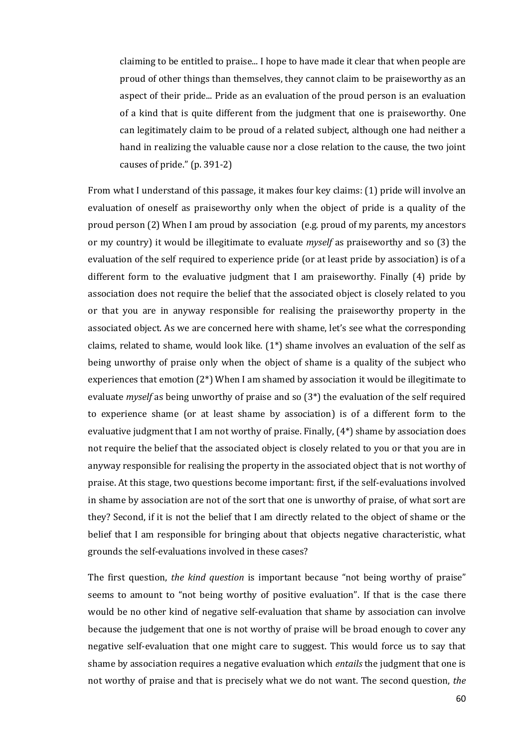> claiming to be entitled to praise... I hope to have made it clear that when people are proud of other things than themselves, they cannot claim to be praiseworthy as an aspect of their pride... Pride as an evaluation of the proud person is an evaluation of a kind that is quite different from the judgment that one is praiseworthy. One can legitimately claim to be proud of a related subject, although one had neither a hand in realizing the valuable cause nor a close relation to the cause, the two joint causes of pride." (p. 391-2)

From what I understand of this passage, it makes four key claims: (1) pride will involve an evaluation of oneself as praiseworthy only when the object of pride is a quality of the proud person (2) When I am proud by association (e.g. proud of my parents, my ancestors or my country) it would be illegitimate to evaluate *myself* as praiseworthy and so (3) the evaluation of the self required to experience pride (or at least pride by association) is of a different form to the evaluative judgment that I am praiseworthy. Finally (4) pride by association does not require the belief that the associated object is closely related to you or that you are in anyway responsible for realising the praiseworthy property in the associated object. As we are concerned here with shame, let's see what the corresponding claims, related to shame, would look like. (1*) shame involves an evaluation of the self as being unworthy of praise only when the object of shame is a quality of the subject who experiences that emotion (2*) When I am shamed by association it would be illegitimate to evaluate *myself* as being unworthy of praise and so (3*) the evaluation of the self required to experience shame (or at least shame by association) is of a different form to the evaluative judgment that I am not worthy of praise. Finally, (4*) shame by association does not require the belief that the associated object is closely related to you or that you are in anyway responsible for realising the property in the associated object that is not worthy of praise. At this stage, two questions become important: first, if the self-evaluations involved in shame by association are not of the sort that one is unworthy of praise, of what sort are they? Second, if it is not the belief that I am directly related to the object of shame or the belief that I am responsible for bringing about that objects negative characteristic, what grounds the self-evaluations involved in these cases?

The first question, *the kind question* is important because "not being worthy of praise" seems to amount to "not being worthy of positive evaluation". If that is the case there would be no other kind of negative self-evaluation that shame by association can involve because the judgement that one is not worthy of praise will be broad enough to cover any negative self-evaluation that one might care to suggest. This would force us to say that shame by association requires a negative evaluation which *entails* the judgment that one is not worthy of praise and that is precisely what we do not want. The second question, *the*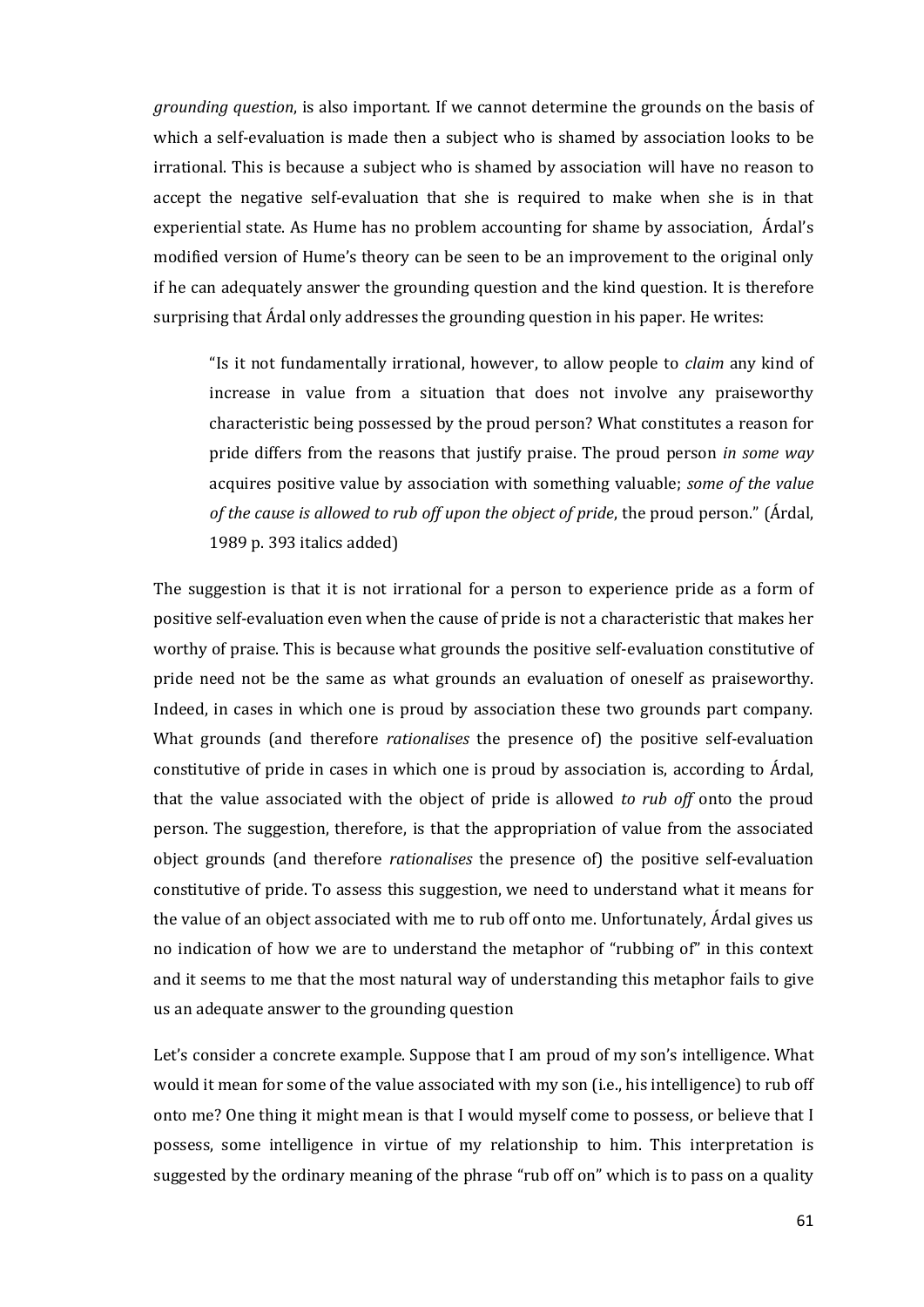*grounding question*, is also important. If we cannot determine the grounds on the basis of which a self-evaluation is made then a subject who is shamed by association looks to be irrational. This is because a subject who is shamed by association will have no reason to accept the negative self-evaluation that she is required to make when she is in that experiential state. As Hume has no problem accounting for shame by association, Árdal's modified version of Hume's theory can be seen to be an improvement to the original only if he can adequately answer the grounding question and the kind question. It is therefore surprising that Árdal only addresses the grounding question in his paper. He writes:

> "Is it not fundamentally irrational, however, to allow people to *claim* any kind of increase in value from a situation that does not involve any praiseworthy characteristic being possessed by the proud person? What constitutes a reason for pride differs from the reasons that justify praise. The proud person *in some way* acquires positive value by association with something valuable; *some of the value of the cause is allowed to rub off upon the object of pride*, the proud person." (Árdal, 1989 p. 393 italics added)

The suggestion is that it is not irrational for a person to experience pride as a form of positive self-evaluation even when the cause of pride is not a characteristic that makes her worthy of praise. This is because what grounds the positive self-evaluation constitutive of pride need not be the same as what grounds an evaluation of oneself as praiseworthy. Indeed, in cases in which one is proud by association these two grounds part company. What grounds (and therefore *rationalises* the presence of) the positive self-evaluation constitutive of pride in cases in which one is proud by association is, according to Árdal, that the value associated with the object of pride is allowed *to rub off* onto the proud person. The suggestion, therefore, is that the appropriation of value from the associated object grounds (and therefore *rationalises* the presence of) the positive self-evaluation constitutive of pride. To assess this suggestion, we need to understand what it means for the value of an object associated with me to rub off onto me. Unfortunately, Árdal gives us no indication of how we are to understand the metaphor of "rubbing of" in this context and it seems to me that the most natural way of understanding this metaphor fails to give us an adequate answer to the grounding question

Let's consider a concrete example. Suppose that I am proud of my son's intelligence. What would it mean for some of the value associated with my son (i.e., his intelligence) to rub off onto me? One thing it might mean is that I would myself come to possess, or believe that I possess, some intelligence in virtue of my relationship to him. This interpretation is suggested by the ordinary meaning of the phrase "rub off on" which is to pass on a quality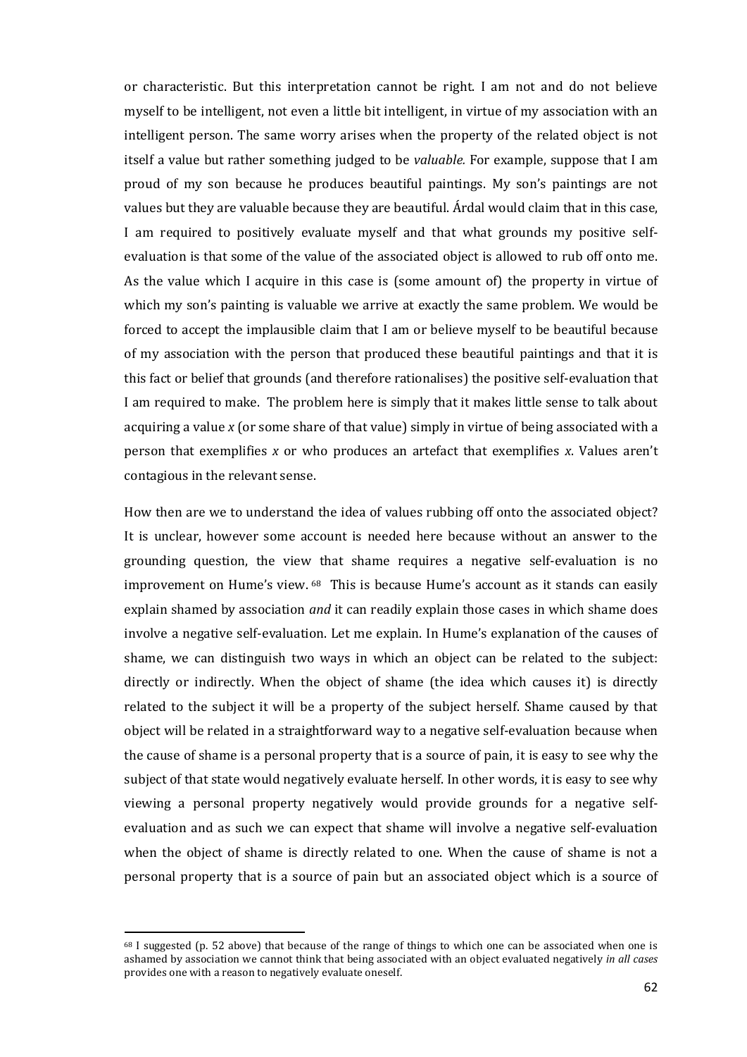or characteristic. But this interpretation cannot be right. I am not and do not believe myself to be intelligent, not even a little bit intelligent, in virtue of my association with an intelligent person. The same worry arises when the property of the related object is not itself a value but rather something judged to be *valuable.* For example, suppose that I am proud of my son because he produces beautiful paintings. My son's paintings are not values but they are valuable because they are beautiful. Árdal would claim that in this case, I am required to positively evaluate myself and that what grounds my positive self-evaluation is that some of the value of the associated object is allowed to rub off onto me. As the value which I acquire in this case is (some amount of) the property in virtue of which my son's painting is valuable we arrive at exactly the same problem. We would be forced to accept the implausible claim that I am or believe myself to be beautiful because of my association with the person that produced these beautiful paintings and that it is this fact or belief that grounds (and therefore rationalises) the positive self-evaluation that I am required to make. The problem here is simply that it makes little sense to talk about acquiring a value *x* (or some share of that value) simply in virtue of being associated with a person that exemplifies *x* or who produces an artefact that exemplifies *x*. Values aren't contagious in the relevant sense.

How then are we to understand the idea of values rubbing off onto the associated object? It is unclear, however some account is needed here because without an answer to the grounding question, the view that shame requires a negative self-evaluation is no improvement on Hume's view.[68] This is because Hume's account as it stands can easily explain shamed by association *and* it can readily explain those cases in which shame does involve a negative self-evaluation. Let me explain. In Hume's explanation of the causes of shame, we can distinguish two ways in which an object can be related to the subject: directly or indirectly. When the object of shame (the idea which causes it) is directly related to the subject it will be a property of the subject herself. Shame caused by that object will be related in a straightforward way to a negative self-evaluation because when the cause of shame is a personal property that is a source of pain, it is easy to see why the subject of that state would negatively evaluate herself. In other words, it is easy to see why viewing a personal property negatively would provide grounds for a negative self-evaluation and as such we can expect that shame will involve a negative self-evaluation when the object of shame is directly related to one. When the cause of shame is not a personal property that is a source of pain but an associated object which is a source of

[68] I suggested (p. 52 above) that because of the range of things to which one can be associated when one is ashamed by association we cannot think that being associated with an object evaluated negatively *in all cases* provides one with a reason to negatively evaluate oneself.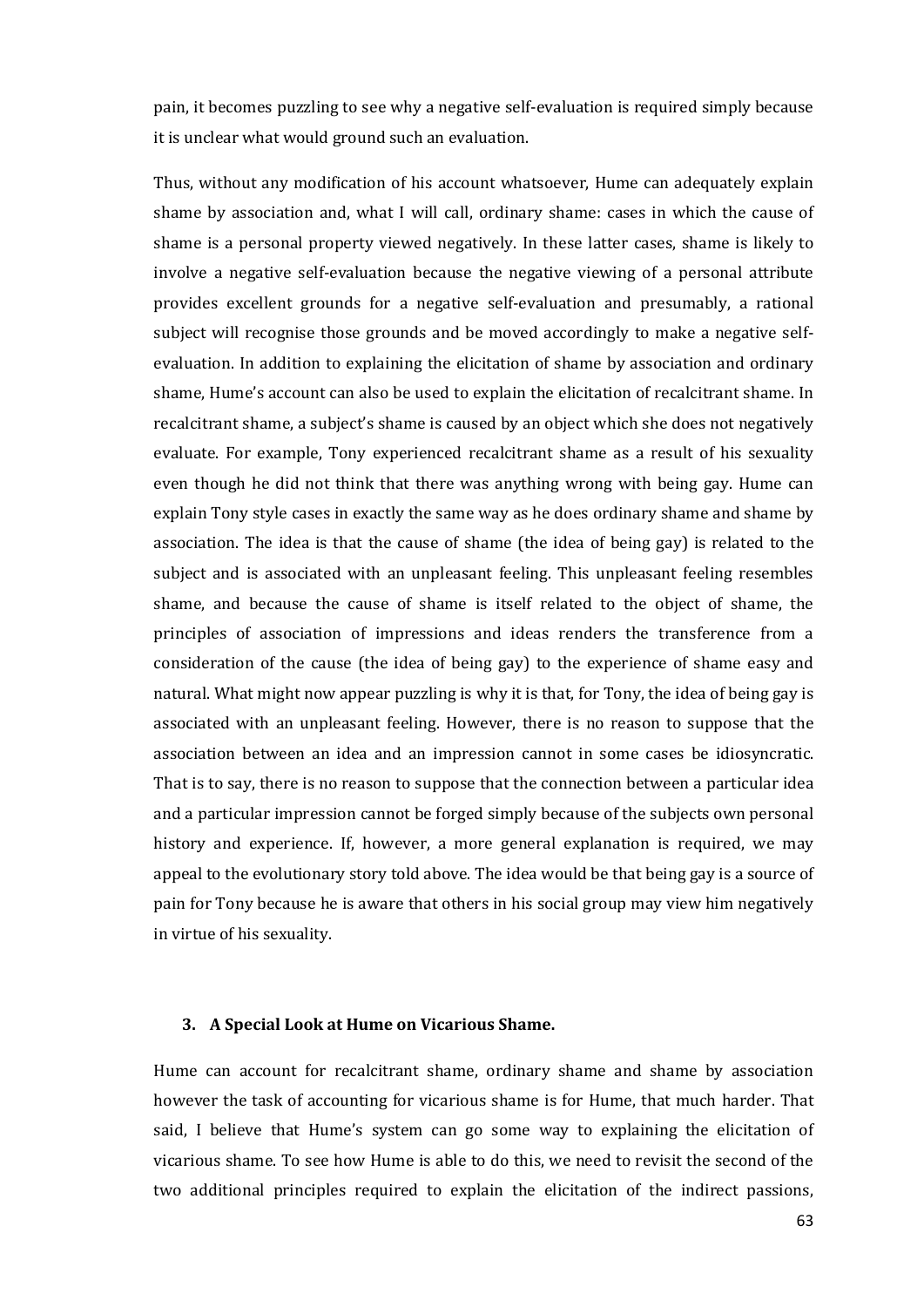pain, it becomes puzzling to see why a negative self-evaluation is required simply because it is unclear what would ground such an evaluation.

Thus, without any modification of his account whatsoever, Hume can adequately explain shame by association and, what I will call, ordinary shame: cases in which the cause of shame is a personal property viewed negatively. In these latter cases, shame is likely to involve a negative self-evaluation because the negative viewing of a personal attribute provides excellent grounds for a negative self-evaluation and presumably, a rational subject will recognise those grounds and be moved accordingly to make a negative self-evaluation. In addition to explaining the elicitation of shame by association and ordinary shame, Hume's account can also be used to explain the elicitation of recalcitrant shame. In recalcitrant shame, a subject's shame is caused by an object which she does not negatively evaluate. For example, Tony experienced recalcitrant shame as a result of his sexuality even though he did not think that there was anything wrong with being gay. Hume can explain Tony style cases in exactly the same way as he does ordinary shame and shame by association. The idea is that the cause of shame (the idea of being gay) is related to the subject and is associated with an unpleasant feeling. This unpleasant feeling resembles shame, and because the cause of shame is itself related to the object of shame, the principles of association of impressions and ideas renders the transference from a consideration of the cause (the idea of being gay) to the experience of shame easy and natural. What might now appear puzzling is why it is that, for Tony, the idea of being gay is associated with an unpleasant feeling. However, there is no reason to suppose that the association between an idea and an impression cannot in some cases be idiosyncratic. That is to say, there is no reason to suppose that the connection between a particular idea and a particular impression cannot be forged simply because of the subjects own personal history and experience. If, however, a more general explanation is required, we may appeal to the evolutionary story told above. The idea would be that being gay is a source of pain for Tony because he is aware that others in his social group may view him negatively in virtue of his sexuality.

### 3. A Special Look at Hume on Vicarious Shame.

Hume can account for recalcitrant shame, ordinary shame and shame by association however the task of accounting for vicarious shame is for Hume, that much harder. That said, I believe that Hume's system can go some way to explaining the elicitation of vicarious shame. To see how Hume is able to do this, we need to revisit the second of the two additional principles required to explain the elicitation of the indirect passions,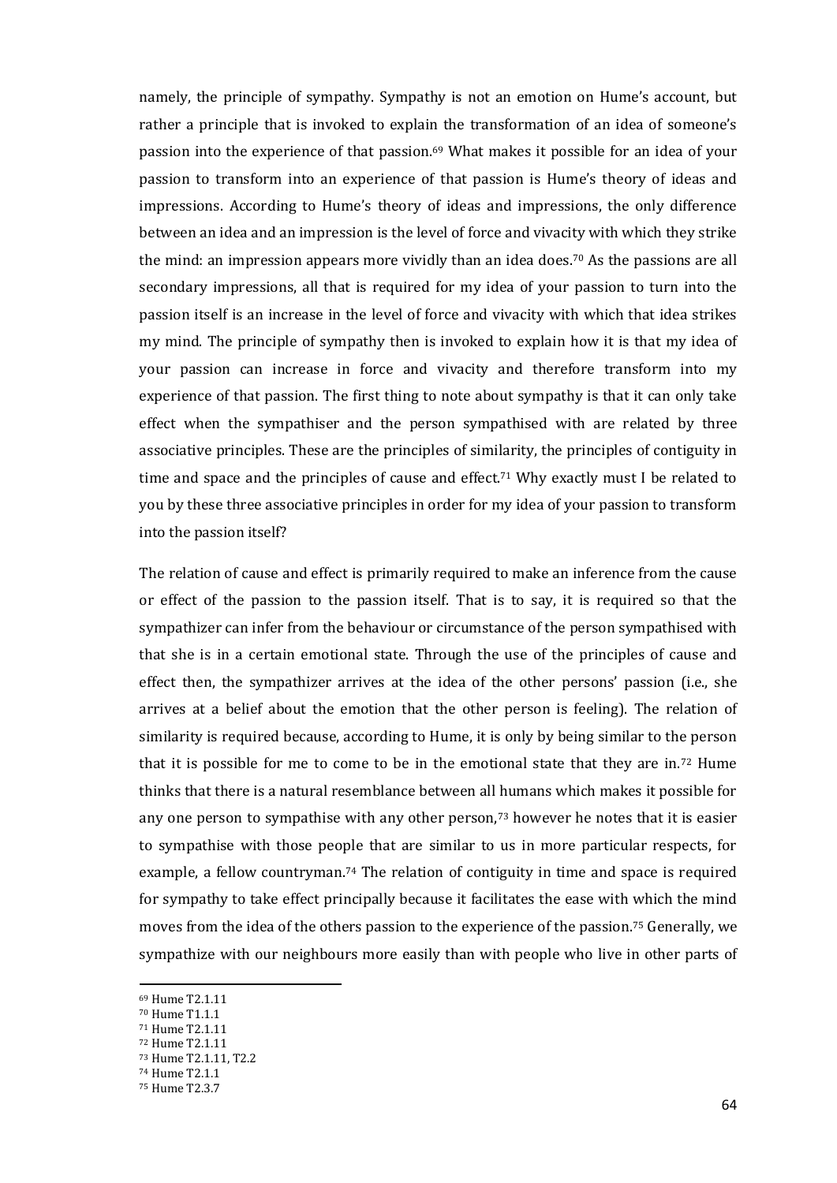namely, the principle of sympathy. Sympathy is not an emotion on Hume's account, but rather a principle that is invoked to explain the transformation of an idea of someone's passion into the experience of that passion.[69] What makes it possible for an idea of your passion to transform into an experience of that passion is Hume's theory of ideas and impressions. According to Hume's theory of ideas and impressions, the only difference between an idea and an impression is the level of force and vivacity with which they strike the mind: an impression appears more vividly than an idea does.[70] As the passions are all secondary impressions, all that is required for my idea of your passion to turn into the passion itself is an increase in the level of force and vivacity with which that idea strikes my mind. The principle of sympathy then is invoked to explain how it is that my idea of your passion can increase in force and vivacity and therefore transform into my experience of that passion. The first thing to note about sympathy is that it can only take effect when the sympathiser and the person sympathised with are related by three associative principles. These are the principles of similarity, the principles of contiguity in time and space and the principles of cause and effect.[71] Why exactly must I be related to you by these three associative principles in order for my idea of your passion to transform into the passion itself?

The relation of cause and effect is primarily required to make an inference from the cause or effect of the passion to the passion itself. That is to say, it is required so that the sympathizer can infer from the behaviour or circumstance of the person sympathised with that she is in a certain emotional state. Through the use of the principles of cause and effect then, the sympathizer arrives at the idea of the other persons' passion (i.e., she arrives at a belief about the emotion that the other person is feeling). The relation of similarity is required because, according to Hume, it is only by being similar to the person that it is possible for me to come to be in the emotional state that they are in.[72] Hume thinks that there is a natural resemblance between all humans which makes it possible for any one person to sympathise with any other person,[73] however he notes that it is easier to sympathise with those people that are similar to us in more particular respects, for example, a fellow countryman.[74] The relation of contiguity in time and space is required for sympathy to take effect principally because it facilitates the ease with which the mind moves from the idea of the others passion to the experience of the passion.[75] Generally, we sympathize with our neighbours more easily than with people who live in other parts of

[69] Hume T2.1.11
[70] Hume T1.1.1
[71] Hume T2.1.11
[72] Hume T2.1.11
[73] Hume T2.1.11, T2.2
[74] Hume T2.1.1
[75] Hume T2.3.7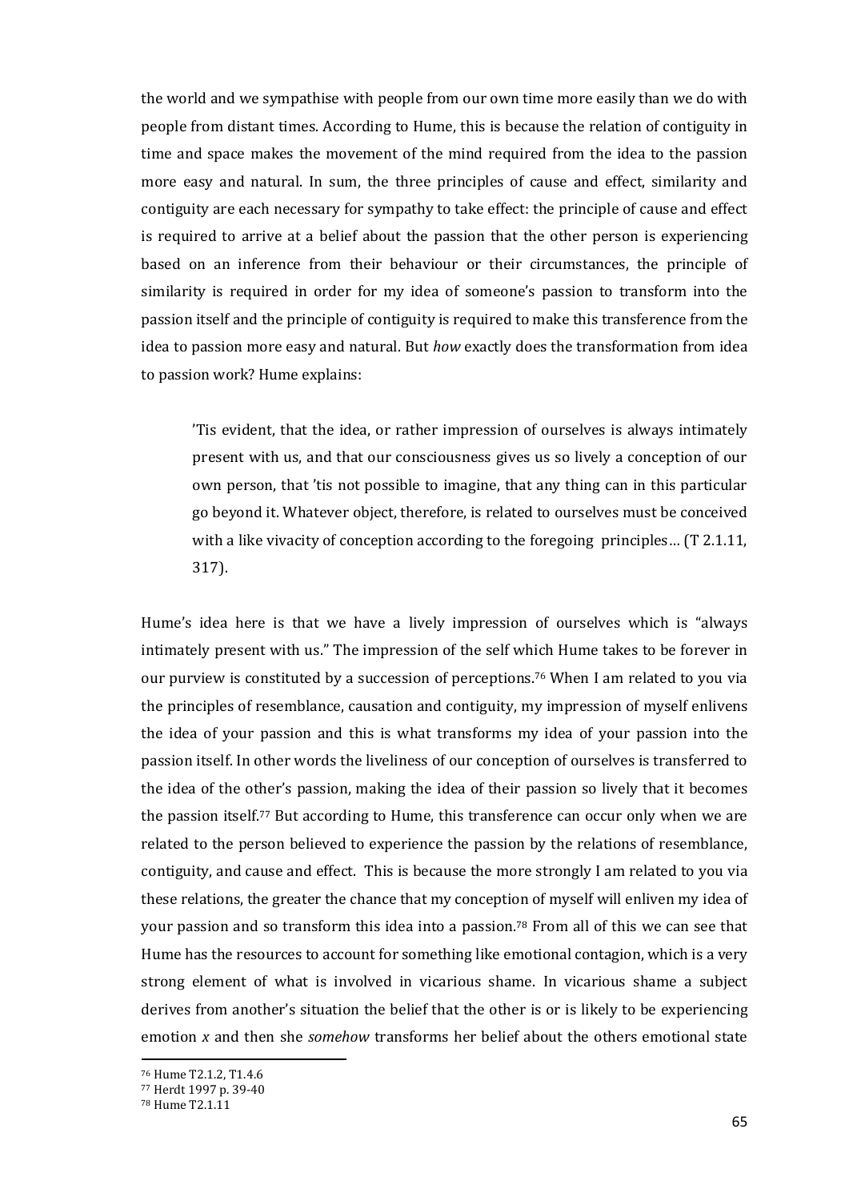the world and we sympathise with people from our own time more easily than we do with people from distant times. According to Hume, this is because the relation of contiguity in time and space makes the movement of the mind required from the idea to the passion more easy and natural. In sum, the three principles of cause and effect, similarity and contiguity are each necessary for sympathy to take effect: the principle of cause and effect is required to arrive at a belief about the passion that the other person is experiencing based on an inference from their behaviour or their circumstances, the principle of similarity is required in order for my idea of someone's passion to transform into the passion itself and the principle of contiguity is required to make this transference from the idea to passion more easy and natural. But *how* exactly does the transformation from idea to passion work? Hume explains:

> 'Tis evident, that the idea, or rather impression of ourselves is always intimately present with us, and that our consciousness gives us so lively a conception of our own person, that 'tis not possible to imagine, that any thing can in this particular go beyond it. Whatever object, therefore, is related to ourselves must be conceived with a like vivacity of conception according to the foregoing principles… (T 2.1.11, 317).

Hume's idea here is that we have a lively impression of ourselves which is "always intimately present with us." The impression of the self which Hume takes to be forever in our purview is constituted by a succession of perceptions.[76] When I am related to you via the principles of resemblance, causation and contiguity, my impression of myself enlivens the idea of your passion and this is what transforms my idea of your passion into the passion itself. In other words the liveliness of our conception of ourselves is transferred to the idea of the other's passion, making the idea of their passion so lively that it becomes the passion itself.[77] But according to Hume, this transference can occur only when we are related to the person believed to experience the passion by the relations of resemblance, contiguity, and cause and effect. This is because the more strongly I am related to you via these relations, the greater the chance that my conception of myself will enliven my idea of your passion and so transform this idea into a passion.[78] From all of this we can see that Hume has the resources to account for something like emotional contagion, which is a very strong element of what is involved in vicarious shame. In vicarious shame a subject derives from another's situation the belief that the other is or is likely to be experiencing emotion *x* and then she *somehow* transforms her belief about the others emotional state

[76] Hume T2.1.2, T1.4.6

[77] Herdt 1997 p. 39-40

[78] Hume T2.1.11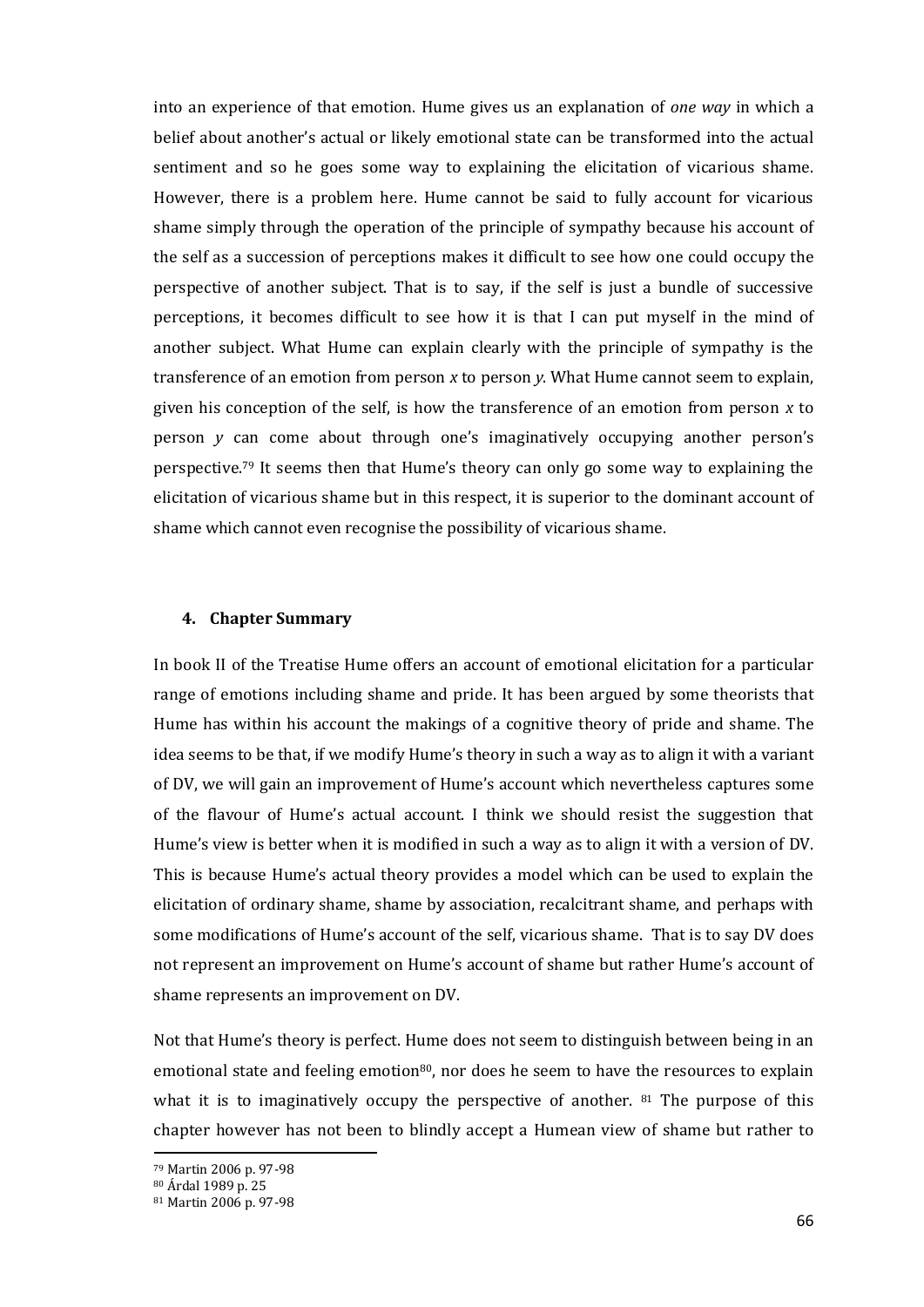into an experience of that emotion. Hume gives us an explanation of *one way* in which a belief about another's actual or likely emotional state can be transformed into the actual sentiment and so he goes some way to explaining the elicitation of vicarious shame. However, there is a problem here. Hume cannot be said to fully account for vicarious shame simply through the operation of the principle of sympathy because his account of the self as a succession of perceptions makes it difficult to see how one could occupy the perspective of another subject. That is to say, if the self is just a bundle of successive perceptions, it becomes difficult to see how it is that I can put myself in the mind of another subject. What Hume can explain clearly with the principle of sympathy is the transference of an emotion from person *x* to person *y*. What Hume cannot seem to explain, given his conception of the self, is how the transference of an emotion from person *x* to person *y* can come about through one's imaginatively occupying another person's perspective.[79] It seems then that Hume's theory can only go some way to explaining the elicitation of vicarious shame but in this respect, it is superior to the dominant account of shame which cannot even recognise the possibility of vicarious shame.

### 4. Chapter Summary

In book II of the Treatise Hume offers an account of emotional elicitation for a particular range of emotions including shame and pride. It has been argued by some theorists that Hume has within his account the makings of a cognitive theory of pride and shame. The idea seems to be that, if we modify Hume's theory in such a way as to align it with a variant of DV, we will gain an improvement of Hume's account which nevertheless captures some of the flavour of Hume's actual account. I think we should resist the suggestion that Hume's view is better when it is modified in such a way as to align it with a version of DV. This is because Hume's actual theory provides a model which can be used to explain the elicitation of ordinary shame, shame by association, recalcitrant shame, and perhaps with some modifications of Hume's account of the self, vicarious shame. That is to say DV does not represent an improvement on Hume's account of shame but rather Hume's account of shame represents an improvement on DV.

Not that Hume's theory is perfect. Hume does not seem to distinguish between being in an emotional state and feeling emotion[80], nor does he seem to have the resources to explain what it is to imaginatively occupy the perspective of another. [81] The purpose of this chapter however has not been to blindly accept a Humean view of shame but rather to

[79] Martin 2006 p. 97-98

[80] Árdal 1989 p. 25

[81] Martin 2006 p. 97-98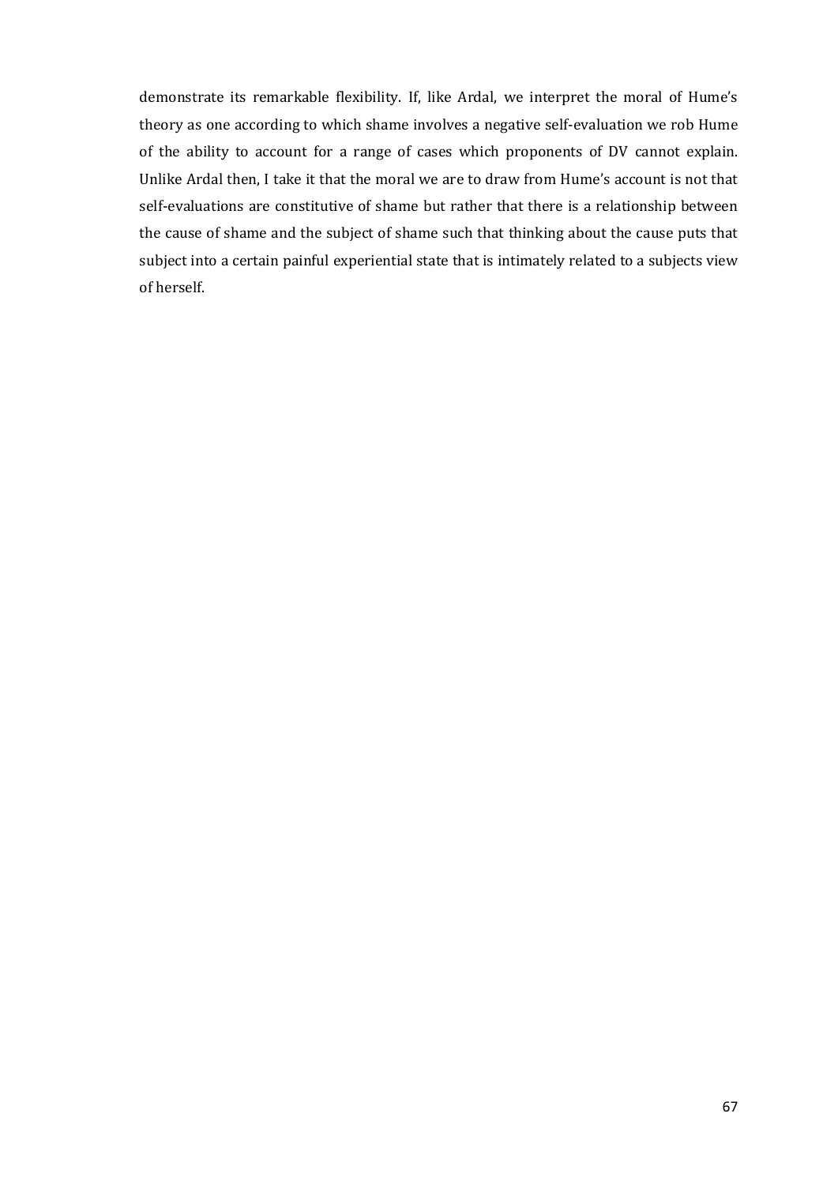demonstrate its remarkable flexibility. If, like Ardal, we interpret the moral of Hume's theory as one according to which shame involves a negative self-evaluation we rob Hume of the ability to account for a range of cases which proponents of DV cannot explain. Unlike Ardal then, I take it that the moral we are to draw from Hume's account is not that self-evaluations are constitutive of shame but rather that there is a relationship between the cause of shame and the subject of shame such that thinking about the cause puts that subject into a certain painful experiential state that is intimately related to a subjects view of herself.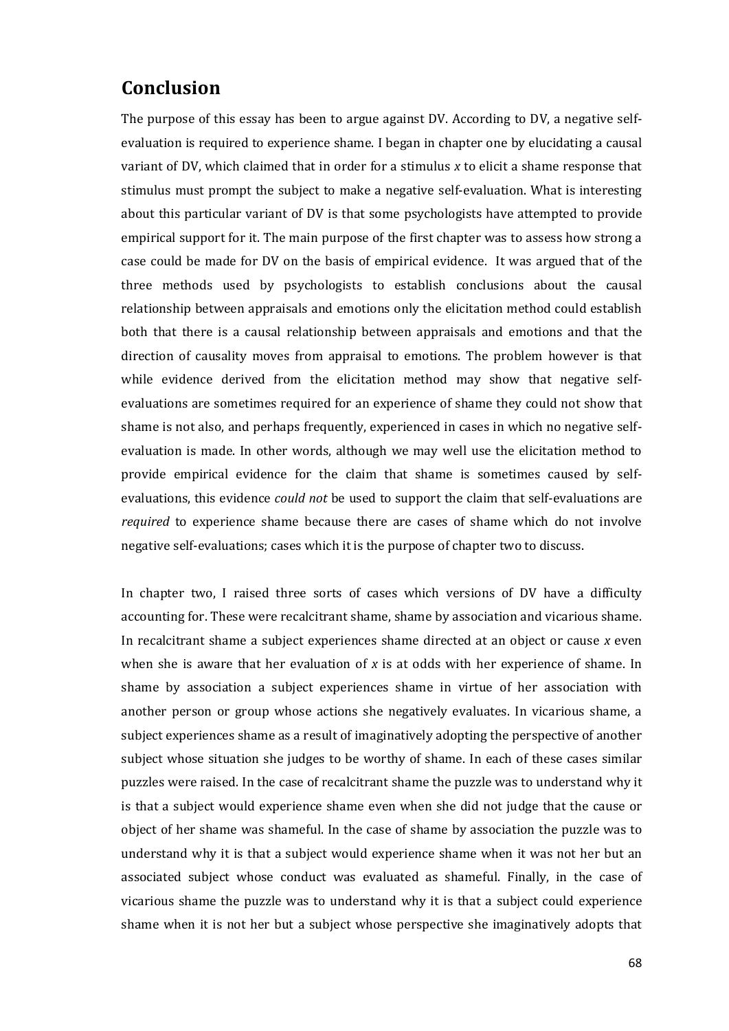# Conclusion

The purpose of this essay has been to argue against DV. According to DV, a negative self-evaluation is required to experience shame. I began in chapter one by elucidating a causal variant of DV, which claimed that in order for a stimulus *x* to elicit a shame response that stimulus must prompt the subject to make a negative self-evaluation. What is interesting about this particular variant of DV is that some psychologists have attempted to provide empirical support for it. The main purpose of the first chapter was to assess how strong a case could be made for DV on the basis of empirical evidence. It was argued that of the three methods used by psychologists to establish conclusions about the causal relationship between appraisals and emotions only the elicitation method could establish both that there is a causal relationship between appraisals and emotions and that the direction of causality moves from appraisal to emotions. The problem however is that while evidence derived from the elicitation method may show that negative self-evaluations are sometimes required for an experience of shame they could not show that shame is not also, and perhaps frequently, experienced in cases in which no negative self-evaluation is made. In other words, although we may well use the elicitation method to provide empirical evidence for the claim that shame is sometimes caused by self-evaluations, this evidence *could not* be used to support the claim that self-evaluations are *required* to experience shame because there are cases of shame which do not involve negative self-evaluations; cases which it is the purpose of chapter two to discuss.

In chapter two, I raised three sorts of cases which versions of DV have a difficulty accounting for. These were recalcitrant shame, shame by association and vicarious shame. In recalcitrant shame a subject experiences shame directed at an object or cause *x* even when she is aware that her evaluation of *x* is at odds with her experience of shame. In shame by association a subject experiences shame in virtue of her association with another person or group whose actions she negatively evaluates. In vicarious shame, a subject experiences shame as a result of imaginatively adopting the perspective of another subject whose situation she judges to be worthy of shame. In each of these cases similar puzzles were raised. In the case of recalcitrant shame the puzzle was to understand why it is that a subject would experience shame even when she did not judge that the cause or object of her shame was shameful. In the case of shame by association the puzzle was to understand why it is that a subject would experience shame when it was not her but an associated subject whose conduct was evaluated as shameful. Finally, in the case of vicarious shame the puzzle was to understand why it is that a subject could experience shame when it is not her but a subject whose perspective she imaginatively adopts that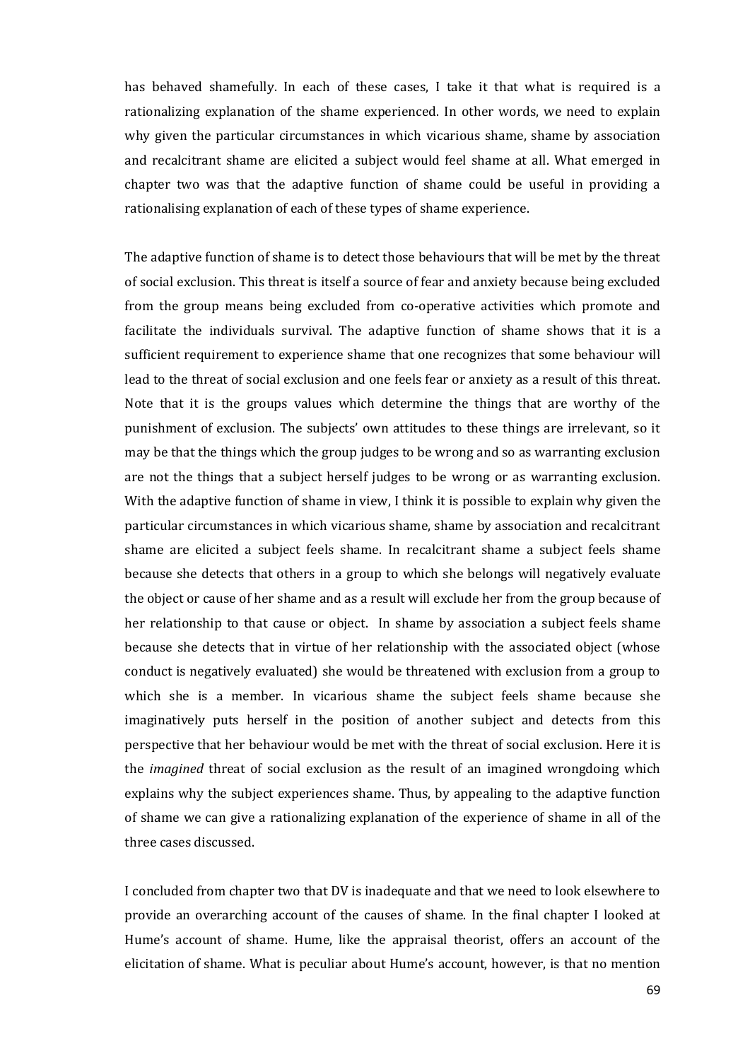has behaved shamefully. In each of these cases, I take it that what is required is a rationalizing explanation of the shame experienced. In other words, we need to explain why given the particular circumstances in which vicarious shame, shame by association and recalcitrant shame are elicited a subject would feel shame at all. What emerged in chapter two was that the adaptive function of shame could be useful in providing a rationalising explanation of each of these types of shame experience.

The adaptive function of shame is to detect those behaviours that will be met by the threat of social exclusion. This threat is itself a source of fear and anxiety because being excluded from the group means being excluded from co-operative activities which promote and facilitate the individuals survival. The adaptive function of shame shows that it is a sufficient requirement to experience shame that one recognizes that some behaviour will lead to the threat of social exclusion and one feels fear or anxiety as a result of this threat. Note that it is the groups values which determine the things that are worthy of the punishment of exclusion. The subjects' own attitudes to these things are irrelevant, so it may be that the things which the group judges to be wrong and so as warranting exclusion are not the things that a subject herself judges to be wrong or as warranting exclusion. With the adaptive function of shame in view, I think it is possible to explain why given the particular circumstances in which vicarious shame, shame by association and recalcitrant shame are elicited a subject feels shame. In recalcitrant shame a subject feels shame because she detects that others in a group to which she belongs will negatively evaluate the object or cause of her shame and as a result will exclude her from the group because of her relationship to that cause or object. In shame by association a subject feels shame because she detects that in virtue of her relationship with the associated object (whose conduct is negatively evaluated) she would be threatened with exclusion from a group to which she is a member. In vicarious shame the subject feels shame because she imaginatively puts herself in the position of another subject and detects from this perspective that her behaviour would be met with the threat of social exclusion. Here it is the *imagined* threat of social exclusion as the result of an imagined wrongdoing which explains why the subject experiences shame. Thus, by appealing to the adaptive function of shame we can give a rationalizing explanation of the experience of shame in all of the three cases discussed.

I concluded from chapter two that DV is inadequate and that we need to look elsewhere to provide an overarching account of the causes of shame. In the final chapter I looked at Hume's account of shame. Hume, like the appraisal theorist, offers an account of the elicitation of shame. What is peculiar about Hume's account, however, is that no mention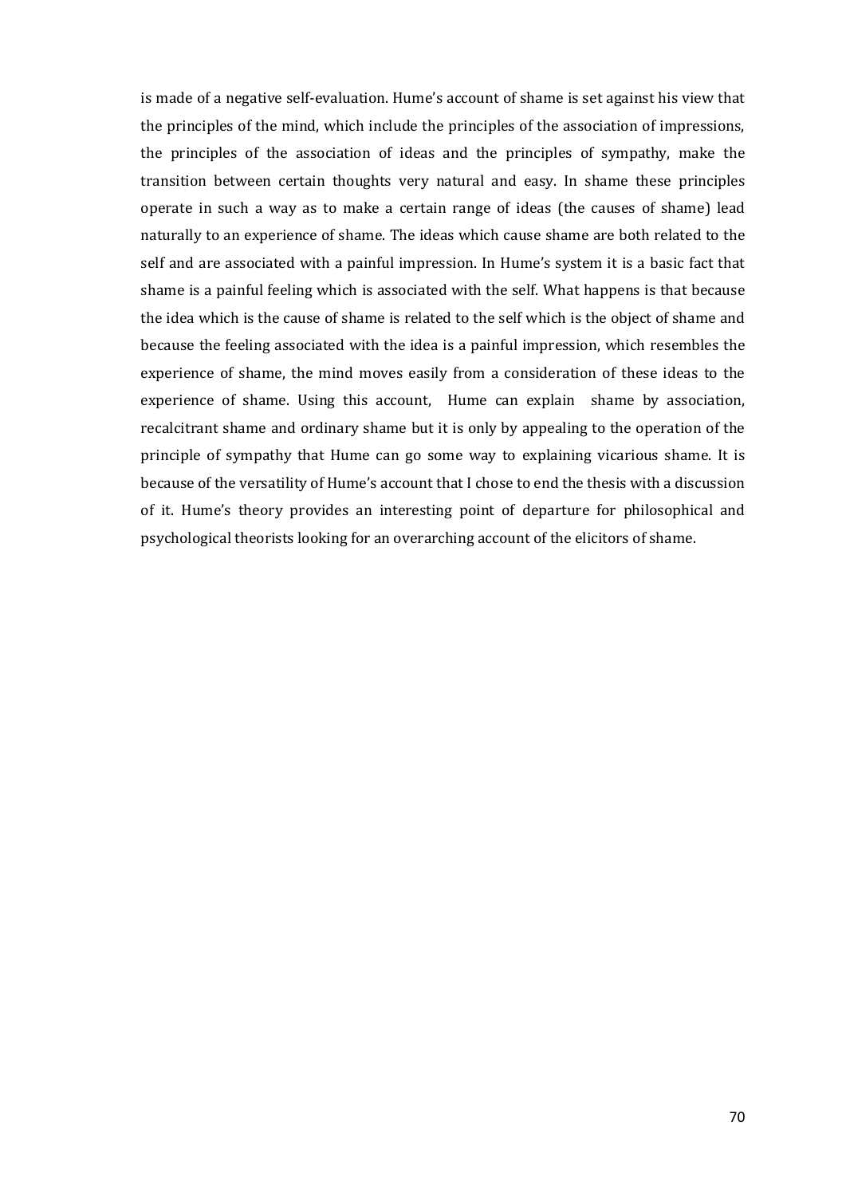is made of a negative self-evaluation. Hume's account of shame is set against his view that the principles of the mind, which include the principles of the association of impressions, the principles of the association of ideas and the principles of sympathy, make the transition between certain thoughts very natural and easy. In shame these principles operate in such a way as to make a certain range of ideas (the causes of shame) lead naturally to an experience of shame. The ideas which cause shame are both related to the self and are associated with a painful impression. In Hume's system it is a basic fact that shame is a painful feeling which is associated with the self. What happens is that because the idea which is the cause of shame is related to the self which is the object of shame and because the feeling associated with the idea is a painful impression, which resembles the experience of shame, the mind moves easily from a consideration of these ideas to the experience of shame. Using this account, Hume can explain shame by association, recalcitrant shame and ordinary shame but it is only by appealing to the operation of the principle of sympathy that Hume can go some way to explaining vicarious shame. It is because of the versatility of Hume's account that I chose to end the thesis with a discussion of it. Hume's theory provides an interesting point of departure for philosophical and psychological theorists looking for an overarching account of the elicitors of shame.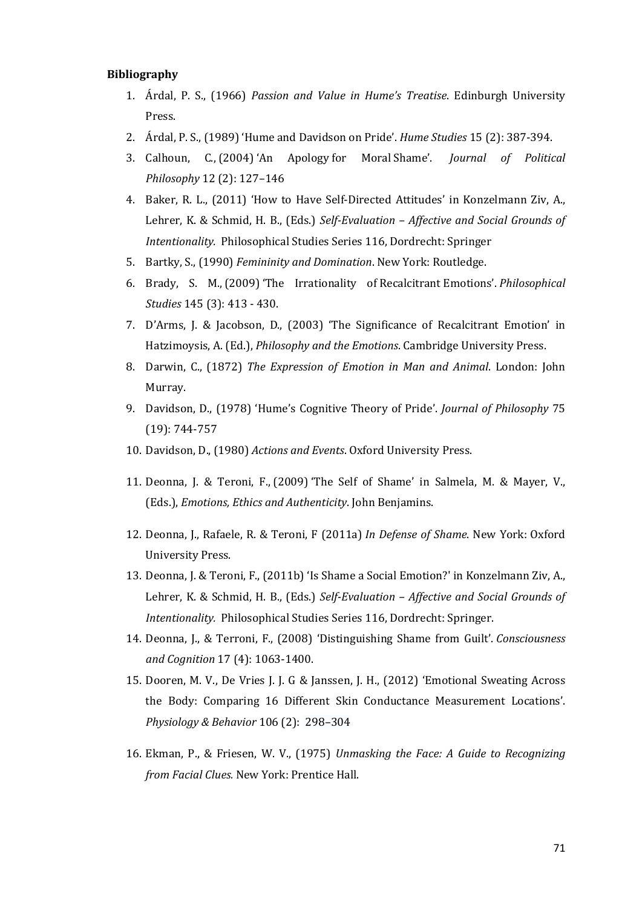**Bibliography**

1. Árdal, P. S., (1966) *Passion and Value in Hume's Treatise*. Edinburgh University Press.
2. Árdal, P. S., (1989) 'Hume and Davidson on Pride'. *Hume Studies* 15 (2): 387-394.
3. Calhoun, C., (2004) 'An Apology for Moral Shame'. *Journal of Political Philosophy* 12 (2): 127–146
4. Baker, R. L., (2011) 'How to Have Self-Directed Attitudes' in Konzelmann Ziv, A., Lehrer, K. & Schmid, H. B., (Eds.) *Self-Evaluation – Affective and Social Grounds of Intentionality.* Philosophical Studies Series 116, Dordrecht: Springer
5. Bartky, S., (1990) *Femininity and Domination*. New York: Routledge.
6. Brady, S. M., (2009) 'The Irrationality of Recalcitrant Emotions'. *Philosophical Studies* 145 (3): 413 - 430.
7. D'Arms, J. & Jacobson, D., (2003) 'The Significance of Recalcitrant Emotion' in Hatzimoysis, A. (Ed.), *Philosophy and the Emotions*. Cambridge University Press.
8. Darwin, C., (1872) *The Expression of Emotion in Man and Animal*. London: John Murray.
9. Davidson, D., (1978) 'Hume's Cognitive Theory of Pride'. *Journal of Philosophy* 75 (19): 744-757
10. Davidson, D., (1980) *Actions and Events*. Oxford University Press.
11. Deonna, J. & Teroni, F., (2009) 'The Self of Shame' in Salmela, M. & Mayer, V., (Eds.), *Emotions, Ethics and Authenticity*. John Benjamins.
12. Deonna, J., Rafaele, R. & Teroni, F (2011a) *In Defense of Shame*. New York: Oxford University Press.
13. Deonna, J. & Teroni, F., (2011b) 'Is Shame a Social Emotion?' in Konzelmann Ziv, A., Lehrer, K. & Schmid, H. B., (Eds.) *Self-Evaluation – Affective and Social Grounds of Intentionality.* Philosophical Studies Series 116, Dordrecht: Springer.
14. Deonna, J., & Terroni, F., (2008) 'Distinguishing Shame from Guilt'. *Consciousness and Cognition* 17 (4): 1063-1400.
15. Dooren, M. V., De Vries J. J. G & Janssen, J. H., (2012) 'Emotional Sweating Across the Body: Comparing 16 Different Skin Conductance Measurement Locations'. *Physiology & Behavior* 106 (2): 298–304
16. Ekman, P., & Friesen, W. V., (1975) *Unmasking the Face: A Guide to Recognizing from Facial Clues.* New York: Prentice Hall.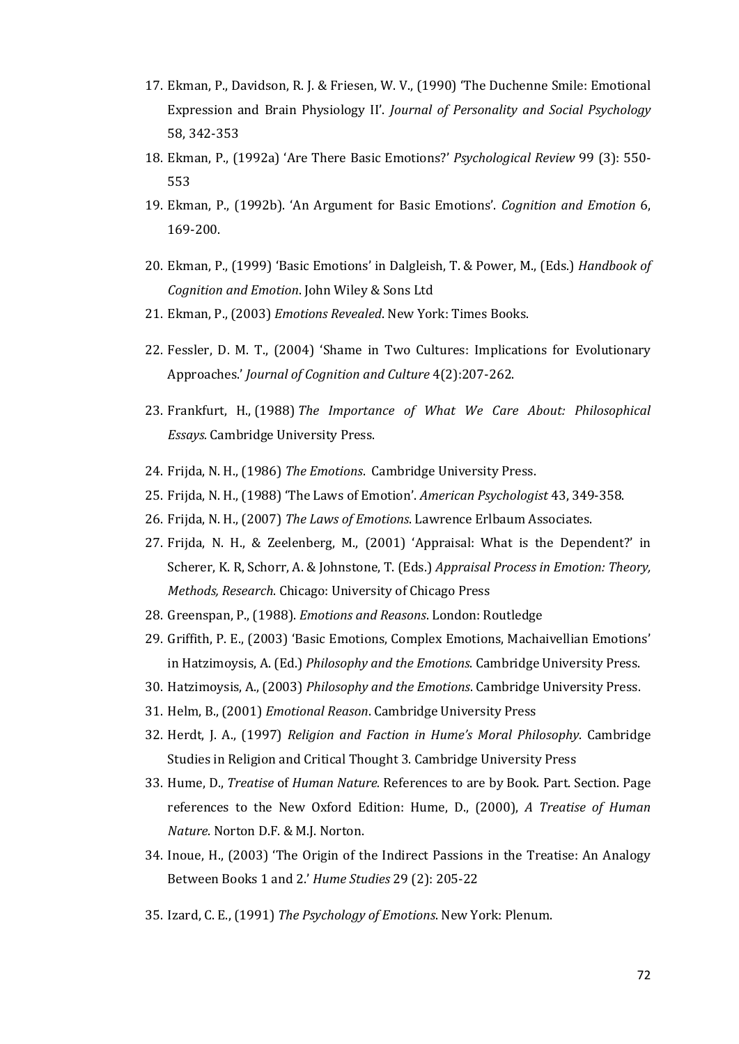17. Ekman, P., Davidson, R. J. & Friesen, W. V., (1990) 'The Duchenne Smile: Emotional Expression and Brain Physiology II'. *Journal of Personality and Social Psychology* 58, 342-353
18. Ekman, P., (1992a) 'Are There Basic Emotions?' *Psychological Review* 99 (3): 550-553
19. Ekman, P., (1992b). 'An Argument for Basic Emotions'. *Cognition and Emotion* 6, 169-200.
20. Ekman, P., (1999) 'Basic Emotions' in Dalgleish, T. & Power, M., (Eds.) *Handbook of Cognition and Emotion*. John Wiley & Sons Ltd
21. Ekman, P., (2003) *Emotions Revealed*. New York: Times Books.
22. Fessler, D. M. T., (2004) 'Shame in Two Cultures: Implications for Evolutionary Approaches.' *Journal of Cognition and Culture* 4(2):207-262.
23. Frankfurt, H., (1988) *The Importance of What We Care About: Philosophical Essays.* Cambridge University Press.
24. Frijda, N. H., (1986) *The Emotions*. Cambridge University Press.
25. Frijda, N. H., (1988) 'The Laws of Emotion'. *American Psychologist* 43, 349-358.
26. Frijda, N. H., (2007) *The Laws of Emotions*. Lawrence Erlbaum Associates.
27. Frijda, N. H., & Zeelenberg, M., (2001) 'Appraisal: What is the Dependent?' in Scherer, K. R, Schorr, A. & Johnstone, T. (Eds.) *Appraisal Process in Emotion: Theory, Methods, Research*. Chicago: University of Chicago Press
28. Greenspan, P., (1988). *Emotions and Reasons*. London: Routledge
29. Griffith, P. E., (2003) 'Basic Emotions, Complex Emotions, Machaivellian Emotions' in Hatzimoysis, A. (Ed.) *Philosophy and the Emotions*. Cambridge University Press.
30. Hatzimoysis, A., (2003) *Philosophy and the Emotions*. Cambridge University Press.
31. Helm, B., (2001) *Emotional Reason*. Cambridge University Press
32. Herdt, J. A., (1997) *Religion and Faction in Hume's Moral Philosophy*. Cambridge Studies in Religion and Critical Thought 3. Cambridge University Press
33. Hume, D., *Treatise* of *Human Nature.* References to are by Book. Part. Section. Page references to the New Oxford Edition: Hume, D., (2000), *A Treatise of Human Nature*. Norton D.F. & M.J. Norton.
34. Inoue, H., (2003) 'The Origin of the Indirect Passions in the Treatise: An Analogy Between Books 1 and 2.' *Hume Studies* 29 (2): 205-22
35. Izard, C. E., (1991) *The Psychology of Emotions*. New York: Plenum.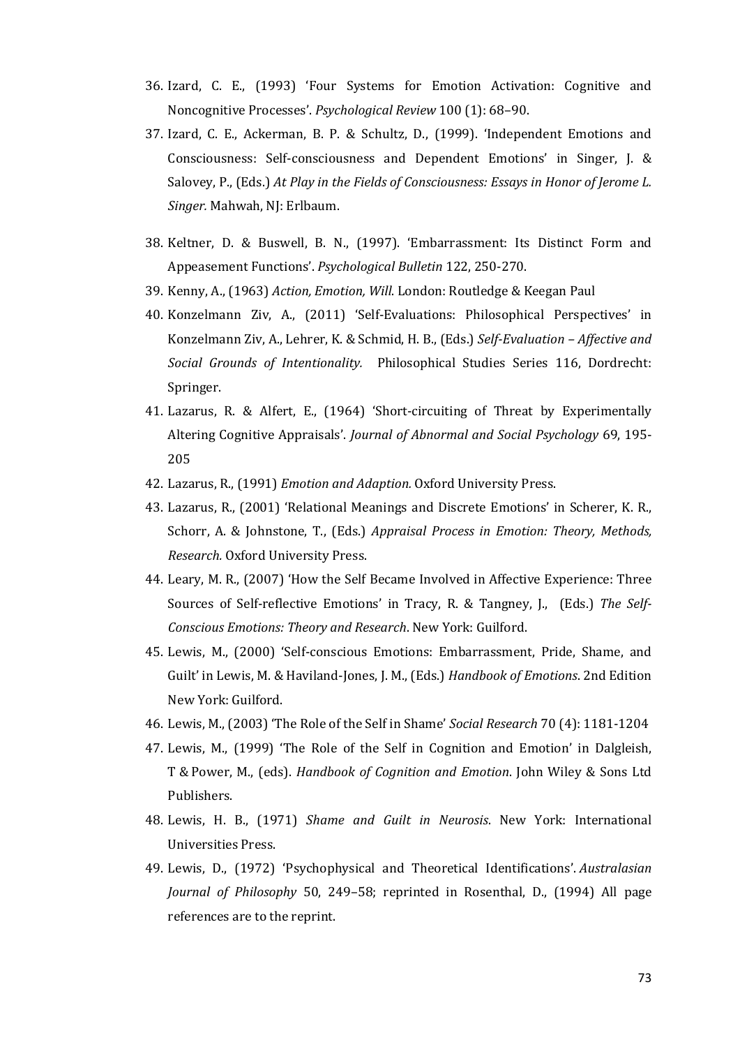36. Izard, C. E., (1993) 'Four Systems for Emotion Activation: Cognitive and Noncognitive Processes'. *Psychological Review* 100 (1): 68–90.
37. Izard, C. E., Ackerman, B. P. & Schultz, D., (1999). 'Independent Emotions and Consciousness: Self-consciousness and Dependent Emotions' in Singer, J. & Salovey, P., (Eds.) *At Play in the Fields of Consciousness: Essays in Honor of Jerome L. Singer.* Mahwah, NJ: Erlbaum.
38. Keltner, D. & Buswell, B. N., (1997). 'Embarrassment: Its Distinct Form and Appeasement Functions'. *Psychological Bulletin* 122, 250-270.
39. Kenny, A., (1963) *Action, Emotion, Will*. London: Routledge & Keegan Paul
40. Konzelmann Ziv, A., (2011) 'Self-Evaluations: Philosophical Perspectives' in Konzelmann Ziv, A., Lehrer, K. & Schmid, H. B., (Eds.) *Self-Evaluation – Affective and Social Grounds of Intentionality.* Philosophical Studies Series 116, Dordrecht: Springer.
41. Lazarus, R. & Alfert, E., (1964) 'Short-circuiting of Threat by Experimentally Altering Cognitive Appraisals'. *Journal of Abnormal and Social Psychology* 69, 195-205
42. Lazarus, R., (1991) *Emotion and Adaption*. Oxford University Press.
43. Lazarus, R., (2001) 'Relational Meanings and Discrete Emotions' in Scherer, K. R., Schorr, A. & Johnstone, T., (Eds.) *Appraisal Process in Emotion: Theory, Methods, Research*. Oxford University Press.
44. Leary, M. R., (2007) 'How the Self Became Involved in Affective Experience: Three Sources of Self-reflective Emotions' in Tracy, R. & Tangney, J., (Eds.) *The Self-Conscious Emotions: Theory and Research*. New York: Guilford.
45. Lewis, M., (2000) 'Self-conscious Emotions: Embarrassment, Pride, Shame, and Guilt' in Lewis, M. & Haviland-Jones, J. M., (Eds.) *Handbook of Emotions*. 2nd Edition New York: Guilford.
46. Lewis, M., (2003) 'The Role of the Self in Shame' *Social Research* 70 (4): 1181-1204
47. Lewis, M., (1999) 'The Role of the Self in Cognition and Emotion' in Dalgleish, T & Power, M., (eds). *Handbook of Cognition and Emotion*. John Wiley & Sons Ltd Publishers.
48. Lewis, H. B., (1971) *Shame and Guilt in Neurosis*. New York: International Universities Press.
49. Lewis, D., (1972) 'Psychophysical and Theoretical Identifications'. *Australasian Journal of Philosophy* 50, 249–58; reprinted in Rosenthal, D., (1994) All page references are to the reprint.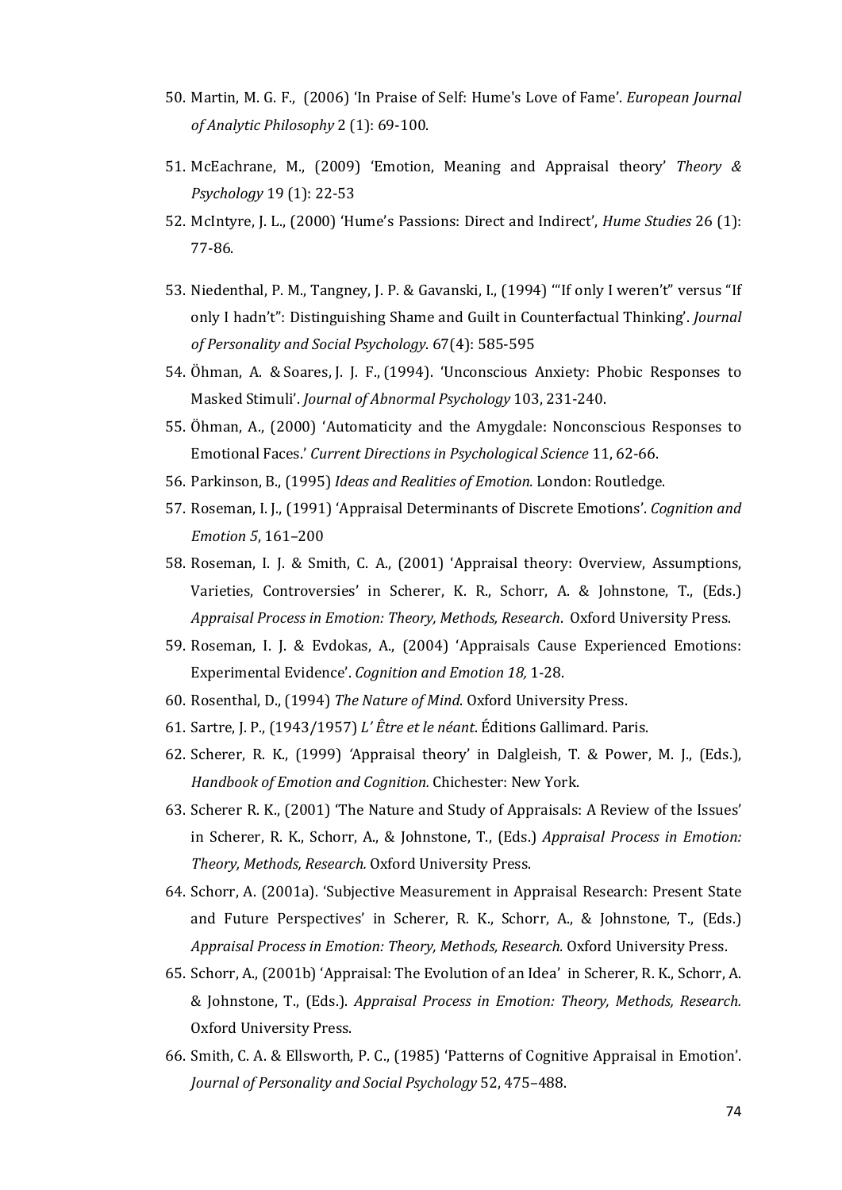50. Martin, M. G. F., (2006) 'In Praise of Self: Hume's Love of Fame'. *European Journal of Analytic Philosophy* 2 (1): 69-100.
51. McEachrane, M., (2009) 'Emotion, Meaning and Appraisal theory' *Theory & Psychology* 19 (1): 22-53
52. McIntyre, J. L., (2000) 'Hume's Passions: Direct and Indirect', *Hume Studies* 26 (1): 77-86.
53. Niedenthal, P. M., Tangney, J. P. & Gavanski, I., (1994) '"If only I weren't" versus "If only I hadn't": Distinguishing Shame and Guilt in Counterfactual Thinking'. *Journal of Personality and Social Psychology.* 67(4): 585-595
54. Öhman, A. & Soares, J. J. F., (1994). 'Unconscious Anxiety: Phobic Responses to Masked Stimuli'. *Journal of Abnormal Psychology* 103, 231-240.
55. Öhman, A., (2000) 'Automaticity and the Amygdale: Nonconscious Responses to Emotional Faces.' *Current Directions in Psychological Science* 11, 62-66.
56. Parkinson, B., (1995) *Ideas and Realities of Emotion.* London: Routledge.
57. Roseman, I. J., (1991) 'Appraisal Determinants of Discrete Emotions'. *Cognition and Emotion 5*, 161–200
58. Roseman, I. J. & Smith, C. A., (2001) 'Appraisal theory: Overview, Assumptions, Varieties, Controversies' in Scherer, K. R., Schorr, A. & Johnstone, T., (Eds.) *Appraisal Process in Emotion: Theory, Methods, Research*. Oxford University Press.
59. Roseman, I. J. & Evdokas, A., (2004) 'Appraisals Cause Experienced Emotions: Experimental Evidence'. *Cognition and Emotion 18,* 1-28.
60. Rosenthal, D., (1994) *The Nature of Mind*. Oxford University Press.
61. Sartre, J. P., (1943/1957) *L' Être et le néant*. Éditions Gallimard. Paris.
62. Scherer, R. K., (1999) 'Appraisal theory' in Dalgleish, T. & Power, M. J., (Eds.), *Handbook of Emotion and Cognition.* Chichester: New York.
63. Scherer R. K., (2001) 'The Nature and Study of Appraisals: A Review of the Issues' in Scherer, R. K., Schorr, A., & Johnstone, T., (Eds.) *Appraisal Process in Emotion: Theory, Methods, Research.* Oxford University Press.
64. Schorr, A. (2001a). 'Subjective Measurement in Appraisal Research: Present State and Future Perspectives' in Scherer, R. K., Schorr, A., & Johnstone, T., (Eds.) *Appraisal Process in Emotion: Theory, Methods, Research.* Oxford University Press.
65. Schorr, A., (2001b) 'Appraisal: The Evolution of an Idea' in Scherer, R. K., Schorr, A. & Johnstone, T., (Eds.). *Appraisal Process in Emotion: Theory, Methods, Research.* Oxford University Press.
66. Smith, C. A. & Ellsworth, P. C., (1985) 'Patterns of Cognitive Appraisal in Emotion'. *Journal of Personality and Social Psychology* 52, 475–488.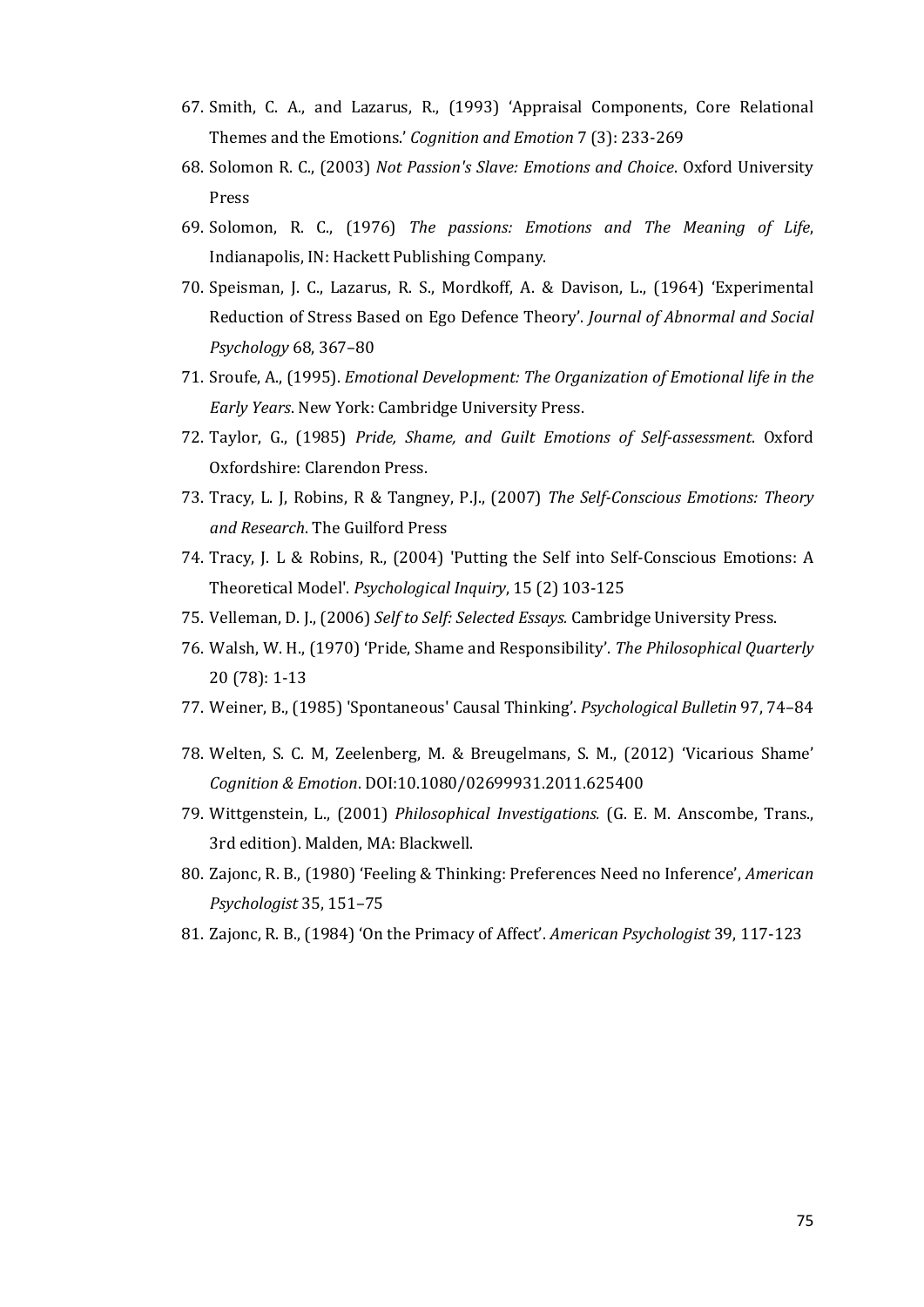67. Smith, C. A., and Lazarus, R., (1993) 'Appraisal Components, Core Relational Themes and the Emotions.' *Cognition and Emotion* 7 (3): 233-269
68. Solomon R. C., (2003) *Not Passion's Slave: Emotions and Choice*. Oxford University Press
69. Solomon, R. C., (1976) *The passions: Emotions and The Meaning of Life*, Indianapolis, IN: Hackett Publishing Company.
70. Speisman, J. C., Lazarus, R. S., Mordkoff, A. & Davison, L., (1964) 'Experimental Reduction of Stress Based on Ego Defence Theory'. *Journal of Abnormal and Social Psychology* 68, 367–80
71. Sroufe, A., (1995). *Emotional Development: The Organization of Emotional life in the Early Years*. New York: Cambridge University Press.
72. Taylor, G., (1985) *Pride, Shame, and Guilt Emotions of Self-assessment*. Oxford Oxfordshire: Clarendon Press.
73. Tracy, L. J, Robins, R & Tangney, P.J., (2007) *The Self-Conscious Emotions: Theory and Research*. The Guilford Press
74. Tracy, J. L & Robins, R., (2004) 'Putting the Self into Self-Conscious Emotions: A Theoretical Model'. *Psychological Inquiry*, 15 (2) 103-125
75. Velleman, D. J., (2006) *Self to Self: Selected Essays.* Cambridge University Press.
76. Walsh, W. H., (1970) 'Pride, Shame and Responsibility'. *The Philosophical Quarterly* 20 (78): 1-13
77. Weiner, B., (1985) 'Spontaneous' Causal Thinking'. *Psychological Bulletin* 97, 74–84
78. Welten, S. C. M, Zeelenberg, M. & Breugelmans, S. M., (2012) 'Vicarious Shame' *Cognition & Emotion*. DOI:10.1080/02699931.2011.625400
79. Wittgenstein, L., (2001) *Philosophical Investigations.* (G. E. M. Anscombe, Trans., 3rd edition). Malden, MA: Blackwell.
80. Zajonc, R. B., (1980) 'Feeling & Thinking: Preferences Need no Inference', *American Psychologist* 35, 151–75
81. Zajonc, R. B., (1984) 'On the Primacy of Affect'. *American Psychologist* 39, 117-123